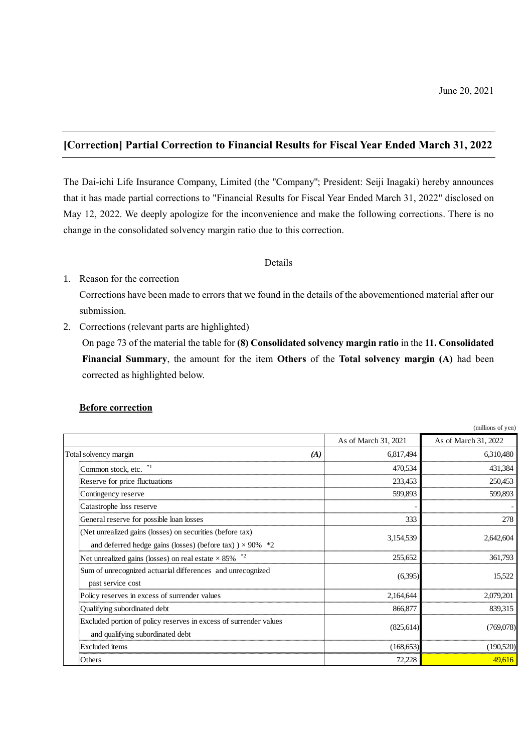June 20, 2021

## [Correction] Partial Correction to Financial Results for Fiscal Year Ended March 31, 2022

The Dai-ichi Life Insurance Company, Limited (the "Company"; President: Seiji Inagaki) hereby announces that it has made partial corrections to "Financial Results for Fiscal Year Ended March 31, 2022" disclosed on May 12, 2022. We deeply apologize for the inconvenience and make the following corrections. There is no change in the consolidated solvency margin ratio due to this correction.

Details

1. Reason for the correction

   Corrections have been made to errors that we found in the details of the abovementioned material after our submission.

2. Corrections (relevant parts are highlighted)

   On page 73 of the material the table for **(8) Consolidated solvency margin ratio** in the **11. Consolidated Financial Summary**, the amount for the item **Others** of the **Total solvency margin (A)** had been corrected as highlighted below.

**Before correction**

(millions of yen)

| | As of March 31, 2021 | As of March 31, 2022 |
|---|---|---|
| Total solvency margin *(A)* | 6,817,494 | 6,310,480 |
| Common stock, etc. *1 | 470,534 | 431,384 |
| Reserve for price fluctuations | 233,453 | 250,453 |
| Contingency reserve | 599,893 | 599,893 |
| Catastrophe loss reserve | - | - |
| General reserve for possible loan losses | 333 | 278 |
| (Net unrealized gains (losses) on securities (before tax) and deferred hedge gains (losses) (before tax) ) × 90% *2 | 3,154,539 | 2,642,604 |
| Net unrealized gains (losses) on real estate × 85% *2 | 255,652 | 361,793 |
| Sum of unrecognized actuarial differences and unrecognized past service cost | (6,395) | 15,522 |
| Policy reserves in excess of surrender values | 2,164,644 | 2,079,201 |
| Qualifying subordinated debt | 866,877 | 839,315 |
| Excluded portion of policy reserves in excess of surrender values and qualifying subordinated debt | (825,614) | (769,078) |
| Excluded items | (168,653) | (190,520) |
| Others | 72,228 | 49,616 |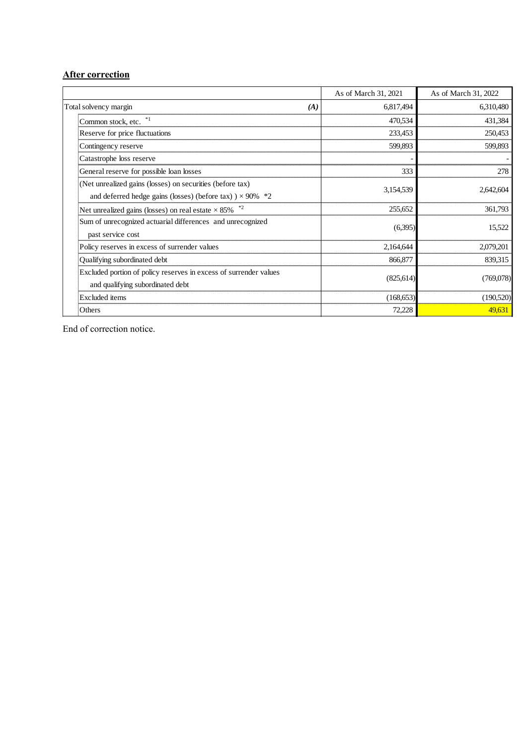**After correction**

| | | As of March 31, 2021 | As of March 31, 2022 |
|---|---|---|---|
| Total solvency margin | *(A)* | 6,817,494 | 6,310,480 |
| | Common stock, etc. *1 | 470,534 | 431,384 |
| | Reserve for price fluctuations | 233,453 | 250,453 |
| | Contingency reserve | 599,893 | 599,893 |
| | Catastrophe loss reserve | - | - |
| | General reserve for possible loan losses | 333 | 278 |
| | (Net unrealized gains (losses) on securities (before tax) and deferred hedge gains (losses) (before tax) ) × 90% *2 | 3,154,539 | 2,642,604 |
| | Net unrealized gains (losses) on real estate × 85% *2 | 255,652 | 361,793 |
| | Sum of unrecognized actuarial differences and unrecognized past service cost | (6,395) | 15,522 |
| | Policy reserves in excess of surrender values | 2,164,644 | 2,079,201 |
| | Qualifying subordinated debt | 866,877 | 839,315 |
| | Excluded portion of policy reserves in excess of surrender values and qualifying subordinated debt | (825,614) | (769,078) |
| | Excluded items | (168,653) | (190,520) |
| | Others | 72,228 | 49,631 |

End of correction notice.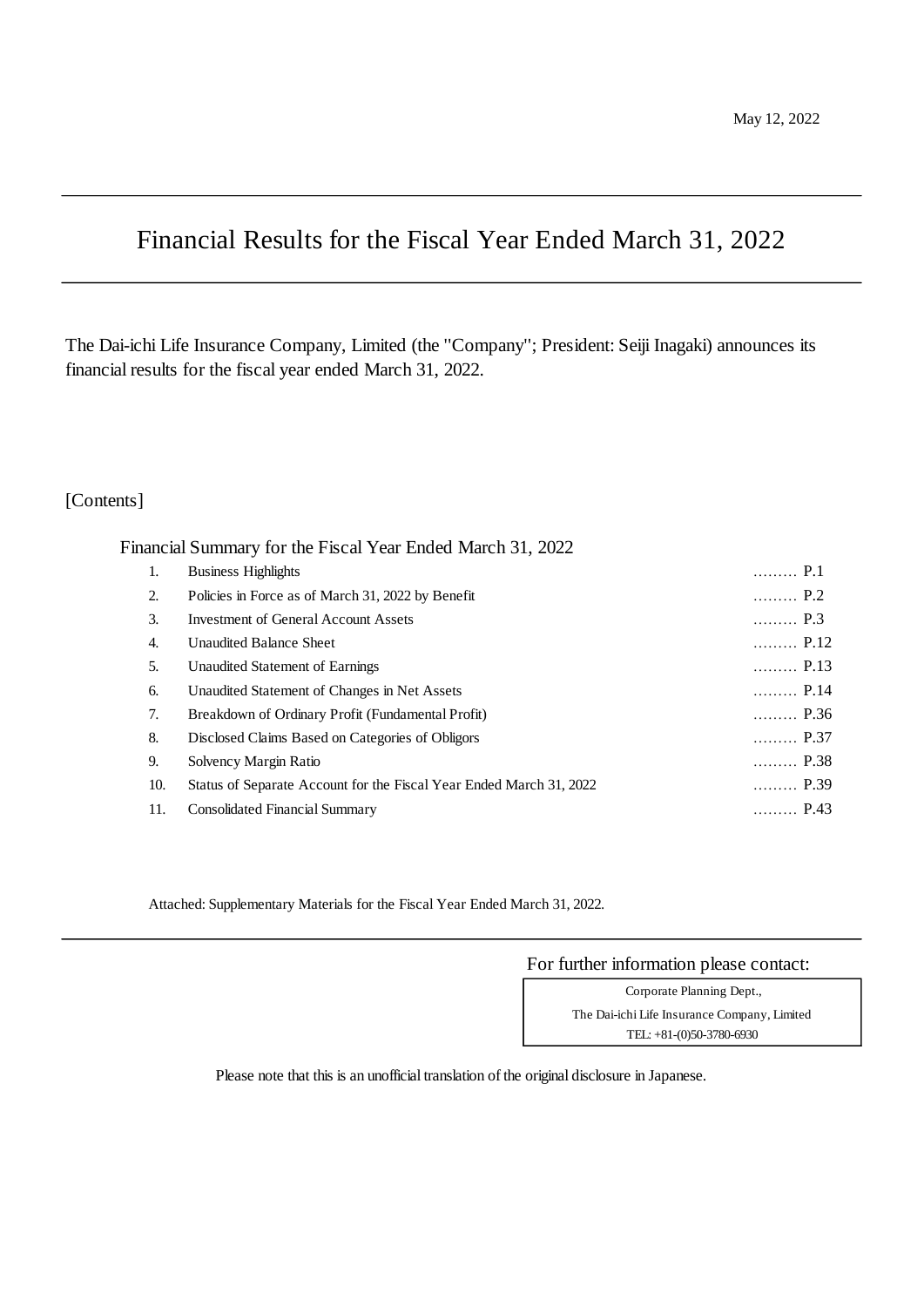May 12, 2022

# Financial Results for the Fiscal Year Ended March 31, 2022

The Dai-ichi Life Insurance Company, Limited (the "Company"; President: Seiji Inagaki) announces its financial results for the fiscal year ended March 31, 2022.

[Contents]

Financial Summary for the Fiscal Year Ended March 31, 2022

| No. | Item | Page |
|---|---|---|
| 1. | Business Highlights | ……… P.1 |
| 2. | Policies in Force as of March 31, 2022 by Benefit | ……… P.2 |
| 3. | Investment of General Account Assets | ……… P.3 |
| 4. | Unaudited Balance Sheet | ……… P.12 |
| 5. | Unaudited Statement of Earnings | ……… P.13 |
| 6. | Unaudited Statement of Changes in Net Assets | ……… P.14 |
| 7. | Breakdown of Ordinary Profit (Fundamental Profit) | ……… P.36 |
| 8. | Disclosed Claims Based on Categories of Obligors | ……… P.37 |
| 9. | Solvency Margin Ratio | ……… P.38 |
| 10. | Status of Separate Account for the Fiscal Year Ended March 31, 2022 | ……… P.39 |
| 11. | Consolidated Financial Summary | ……… P.43 |

Attached: Supplementary Materials for the Fiscal Year Ended March 31, 2022.

For further information please contact:

Corporate Planning Dept.,
The Dai-ichi Life Insurance Company, Limited
TEL: +81-(0)50-3780-6930

Please note that this is an unofficial translation of the original disclosure in Japanese.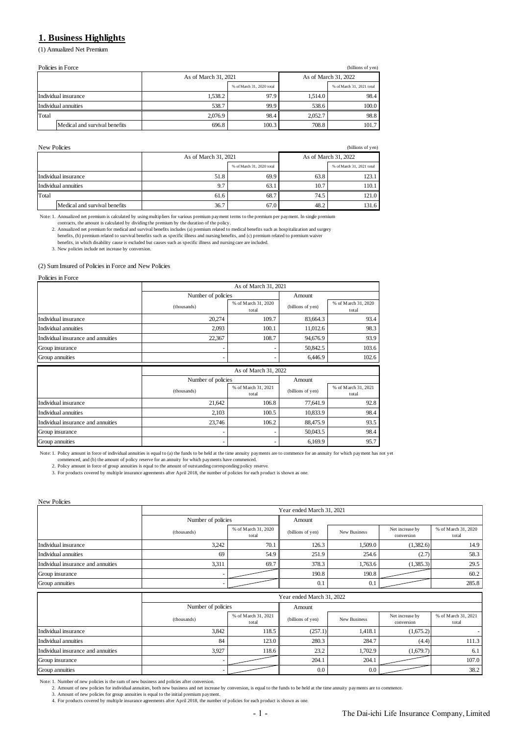## 1. Business Highlights

(1) Annualized Net Premium

Policies in Force (billions of yen)

| | | As of March 31, 2021 | | As of March 31, 2022 | |
|---|---|---|---|---|---|
| | | | % of March 31, 2020 total | | % of March 31, 2021 total |
| Individual insurance | | 1,538.2 | 97.9 | 1,514.0 | 98.4 |
| Individual annuities | | 538.7 | 99.9 | 538.6 | 100.0 |
| Total | | 2,076.9 | 98.4 | 2,052.7 | 98.8 |
| | Medical and survival benefits | 696.8 | 100.3 | 708.8 | 101.7 |

New Policies (billions of yen)

| | | As of March 31, 2021 | | As of March 31, 2022 | |
|---|---|---|---|---|---|
| | | | % of March 31, 2020 total | | % of March 31, 2021 total |
| Individual insurance | | 51.8 | 69.9 | 63.8 | 123.1 |
| Individual annuities | | 9.7 | 63.1 | 10.7 | 110.1 |
| Total | | 61.6 | 68.7 | 74.5 | 121.0 |
| | Medical and survival benefits | 36.7 | 67.0 | 48.2 | 131.6 |

Note: 1. Annualized net premium is calculated by using multipliers for various premium payment terms to the premium per payment. In single premium contracts, the amount is calculated by dividing the premium by the duration of the policy.
2. Annualized net premium for medical and survival benefits includes (a) premium related to medical benefits such as hospitalization and surgery benefits, (b) premium related to survival benefits such as specific illness and nursing benefits, and (c) premium related to premium waiver benefits, in which disability cause is excluded but causes such as specific illness and nursing care are included.
3. New policies include net increase by conversion.

(2) Sum Insured of Policies in Force and New Policies

Policies in Force

| | As of March 31, 2021 | | | |
|---|---|---|---|---|
| | Number of policies | | Amount | |
| | (thousands) | % of March 31, 2020 total | (billions of yen) | % of March 31, 2020 total |
| Individual insurance | 20,274 | 109.7 | 83,664.3 | 93.4 |
| Individual annuities | 2,093 | 100.1 | 11,012.6 | 98.3 |
| Individual insurance and annuities | 22,367 | 108.7 | 94,676.9 | 93.9 |
| Group insurance | - | - | 50,842.5 | 103.6 |
| Group annuities | - | - | 6,446.9 | 102.6 |

| | As of March 31, 2022 | | | |
|---|---|---|---|---|
| | Number of policies | | Amount | |
| | (thousands) | % of March 31, 2021 total | (billions of yen) | % of March 31, 2021 total |
| Individual insurance | 21,642 | 106.8 | 77,641.9 | 92.8 |
| Individual annuities | 2,103 | 100.5 | 10,833.9 | 98.4 |
| Individual insurance and annuities | 23,746 | 106.2 | 88,475.9 | 93.5 |
| Group insurance | - | - | 50,043.5 | 98.4 |
| Group annuities | - | - | 6,169.9 | 95.7 |

Note: 1. Policy amount in force of individual annuities is equal to (a) the funds to be held at the time annuity payments are to commence for an annuity for which payment has not yet commenced, and (b) the amount of policy reserve for an annuity for which payments have commenced.
2. Policy amount in force of group annuities is equal to the amount of outstanding corresponding policy reserve.
3. For products covered by multiple insurance agreements after April 2018, the number of policies for each product is shown as one.

New Policies

| | Year ended March 31, 2021 | | | | | |
|---|---|---|---|---|---|---|
| | Number of policies | | Amount | | | |
| | (thousands) | % of March 31, 2020 total | (billions of yen) | New Business | Net increase by conversion | % of March 31, 2020 total |
| Individual insurance | 3,242 | 70.1 | 126.3 | 1,509.0 | (1,382.6) | 14.9 |
| Individual annuities | 69 | 54.9 | 251.9 | 254.6 | (2.7) | 58.3 |
| Individual insurance and annuities | 3,311 | 69.7 | 378.3 | 1,763.6 | (1,385.3) | 29.5 |
| Group insurance | - | | 190.8 | 190.8 | | 60.2 |
| Group annuities | - | | 0.1 | 0.1 | | 285.8 |

| | Year ended March 31, 2022 | | | | | |
|---|---|---|---|---|---|---|
| | Number of policies | | Amount | | | |
| | (thousands) | % of March 31, 2021 total | (billions of yen) | New Business | Net increase by conversion | % of March 31, 2021 total |
| Individual insurance | 3,842 | 118.5 | (257.1) | 1,418.1 | (1,675.2) | - |
| Individual annuities | 84 | 123.0 | 280.3 | 284.7 | (4.4) | 111.3 |
| Individual insurance and annuities | 3,927 | 118.6 | 23.2 | 1,702.9 | (1,679.7) | 6.1 |
| Group insurance | - | | 204.1 | 204.1 | | 107.0 |
| Group annuities | - | | 0.0 | 0.0 | | 38.2 |

Note: 1. Number of new policies is the sum of new business and policies after conversion.
2. Amount of new policies for individual annuities, both new business and net increase by conversion, is equal to the funds to be held at the time annuity payments are to commence.
3. Amount of new policies for group annuities is equal to the initial premium payment.
4. For products covered by multiple insurance agreements after April 2018, the number of policies for each product is shown as one.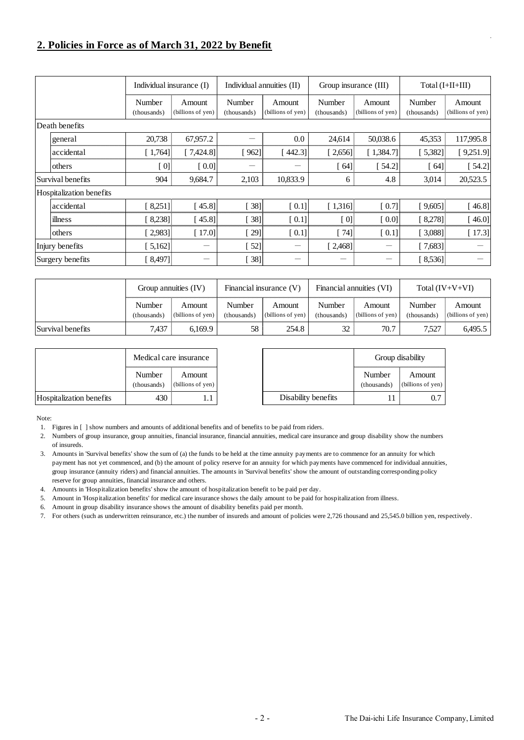## 2. Policies in Force as of March 31, 2022 by Benefit

| | | Individual insurance (I) | | Individual annuities (II) | | Group insurance (III) | | Total (I+II+III) | |
|---|---|---|---|---|---|---|---|---|---|
| | | Number (thousands) | Amount (billions of yen) | Number (thousands) | Amount (billions of yen) | Number (thousands) | Amount (billions of yen) | Number (thousands) | Amount (billions of yen) |
| Death benefits | | | | | | | | | |
| | general | 20,738 | 67,957.2 | ― | 0.0 | 24,614 | 50,038.6 | 45,353 | 117,995.8 |
| | accidental | [ 1,764] | [ 7,424.8] | [ 962] | [ 442.3] | [ 2,656] | [ 1,384.7] | [ 5,382] | [ 9,251.9] |
| | others | [ 0] | [ 0.0] | ― | ― | [ 64] | [ 54.2] | [ 64] | [ 54.2] |
| Survival benefits | | 904 | 9,684.7 | 2,103 | 10,833.9 | 6 | 4.8 | 3,014 | 20,523.5 |
| Hospitalization benefits | | | | | | | | | |
| | accidental | [ 8,251] | [ 45.8] | [ 38] | [ 0.1] | [ 1,316] | [ 0.7] | [ 9,605] | [ 46.8] |
| | illness | [ 8,238] | [ 45.8] | [ 38] | [ 0.1] | [ 0] | [ 0.0] | [ 8,278] | [ 46.0] |
| | others | [ 2,983] | [ 17.0] | [ 29] | [ 0.1] | [ 74] | [ 0.1] | [ 3,088] | [ 17.3] |
| Injury benefits | | [ 5,162] | ― | [ 52] | ― | [ 2,468] | ― | [ 7,683] | ― |
| Surgery benefits | | [ 8,497] | ― | [ 38] | ― | ― | ― | [ 8,536] | ― |

| | Group annuities (IV) | | Financial insurance (V) | | Financial annuities (VI) | | Total (IV+V+VI) | |
|---|---|---|---|---|---|---|---|---|
| | Number (thousands) | Amount (billions of yen) | Number (thousands) | Amount (billions of yen) | Number (thousands) | Amount (billions of yen) | Number (thousands) | Amount (billions of yen) |
| Survival benefits | 7,437 | 6,169.9 | 58 | 254.8 | 32 | 70.7 | 7,527 | 6,495.5 |

| | Medical care insurance | |
|---|---|---|
| | Number (thousands) | Amount (billions of yen) |
| Hospitalization benefits | 430 | 1.1 |

| | Group disability | |
|---|---|---|
| | Number (thousands) | Amount (billions of yen) |
| Disability benefits | 11 | 0.7 |

Note:

1. Figures in [ ] show numbers and amounts of additional benefits and of benefits to be paid from riders.
2. Numbers of group insurance, group annuities, financial insurance, financial annuities, medical care insurance and group disability show the numbers of insureds.
3. Amounts in 'Survival benefits' show the sum of (a) the funds to be held at the time annuity payments are to commence for an annuity for which payment has not yet commenced, and (b) the amount of policy reserve for an annuity for which payments have commenced for individual annuities, group insurance (annuity riders) and financial annuities. The amounts in 'Survival benefits' show the amount of outstanding corresponding policy reserve for group annuities, financial insurance and others.
4. Amounts in 'Hospitalization benefits' show the amount of hospitalization benefit to be paid per day.
5. Amount in 'Hospitalization benefits' for medical care insurance shows the daily amount to be paid for hospitalization from illness.
6. Amount in group disability insurance shows the amount of disability benefits paid per month.
7. For others (such as underwritten reinsurance, etc.) the number of insureds and amount of policies were 2,726 thousand and 25,545.0 billion yen, respectively.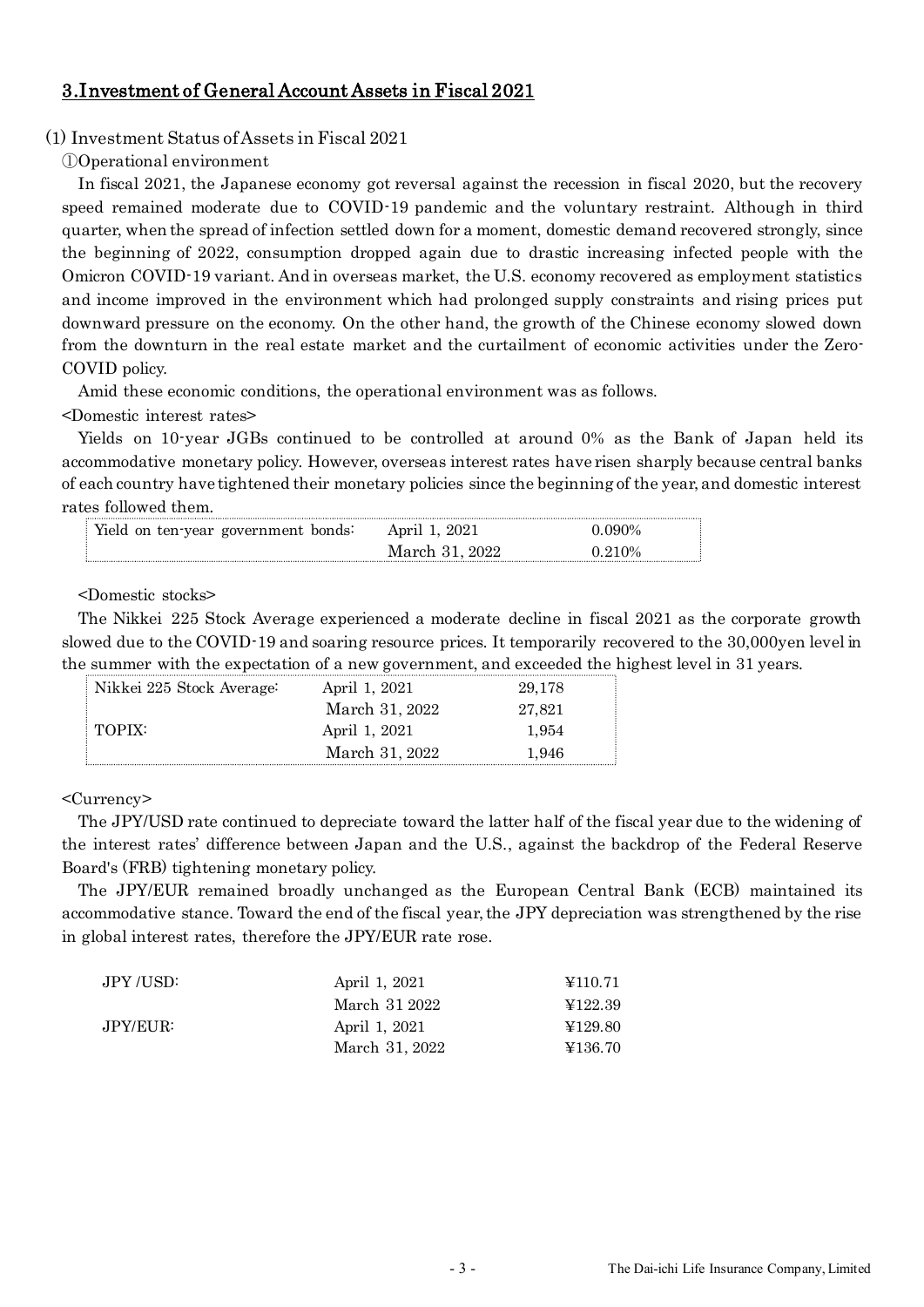## 3.Investment of General Account Assets in Fiscal 2021

### (1) Investment Status of Assets in Fiscal 2021

①Operational environment

In fiscal 2021, the Japanese economy got reversal against the recession in fiscal 2020, but the recovery speed remained moderate due to COVID-19 pandemic and the voluntary restraint. Although in third quarter, when the spread of infection settled down for a moment, domestic demand recovered strongly, since the beginning of 2022, consumption dropped again due to drastic increasing infected people with the Omicron COVID-19 variant. And in overseas market, the U.S. economy recovered as employment statistics and income improved in the environment which had prolonged supply constraints and rising prices put downward pressure on the economy. On the other hand, the growth of the Chinese economy slowed down from the downturn in the real estate market and the curtailment of economic activities under the Zero-COVID policy.

Amid these economic conditions, the operational environment was as follows.

<Domestic interest rates>

Yields on 10-year JGBs continued to be controlled at around 0% as the Bank of Japan held its accommodative monetary policy. However, overseas interest rates have risen sharply because central banks of each country have tightened their monetary policies since the beginning of the year, and domestic interest rates followed them.

| | | |
|---|---|---|
| Yield on ten-year government bonds: | April 1, 2021 | 0.090% |
| | March 31, 2022 | 0.210% |

<Domestic stocks>

The Nikkei 225 Stock Average experienced a moderate decline in fiscal 2021 as the corporate growth slowed due to the COVID-19 and soaring resource prices. It temporarily recovered to the 30,000yen level in the summer with the expectation of a new government, and exceeded the highest level in 31 years.

| | | |
|---|---|---|
| Nikkei 225 Stock Average: | April 1, 2021 | 29,178 |
| | March 31, 2022 | 27,821 |
| TOPIX: | April 1, 2021 | 1,954 |
| | March 31, 2022 | 1,946 |

<Currency>

The JPY/USD rate continued to depreciate toward the latter half of the fiscal year due to the widening of the interest rates' difference between Japan and the U.S., against the backdrop of the Federal Reserve Board's (FRB) tightening monetary policy.

The JPY/EUR remained broadly unchanged as the European Central Bank (ECB) maintained its accommodative stance. Toward the end of the fiscal year, the JPY depreciation was strengthened by the rise in global interest rates, therefore the JPY/EUR rate rose.

| | | |
|---|---|---|
| JPY /USD: | April 1, 2021 | ¥110.71 |
| | March 31 2022 | ¥122.39 |
| JPY/EUR: | April 1, 2021 | ¥129.80 |
| | March 31, 2022 | ¥136.70 |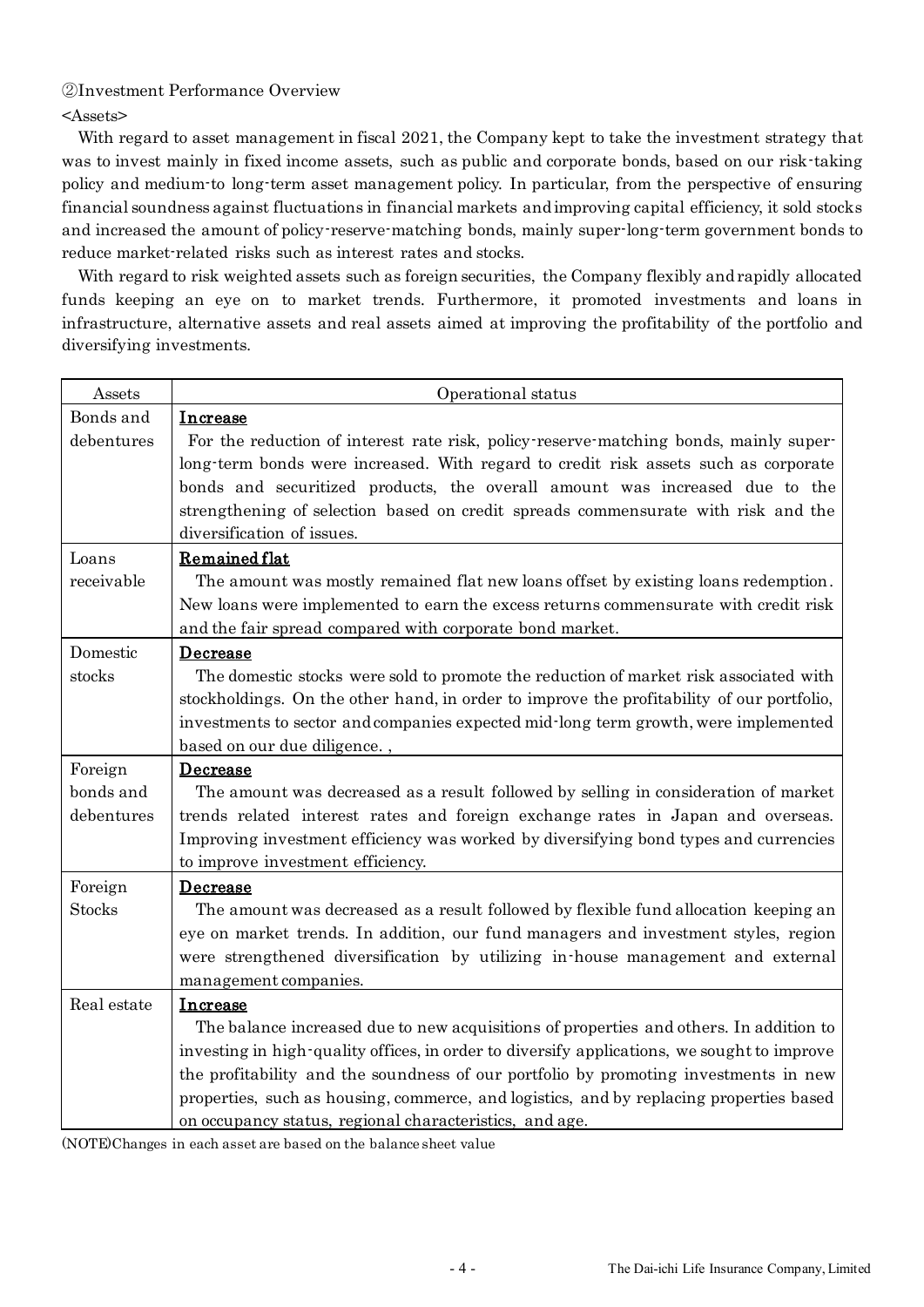②Investment Performance Overview

<Assets>

With regard to asset management in fiscal 2021, the Company kept to take the investment strategy that was to invest mainly in fixed income assets, such as public and corporate bonds, based on our risk-taking policy and medium-to long-term asset management policy. In particular, from the perspective of ensuring financial soundness against fluctuations in financial markets and improving capital efficiency, it sold stocks and increased the amount of policy-reserve-matching bonds, mainly super-long-term government bonds to reduce market-related risks such as interest rates and stocks.

With regard to risk weighted assets such as foreign securities, the Company flexibly and rapidly allocated funds keeping an eye on to market trends. Furthermore, it promoted investments and loans in infrastructure, alternative assets and real assets aimed at improving the profitability of the portfolio and diversifying investments.

| Assets | Operational status |
|---|---|
| Bonds and debentures | **Increase**<br>For the reduction of interest rate risk, policy-reserve-matching bonds, mainly super-long-term bonds were increased. With regard to credit risk assets such as corporate bonds and securitized products, the overall amount was increased due to the strengthening of selection based on credit spreads commensurate with risk and the diversification of issues. |
| Loans receivable | **Remained flat**<br>The amount was mostly remained flat new loans offset by existing loans redemption. New loans were implemented to earn the excess returns commensurate with credit risk and the fair spread compared with corporate bond market. |
| Domestic stocks | **Decrease**<br>The domestic stocks were sold to promote the reduction of market risk associated with stockholdings. On the other hand, in order to improve the profitability of our portfolio, investments to sector and companies expected mid-long term growth, were implemented based on our due diligence. , |
| Foreign bonds and debentures | **Decrease**<br>The amount was decreased as a result followed by selling in consideration of market trends related interest rates and foreign exchange rates in Japan and overseas. Improving investment efficiency was worked by diversifying bond types and currencies to improve investment efficiency. |
| Foreign Stocks | **Decrease**<br>The amount was decreased as a result followed by flexible fund allocation keeping an eye on market trends. In addition, our fund managers and investment styles, region were strengthened diversification by utilizing in-house management and external management companies. |
| Real estate | **Increase**<br>The balance increased due to new acquisitions of properties and others. In addition to investing in high-quality offices, in order to diversify applications, we sought to improve the profitability and the soundness of our portfolio by promoting investments in new properties, such as housing, commerce, and logistics, and by replacing properties based on occupancy status, regional characteristics, and age. |

(NOTE)Changes in each asset are based on the balance sheet value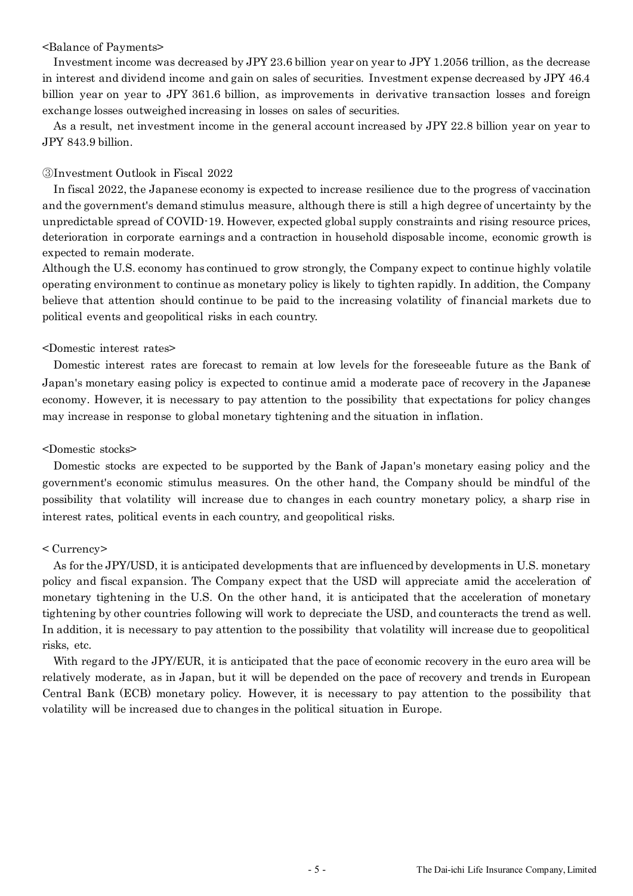<Balance of Payments>

Investment income was decreased by JPY 23.6 billion year on year to JPY 1.2056 trillion, as the decrease in interest and dividend income and gain on sales of securities. Investment expense decreased by JPY 46.4 billion year on year to JPY 361.6 billion, as improvements in derivative transaction losses and foreign exchange losses outweighed increasing in losses on sales of securities.

As a result, net investment income in the general account increased by JPY 22.8 billion year on year to JPY 843.9 billion.

③Investment Outlook in Fiscal 2022

In fiscal 2022, the Japanese economy is expected to increase resilience due to the progress of vaccination and the government's demand stimulus measure, although there is still a high degree of uncertainty by the unpredictable spread of COVID-19. However, expected global supply constraints and rising resource prices, deterioration in corporate earnings and a contraction in household disposable income, economic growth is expected to remain moderate.

Although the U.S. economy has continued to grow strongly, the Company expect to continue highly volatile operating environment to continue as monetary policy is likely to tighten rapidly. In addition, the Company believe that attention should continue to be paid to the increasing volatility of financial markets due to political events and geopolitical risks in each country.

<Domestic interest rates>

Domestic interest rates are forecast to remain at low levels for the foreseeable future as the Bank of Japan's monetary easing policy is expected to continue amid a moderate pace of recovery in the Japanese economy. However, it is necessary to pay attention to the possibility that expectations for policy changes may increase in response to global monetary tightening and the situation in inflation.

<Domestic stocks>

Domestic stocks are expected to be supported by the Bank of Japan's monetary easing policy and the government's economic stimulus measures. On the other hand, the Company should be mindful of the possibility that volatility will increase due to changes in each country monetary policy, a sharp rise in interest rates, political events in each country, and geopolitical risks.

< Currency>

As for the JPY/USD, it is anticipated developments that are influenced by developments in U.S. monetary policy and fiscal expansion. The Company expect that the USD will appreciate amid the acceleration of monetary tightening in the U.S. On the other hand, it is anticipated that the acceleration of monetary tightening by other countries following will work to depreciate the USD, and counteracts the trend as well. In addition, it is necessary to pay attention to the possibility that volatility will increase due to geopolitical risks, etc.

With regard to the JPY/EUR, it is anticipated that the pace of economic recovery in the euro area will be relatively moderate, as in Japan, but it will be depended on the pace of recovery and trends in European Central Bank (ECB) monetary policy. However, it is necessary to pay attention to the possibility that volatility will be increased due to changes in the political situation in Europe.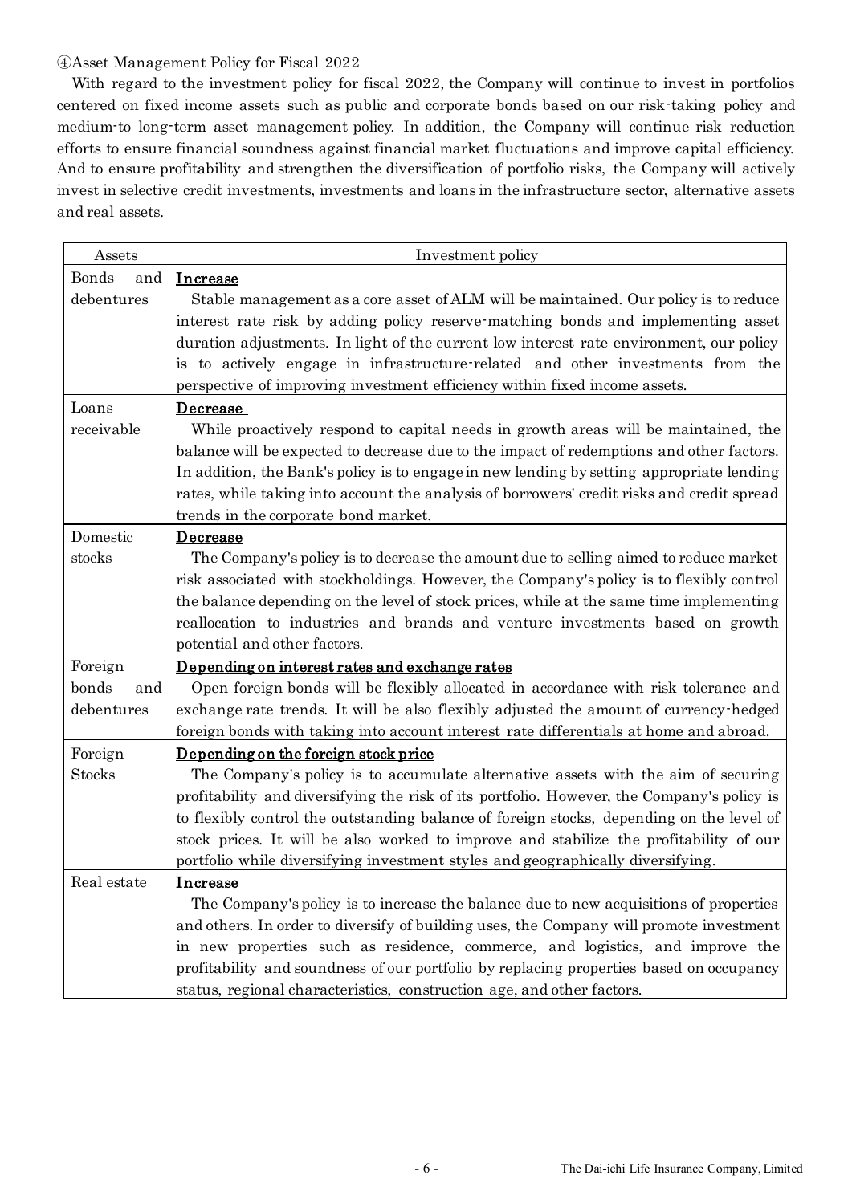④Asset Management Policy for Fiscal 2022

With regard to the investment policy for fiscal 2022, the Company will continue to invest in portfolios centered on fixed income assets such as public and corporate bonds based on our risk-taking policy and medium-to long-term asset management policy. In addition, the Company will continue risk reduction efforts to ensure financial soundness against financial market fluctuations and improve capital efficiency. And to ensure profitability and strengthen the diversification of portfolio risks, the Company will actively invest in selective credit investments, investments and loans in the infrastructure sector, alternative assets and real assets.

| Assets | Investment policy |
|---|---|
| Bonds and debentures | **Increase**<br>Stable management as a core asset of ALM will be maintained. Our policy is to reduce interest rate risk by adding policy reserve-matching bonds and implementing asset duration adjustments. In light of the current low interest rate environment, our policy is to actively engage in infrastructure-related and other investments from the perspective of improving investment efficiency within fixed income assets. |
| Loans receivable | **Decrease**<br>While proactively respond to capital needs in growth areas will be maintained, the balance will be expected to decrease due to the impact of redemptions and other factors. In addition, the Bank's policy is to engage in new lending by setting appropriate lending rates, while taking into account the analysis of borrowers' credit risks and credit spread trends in the corporate bond market. |
| Domestic stocks | **Decrease**<br>The Company's policy is to decrease the amount due to selling aimed to reduce market risk associated with stockholdings. However, the Company's policy is to flexibly control the balance depending on the level of stock prices, while at the same time implementing reallocation to industries and brands and venture investments based on growth potential and other factors. |
| Foreign bonds and debentures | **Depending on interest rates and exchange rates**<br>Open foreign bonds will be flexibly allocated in accordance with risk tolerance and exchange rate trends. It will be also flexibly adjusted the amount of currency-hedged foreign bonds with taking into account interest rate differentials at home and abroad. |
| Foreign Stocks | **Depending on the foreign stock price**<br>The Company's policy is to accumulate alternative assets with the aim of securing profitability and diversifying the risk of its portfolio. However, the Company's policy is to flexibly control the outstanding balance of foreign stocks, depending on the level of stock prices. It will be also worked to improve and stabilize the profitability of our portfolio while diversifying investment styles and geographically diversifying. |
| Real estate | **Increase**<br>The Company's policy is to increase the balance due to new acquisitions of properties and others. In order to diversify of building uses, the Company will promote investment in new properties such as residence, commerce, and logistics, and improve the profitability and soundness of our portfolio by replacing properties based on occupancy status, regional characteristics, construction age, and other factors. |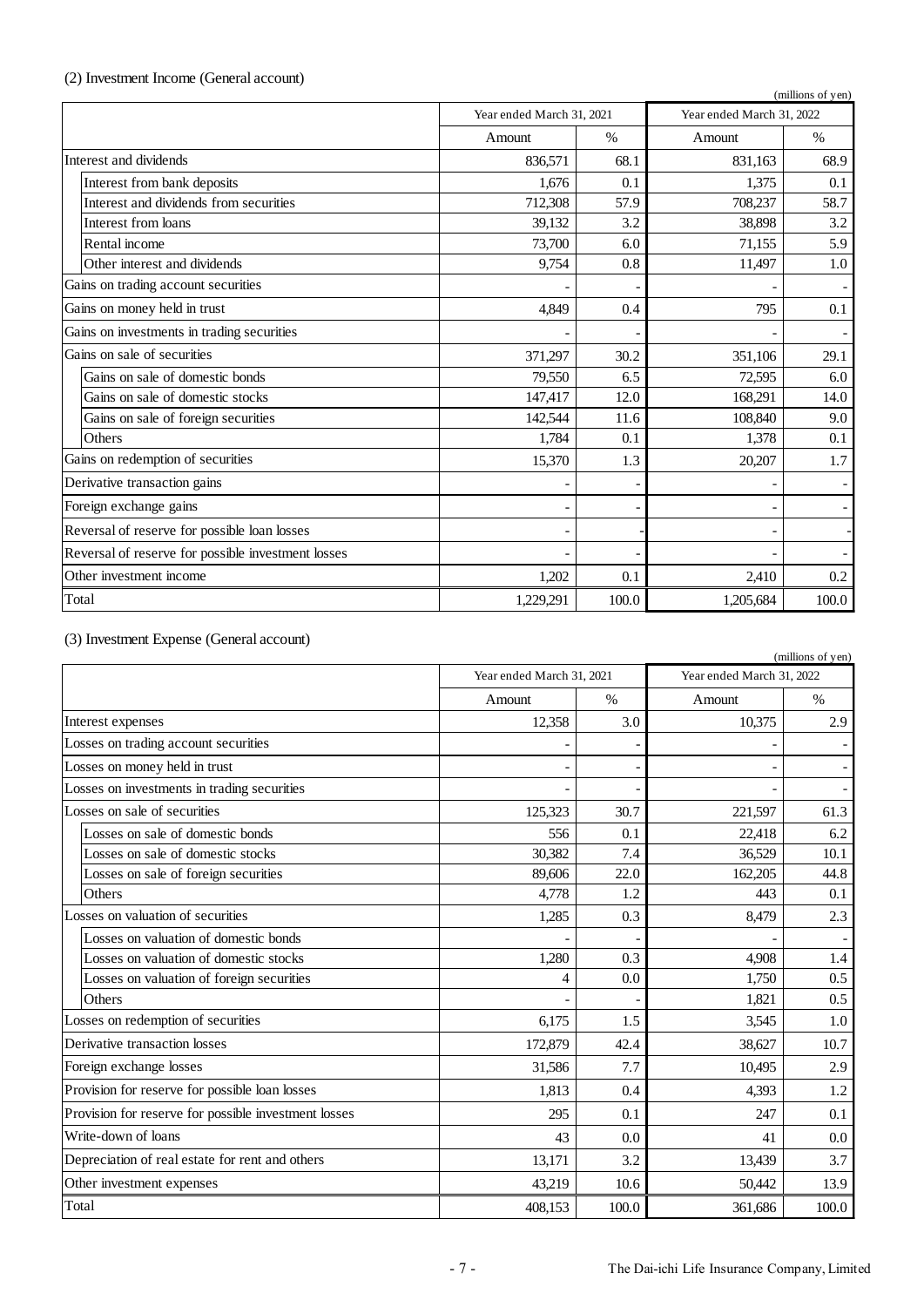### (2) Investment Income (General account)

(millions of yen)

| | Year ended March 31, 2021 | | Year ended March 31, 2022 | |
|---|---|---|---|---|
| | Amount | % | Amount | % |
| Interest and dividends | 836,571 | 68.1 | 831,163 | 68.9 |
| Interest from bank deposits | 1,676 | 0.1 | 1,375 | 0.1 |
| Interest and dividends from securities | 712,308 | 57.9 | 708,237 | 58.7 |
| Interest from loans | 39,132 | 3.2 | 38,898 | 3.2 |
| Rental income | 73,700 | 6.0 | 71,155 | 5.9 |
| Other interest and dividends | 9,754 | 0.8 | 11,497 | 1.0 |
| Gains on trading account securities | - | - | - | - |
| Gains on money held in trust | 4,849 | 0.4 | 795 | 0.1 |
| Gains on investments in trading securities | - | - | - | - |
| Gains on sale of securities | 371,297 | 30.2 | 351,106 | 29.1 |
| Gains on sale of domestic bonds | 79,550 | 6.5 | 72,595 | 6.0 |
| Gains on sale of domestic stocks | 147,417 | 12.0 | 168,291 | 14.0 |
| Gains on sale of foreign securities | 142,544 | 11.6 | 108,840 | 9.0 |
| Others | 1,784 | 0.1 | 1,378 | 0.1 |
| Gains on redemption of securities | 15,370 | 1.3 | 20,207 | 1.7 |
| Derivative transaction gains | - | - | - | - |
| Foreign exchange gains | - | - | - | - |
| Reversal of reserve for possible loan losses | - | - | - | - |
| Reversal of reserve for possible investment losses | - | - | - | - |
| Other investment income | 1,202 | 0.1 | 2,410 | 0.2 |
| Total | 1,229,291 | 100.0 | 1,205,684 | 100.0 |

### (3) Investment Expense (General account)

(millions of yen)

| | Year ended March 31, 2021 | | Year ended March 31, 2022 | |
|---|---|---|---|---|
| | Amount | % | Amount | % |
| Interest expenses | 12,358 | 3.0 | 10,375 | 2.9 |
| Losses on trading account securities | - | - | - | - |
| Losses on money held in trust | - | - | - | - |
| Losses on investments in trading securities | - | - | - | - |
| Losses on sale of securities | 125,323 | 30.7 | 221,597 | 61.3 |
| Losses on sale of domestic bonds | 556 | 0.1 | 22,418 | 6.2 |
| Losses on sale of domestic stocks | 30,382 | 7.4 | 36,529 | 10.1 |
| Losses on sale of foreign securities | 89,606 | 22.0 | 162,205 | 44.8 |
| Others | 4,778 | 1.2 | 443 | 0.1 |
| Losses on valuation of securities | 1,285 | 0.3 | 8,479 | 2.3 |
| Losses on valuation of domestic bonds | - | - | - | - |
| Losses on valuation of domestic stocks | 1,280 | 0.3 | 4,908 | 1.4 |
| Losses on valuation of foreign securities | 4 | 0.0 | 1,750 | 0.5 |
| Others | - | - | 1,821 | 0.5 |
| Losses on redemption of securities | 6,175 | 1.5 | 3,545 | 1.0 |
| Derivative transaction losses | 172,879 | 42.4 | 38,627 | 10.7 |
| Foreign exchange losses | 31,586 | 7.7 | 10,495 | 2.9 |
| Provision for reserve for possible loan losses | 1,813 | 0.4 | 4,393 | 1.2 |
| Provision for reserve for possible investment losses | 295 | 0.1 | 247 | 0.1 |
| Write-down of loans | 43 | 0.0 | 41 | 0.0 |
| Depreciation of real estate for rent and others | 13,171 | 3.2 | 13,439 | 3.7 |
| Other investment expenses | 43,219 | 10.6 | 50,442 | 13.9 |
| Total | 408,153 | 100.0 | 361,686 | 100.0 |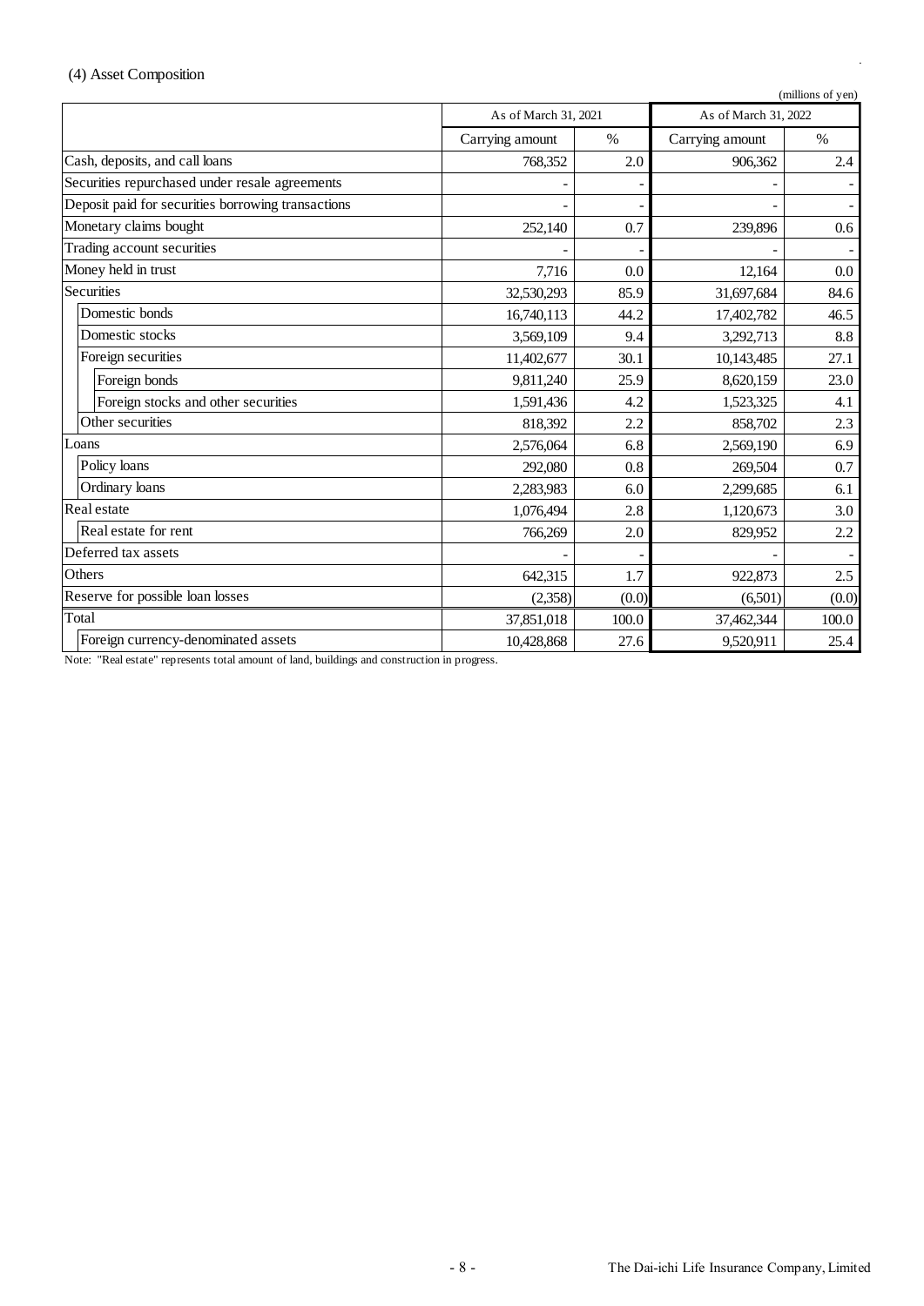### (4) Asset Composition

(millions of yen)

| | As of March 31, 2021 | | As of March 31, 2022 | |
|---|---|---|---|---|
| | Carrying amount | % | Carrying amount | % |
| Cash, deposits, and call loans | 768,352 | 2.0 | 906,362 | 2.4 |
| Securities repurchased under resale agreements | - | - | - | - |
| Deposit paid for securities borrowing transactions | - | - | - | - |
| Monetary claims bought | 252,140 | 0.7 | 239,896 | 0.6 |
| Trading account securities | - | - | - | - |
| Money held in trust | 7,716 | 0.0 | 12,164 | 0.0 |
| Securities | 32,530,293 | 85.9 | 31,697,684 | 84.6 |
| Domestic bonds | 16,740,113 | 44.2 | 17,402,782 | 46.5 |
| Domestic stocks | 3,569,109 | 9.4 | 3,292,713 | 8.8 |
| Foreign securities | 11,402,677 | 30.1 | 10,143,485 | 27.1 |
| Foreign bonds | 9,811,240 | 25.9 | 8,620,159 | 23.0 |
| Foreign stocks and other securities | 1,591,436 | 4.2 | 1,523,325 | 4.1 |
| Other securities | 818,392 | 2.2 | 858,702 | 2.3 |
| Loans | 2,576,064 | 6.8 | 2,569,190 | 6.9 |
| Policy loans | 292,080 | 0.8 | 269,504 | 0.7 |
| Ordinary loans | 2,283,983 | 6.0 | 2,299,685 | 6.1 |
| Real estate | 1,076,494 | 2.8 | 1,120,673 | 3.0 |
| Real estate for rent | 766,269 | 2.0 | 829,952 | 2.2 |
| Deferred tax assets | - | - | - | - |
| Others | 642,315 | 1.7 | 922,873 | 2.5 |
| Reserve for possible loan losses | (2,358) | (0.0) | (6,501) | (0.0) |
| Total | 37,851,018 | 100.0 | 37,462,344 | 100.0 |
| Foreign currency-denominated assets | 10,428,868 | 27.6 | 9,520,911 | 25.4 |

Note: "Real estate" represents total amount of land, buildings and construction in progress.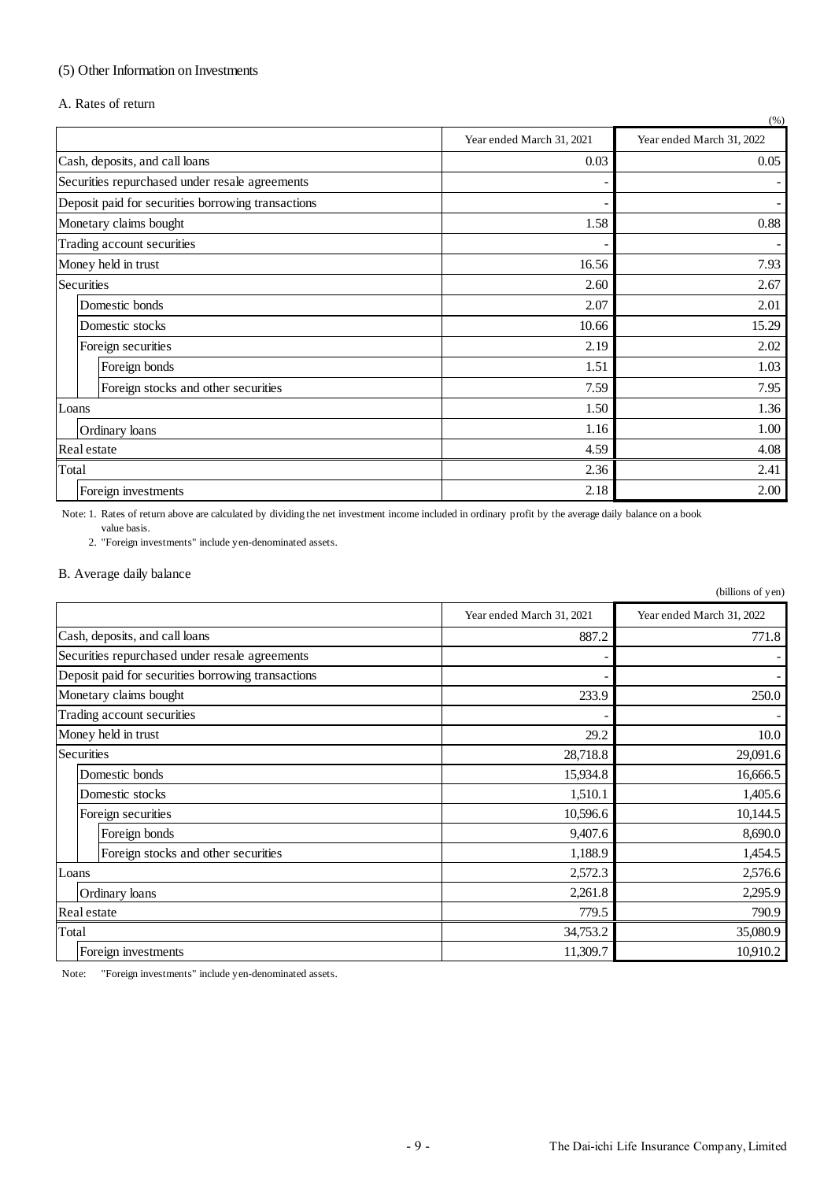### (5) Other Information on Investments

#### A. Rates of return

(%)

| | Year ended March 31, 2021 | Year ended March 31, 2022 |
|---|---|---|
| Cash, deposits, and call loans | 0.03 | 0.05 |
| Securities repurchased under resale agreements | - | - |
| Deposit paid for securities borrowing transactions | - | - |
| Monetary claims bought | 1.58 | 0.88 |
| Trading account securities | - | - |
| Money held in trust | 16.56 | 7.93 |
| Securities | 2.60 | 2.67 |
| Domestic bonds | 2.07 | 2.01 |
| Domestic stocks | 10.66 | 15.29 |
| Foreign securities | 2.19 | 2.02 |
| Foreign bonds | 1.51 | 1.03 |
| Foreign stocks and other securities | 7.59 | 7.95 |
| Loans | 1.50 | 1.36 |
| Ordinary loans | 1.16 | 1.00 |
| Real estate | 4.59 | 4.08 |
| Total | 2.36 | 2.41 |
| Foreign investments | 2.18 | 2.00 |

Note: 1. Rates of return above are calculated by dividing the net investment income included in ordinary profit by the average daily balance on a book value basis.

2. "Foreign investments" include yen-denominated assets.

#### B. Average daily balance

(billions of yen)

| | Year ended March 31, 2021 | Year ended March 31, 2022 |
|---|---|---|
| Cash, deposits, and call loans | 887.2 | 771.8 |
| Securities repurchased under resale agreements | - | - |
| Deposit paid for securities borrowing transactions | - | - |
| Monetary claims bought | 233.9 | 250.0 |
| Trading account securities | - | - |
| Money held in trust | 29.2 | 10.0 |
| Securities | 28,718.8 | 29,091.6 |
| Domestic bonds | 15,934.8 | 16,666.5 |
| Domestic stocks | 1,510.1 | 1,405.6 |
| Foreign securities | 10,596.6 | 10,144.5 |
| Foreign bonds | 9,407.6 | 8,690.0 |
| Foreign stocks and other securities | 1,188.9 | 1,454.5 |
| Loans | 2,572.3 | 2,576.6 |
| Ordinary loans | 2,261.8 | 2,295.9 |
| Real estate | 779.5 | 790.9 |
| Total | 34,753.2 | 35,080.9 |
| Foreign investments | 11,309.7 | 10,910.2 |

Note: "Foreign investments" include yen-denominated assets.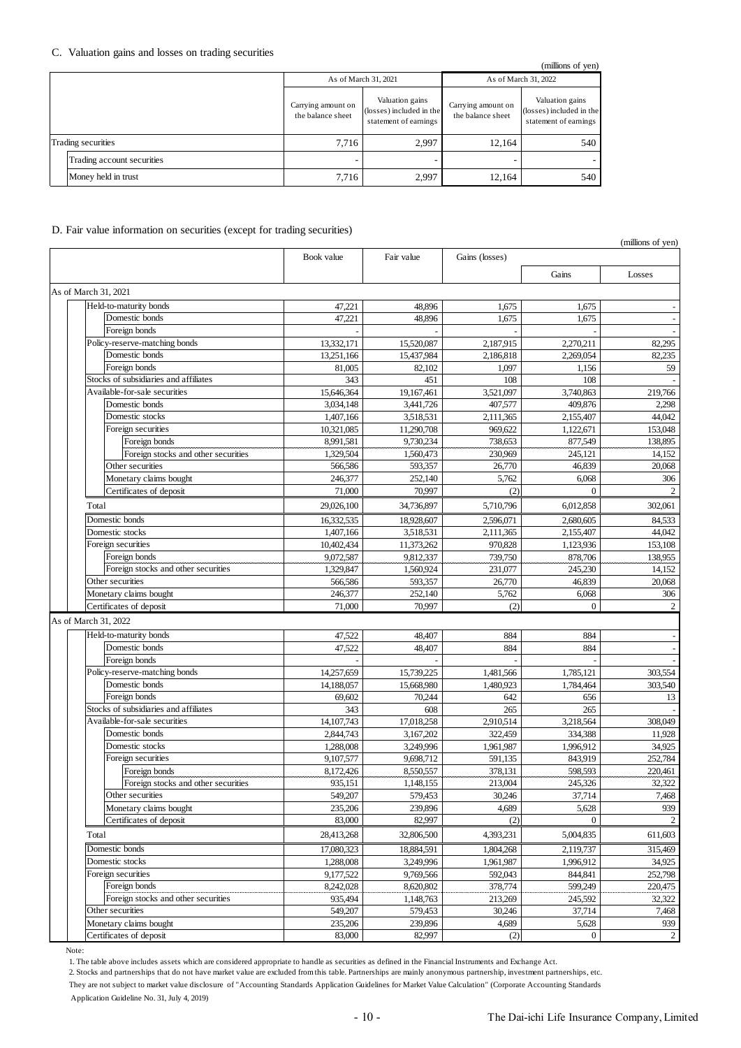### C. Valuation gains and losses on trading securities

(millions of yen)

| | As of March 31, 2021 | | As of March 31, 2022 | |
|---|---|---|---|---|
| | Carrying amount on the balance sheet | Valuation gains (losses) included in the statement of earnings | Carrying amount on the balance sheet | Valuation gains (losses) included in the statement of earnings |
| Trading securities | 7,716 | 2,997 | 12,164 | 540 |
| Trading account securities | - | - | - | - |
| Money held in trust | 7,716 | 2,997 | 12,164 | 540 |

### D. Fair value information on securities (except for trading securities)

(millions of yen)

| | Book value | Fair value | Gains (losses) | Gains | Losses |
|---|---|---|---|---|---|
| **As of March 31, 2021** | | | | | |
| Held-to-maturity bonds | 47,221 | 48,896 | 1,675 | 1,675 | - |
| Domestic bonds | 47,221 | 48,896 | 1,675 | 1,675 | - |
| Foreign bonds | - | - | - | - | - |
| Policy-reserve-matching bonds | 13,332,171 | 15,520,087 | 2,187,915 | 2,270,211 | 82,295 |
| Domestic bonds | 13,251,166 | 15,437,984 | 2,186,818 | 2,269,054 | 82,235 |
| Foreign bonds | 81,005 | 82,102 | 1,097 | 1,156 | 59 |
| Stocks of subsidiaries and affiliates | 343 | 451 | 108 | 108 | - |
| Available-for-sale securities | 15,646,364 | 19,167,461 | 3,521,097 | 3,740,863 | 219,766 |
| Domestic bonds | 3,034,148 | 3,441,726 | 407,577 | 409,876 | 2,298 |
| Domestic stocks | 1,407,166 | 3,518,531 | 2,111,365 | 2,155,407 | 44,042 |
| Foreign securities | 10,321,085 | 11,290,708 | 969,622 | 1,122,671 | 153,048 |
| Foreign bonds | 8,991,581 | 9,730,234 | 738,653 | 877,549 | 138,895 |
| Foreign stocks and other securities | 1,329,504 | 1,560,473 | 230,969 | 245,121 | 14,152 |
| Other securities | 566,586 | 593,357 | 26,770 | 46,839 | 20,068 |
| Monetary claims bought | 246,377 | 252,140 | 5,762 | 6,068 | 306 |
| Certificates of deposit | 71,000 | 70,997 | (2) | 0 | 2 |
| Total | 29,026,100 | 34,736,897 | 5,710,796 | 6,012,858 | 302,061 |
| Domestic bonds | 16,332,535 | 18,928,607 | 2,596,071 | 2,680,605 | 84,533 |
| Domestic stocks | 1,407,166 | 3,518,531 | 2,111,365 | 2,155,407 | 44,042 |
| Foreign securities | 10,402,434 | 11,373,262 | 970,828 | 1,123,936 | 153,108 |
| Foreign bonds | 9,072,587 | 9,812,337 | 739,750 | 878,706 | 138,955 |
| Foreign stocks and other securities | 1,329,847 | 1,560,924 | 231,077 | 245,230 | 14,152 |
| Other securities | 566,586 | 593,357 | 26,770 | 46,839 | 20,068 |
| Monetary claims bought | 246,377 | 252,140 | 5,762 | 6,068 | 306 |
| Certificates of deposit | 71,000 | 70,997 | (2) | 0 | 2 |
| **As of March 31, 2022** | | | | | |
| Held-to-maturity bonds | 47,522 | 48,407 | 884 | 884 | - |
| Domestic bonds | 47,522 | 48,407 | 884 | 884 | - |
| Foreign bonds | - | - | - | - | - |
| Policy-reserve-matching bonds | 14,257,659 | 15,739,225 | 1,481,566 | 1,785,121 | 303,554 |
| Domestic bonds | 14,188,057 | 15,668,980 | 1,480,923 | 1,784,464 | 303,540 |
| Foreign bonds | 69,602 | 70,244 | 642 | 656 | 13 |
| Stocks of subsidiaries and affiliates | 343 | 608 | 265 | 265 | - |
| Available-for-sale securities | 14,107,743 | 17,018,258 | 2,910,514 | 3,218,564 | 308,049 |
| Domestic bonds | 2,844,743 | 3,167,202 | 322,459 | 334,388 | 11,928 |
| Domestic stocks | 1,288,008 | 3,249,996 | 1,961,987 | 1,996,912 | 34,925 |
| Foreign securities | 9,107,577 | 9,698,712 | 591,135 | 843,919 | 252,784 |
| Foreign bonds | 8,172,426 | 8,550,557 | 378,131 | 598,593 | 220,461 |
| Foreign stocks and other securities | 935,151 | 1,148,155 | 213,004 | 245,326 | 32,322 |
| Other securities | 549,207 | 579,453 | 30,246 | 37,714 | 7,468 |
| Monetary claims bought | 235,206 | 239,896 | 4,689 | 5,628 | 939 |
| Certificates of deposit | 83,000 | 82,997 | (2) | 0 | 2 |
| Total | 28,413,268 | 32,806,500 | 4,393,231 | 5,004,835 | 611,603 |
| Domestic bonds | 17,080,323 | 18,884,591 | 1,804,268 | 2,119,737 | 315,469 |
| Domestic stocks | 1,288,008 | 3,249,996 | 1,961,987 | 1,996,912 | 34,925 |
| Foreign securities | 9,177,522 | 9,769,566 | 592,043 | 844,841 | 252,798 |
| Foreign bonds | 8,242,028 | 8,620,802 | 378,774 | 599,249 | 220,475 |
| Foreign stocks and other securities | 935,494 | 1,148,763 | 213,269 | 245,592 | 32,322 |
| Other securities | 549,207 | 579,453 | 30,246 | 37,714 | 7,468 |
| Monetary claims bought | 235,206 | 239,896 | 4,689 | 5,628 | 939 |
| Certificates of deposit | 83,000 | 82,997 | (2) | 0 | 2 |

Note:

1. The table above includes assets which are considered appropriate to handle as securities as defined in the Financial Instruments and Exchange Act.
2. Stocks and partnerships that do not have market value are excluded from this table. Partnerships are mainly anonymous partnership, investment partnerships, etc. They are not subject to market value disclosure of "Accounting Standards Application Guidelines for Market Value Calculation" (Corporate Accounting Standards Application Guideline No. 31, July 4, 2019)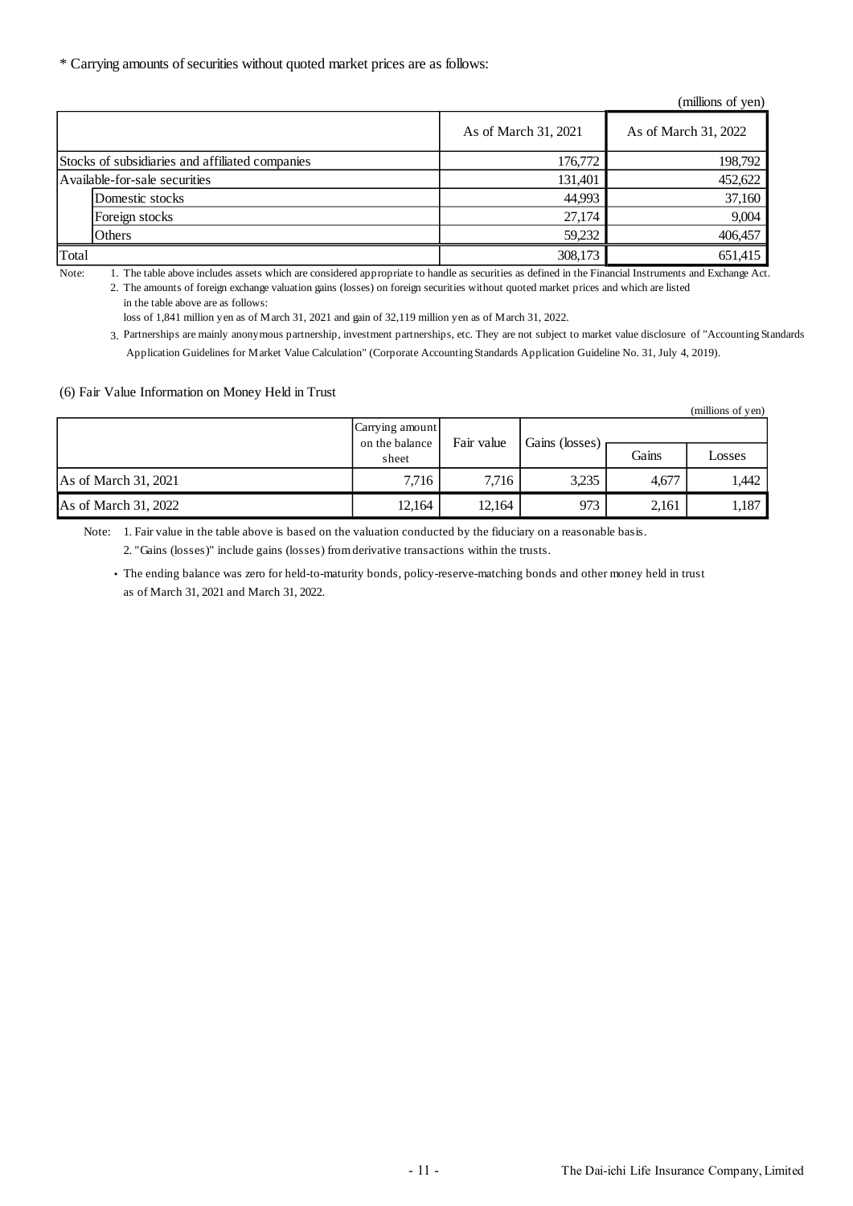\* Carrying amounts of securities without quoted market prices are as follows:

(millions of yen)

| | | As of March 31, 2021 | As of March 31, 2022 |
|---|---|---|---|
| Stocks of subsidiaries and affiliated companies | | 176,772 | 198,792 |
| Available-for-sale securities | | 131,401 | 452,622 |
| | Domestic stocks | 44,993 | 37,160 |
| | Foreign stocks | 27,174 | 9,004 |
| | Others | 59,232 | 406,457 |
| Total | | 308,173 | 651,415 |

Note:
1. The table above includes assets which are considered appropriate to handle as securities as defined in the Financial Instruments and Exchange Act.
2. The amounts of foreign exchange valuation gains (losses) on foreign securities without quoted market prices and which are listed in the table above are as follows:
   loss of 1,841 million yen as of March 31, 2021 and gain of 32,119 million yen as of March 31, 2022.
3. Partnerships are mainly anonymous partnership, investment partnerships, etc. They are not subject to market value disclosure of "Accounting Standards Application Guidelines for Market Value Calculation" (Corporate Accounting Standards Application Guideline No. 31, July 4, 2019).

(6) Fair Value Information on Money Held in Trust

(millions of yen)

| | Carrying amount on the balance sheet | Fair value | Gains (losses) | | |
|---|---|---|---|---|---|
| | | | | Gains | Losses |
| As of March 31, 2021 | 7,716 | 7,716 | 3,235 | 4,677 | 1,442 |
| As of March 31, 2022 | 12,164 | 12,164 | 973 | 2,161 | 1,187 |

Note:
1. Fair value in the table above is based on the valuation conducted by the fiduciary on a reasonable basis.
2. "Gains (losses)" include gains (losses) from derivative transactions within the trusts.

- The ending balance was zero for held-to-maturity bonds, policy-reserve-matching bonds and other money held in trust as of March 31, 2021 and March 31, 2022.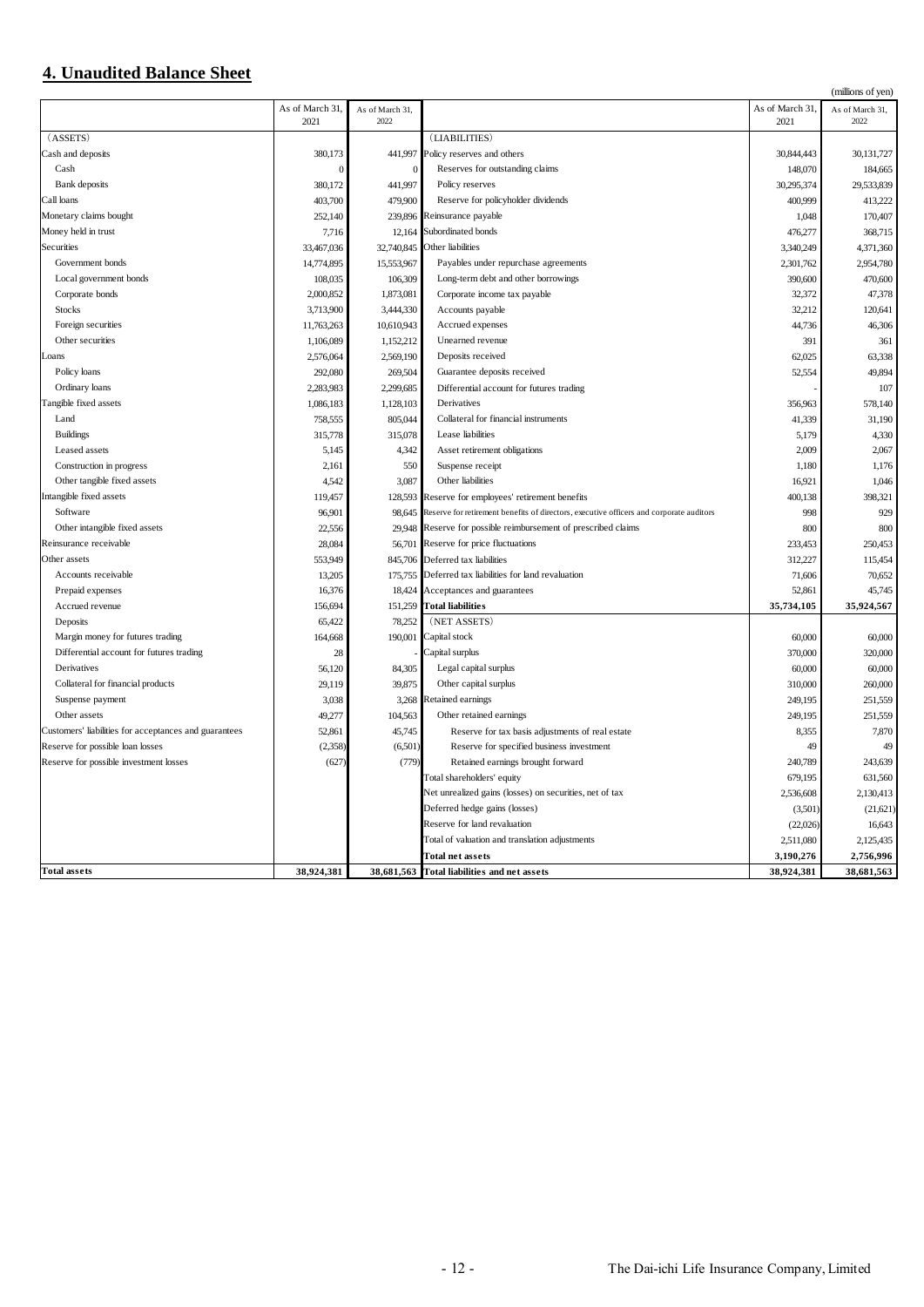## 4. Unaudited Balance Sheet

(millions of yen)

| | As of March 31, 2021 | As of March 31, 2022 | | As of March 31, 2021 | As of March 31, 2022 |
|---|---|---|---|---|---|
| (ASSETS) | | | (LIABILITIES) | | |
| Cash and deposits | 380,173 | 441,997 | Policy reserves and others | 30,844,443 | 30,131,727 |
| Cash | 0 | 0 | Reserves for outstanding claims | 148,070 | 184,665 |
| Bank deposits | 380,172 | 441,997 | Policy reserves | 30,295,374 | 29,533,839 |
| Call loans | 403,700 | 479,900 | Reserve for policyholder dividends | 400,999 | 413,222 |
| Monetary claims bought | 252,140 | 239,896 | Reinsurance payable | 1,048 | 170,407 |
| Money held in trust | 7,716 | 12,164 | Subordinated bonds | 476,277 | 368,715 |
| Securities | 33,467,036 | 32,740,845 | Other liabilities | 3,340,249 | 4,371,360 |
| Government bonds | 14,774,895 | 15,553,967 | Payables under repurchase agreements | 2,301,762 | 2,954,780 |
| Local government bonds | 108,035 | 106,309 | Long-term debt and other borrowings | 390,600 | 470,600 |
| Corporate bonds | 2,000,852 | 1,873,081 | Corporate income tax payable | 32,372 | 47,378 |
| Stocks | 3,713,900 | 3,444,330 | Accounts payable | 32,212 | 120,641 |
| Foreign securities | 11,763,263 | 10,610,943 | Accrued expenses | 44,736 | 46,306 |
| Other securities | 1,106,089 | 1,152,212 | Unearned revenue | 391 | 361 |
| Loans | 2,576,064 | 2,569,190 | Deposits received | 62,025 | 63,338 |
| Policy loans | 292,080 | 269,504 | Guarantee deposits received | 52,554 | 49,894 |
| Ordinary loans | 2,283,983 | 2,299,685 | Differential account for futures trading | - | 107 |
| Tangible fixed assets | 1,086,183 | 1,128,103 | Derivatives | 356,963 | 578,140 |
| Land | 758,555 | 805,044 | Collateral for financial instruments | 41,339 | 31,190 |
| Buildings | 315,778 | 315,078 | Lease liabilities | 5,179 | 4,330 |
| Leased assets | 5,145 | 4,342 | Asset retirement obligations | 2,009 | 2,067 |
| Construction in progress | 2,161 | 550 | Suspense receipt | 1,180 | 1,176 |
| Other tangible fixed assets | 4,542 | 3,087 | Other liabilities | 16,921 | 1,046 |
| Intangible fixed assets | 119,457 | 128,593 | Reserve for employees' retirement benefits | 400,138 | 398,321 |
| Software | 96,901 | 98,645 | Reserve for retirement benefits of directors, executive officers and corporate auditors | 998 | 929 |
| Other intangible fixed assets | 22,556 | 29,948 | Reserve for possible reimbursement of prescribed claims | 800 | 800 |
| Reinsurance receivable | 28,084 | 56,701 | Reserve for price fluctuations | 233,453 | 250,453 |
| Other assets | 553,949 | 845,706 | Deferred tax liabilities | 312,227 | 115,454 |
| Accounts receivable | 13,205 | 175,755 | Deferred tax liabilities for land revaluation | 71,606 | 70,652 |
| Prepaid expenses | 16,376 | 18,424 | Acceptances and guarantees | 52,861 | 45,745 |
| Accrued revenue | 156,694 | 151,259 | **Total liabilities** | **35,734,105** | **35,924,567** |
| Deposits | 65,422 | 78,252 | (NET ASSETS) | | |
| Margin money for futures trading | 164,668 | 190,001 | Capital stock | 60,000 | 60,000 |
| Differential account for futures trading | 28 | - | Capital surplus | 370,000 | 320,000 |
| Derivatives | 56,120 | 84,305 | Legal capital surplus | 60,000 | 60,000 |
| Collateral for financial products | 29,119 | 39,875 | Other capital surplus | 310,000 | 260,000 |
| Suspense payment | 3,038 | 3,268 | Retained earnings | 249,195 | 251,559 |
| Other assets | 49,277 | 104,563 | Other retained earnings | 249,195 | 251,559 |
| Customers' liabilities for acceptances and guarantees | 52,861 | 45,745 | Reserve for tax basis adjustments of real estate | 8,355 | 7,870 |
| Reserve for possible loan losses | (2,358) | (6,501) | Reserve for specified business investment | 49 | 49 |
| Reserve for possible investment losses | (627) | (779) | Retained earnings brought forward | 240,789 | 243,639 |
| | | | Total shareholders' equity | 679,195 | 631,560 |
| | | | Net unrealized gains (losses) on securities, net of tax | 2,536,608 | 2,130,413 |
| | | | Deferred hedge gains (losses) | (3,501) | (21,621) |
| | | | Reserve for land revaluation | (22,026) | 16,643 |
| | | | Total of valuation and translation adjustments | 2,511,080 | 2,125,435 |
| | | | **Total net assets** | **3,190,276** | **2,756,996** |
| **Total assets** | **38,924,381** | **38,681,563** | **Total liabilities and net assets** | **38,924,381** | **38,681,563** |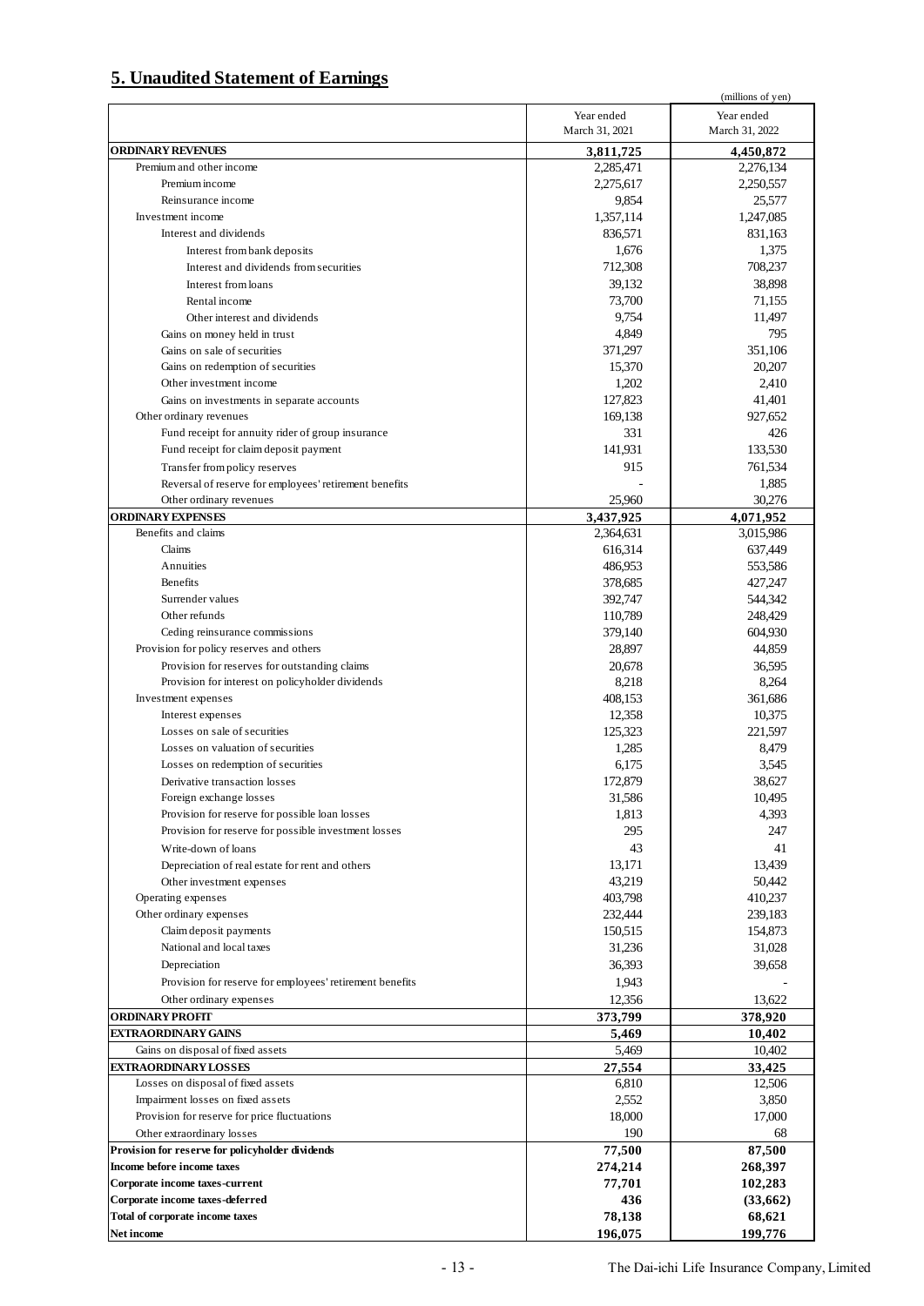## 5. Unaudited Statement of Earnings

(millions of yen)

| | Year ended March 31, 2021 | Year ended March 31, 2022 |
|---|---|---|
| **ORDINARY REVENUES** | **3,811,725** | **4,450,872** |
| Premium and other income | 2,285,471 | 2,276,134 |
| Premium income | 2,275,617 | 2,250,557 |
| Reinsurance income | 9,854 | 25,577 |
| Investment income | 1,357,114 | 1,247,085 |
| Interest and dividends | 836,571 | 831,163 |
| Interest from bank deposits | 1,676 | 1,375 |
| Interest and dividends from securities | 712,308 | 708,237 |
| Interest from loans | 39,132 | 38,898 |
| Rental income | 73,700 | 71,155 |
| Other interest and dividends | 9,754 | 11,497 |
| Gains on money held in trust | 4,849 | 795 |
| Gains on sale of securities | 371,297 | 351,106 |
| Gains on redemption of securities | 15,370 | 20,207 |
| Other investment income | 1,202 | 2,410 |
| Gains on investments in separate accounts | 127,823 | 41,401 |
| Other ordinary revenues | 169,138 | 927,652 |
| Fund receipt for annuity rider of group insurance | 331 | 426 |
| Fund receipt for claim deposit payment | 141,931 | 133,530 |
| Transfer from policy reserves | 915 | 761,534 |
| Reversal of reserve for employees' retirement benefits | - | 1,885 |
| Other ordinary revenues | 25,960 | 30,276 |
| **ORDINARY EXPENSES** | **3,437,925** | **4,071,952** |
| Benefits and claims | 2,364,631 | 3,015,986 |
| Claims | 616,314 | 637,449 |
| Annuities | 486,953 | 553,586 |
| Benefits | 378,685 | 427,247 |
| Surrender values | 392,747 | 544,342 |
| Other refunds | 110,789 | 248,429 |
| Ceding reinsurance commissions | 379,140 | 604,930 |
| Provision for policy reserves and others | 28,897 | 44,859 |
| Provision for reserves for outstanding claims | 20,678 | 36,595 |
| Provision for interest on policyholder dividends | 8,218 | 8,264 |
| Investment expenses | 408,153 | 361,686 |
| Interest expenses | 12,358 | 10,375 |
| Losses on sale of securities | 125,323 | 221,597 |
| Losses on valuation of securities | 1,285 | 8,479 |
| Losses on redemption of securities | 6,175 | 3,545 |
| Derivative transaction losses | 172,879 | 38,627 |
| Foreign exchange losses | 31,586 | 10,495 |
| Provision for reserve for possible loan losses | 1,813 | 4,393 |
| Provision for reserve for possible investment losses | 295 | 247 |
| Write-down of loans | 43 | 41 |
| Depreciation of real estate for rent and others | 13,171 | 13,439 |
| Other investment expenses | 43,219 | 50,442 |
| Operating expenses | 403,798 | 410,237 |
| Other ordinary expenses | 232,444 | 239,183 |
| Claim deposit payments | 150,515 | 154,873 |
| National and local taxes | 31,236 | 31,028 |
| Depreciation | 36,393 | 39,658 |
| Provision for reserve for employees' retirement benefits | 1,943 | - |
| Other ordinary expenses | 12,356 | 13,622 |
| **ORDINARY PROFIT** | **373,799** | **378,920** |
| **EXTRAORDINARY GAINS** | **5,469** | **10,402** |
| Gains on disposal of fixed assets | 5,469 | 10,402 |
| **EXTRAORDINARY LOSSES** | **27,554** | **33,425** |
| Losses on disposal of fixed assets | 6,810 | 12,506 |
| Impairment losses on fixed assets | 2,552 | 3,850 |
| Provision for reserve for price fluctuations | 18,000 | 17,000 |
| Other extraordinary losses | 190 | 68 |
| **Provision for reserve for policyholder dividends** | **77,500** | **87,500** |
| **Income before income taxes** | **274,214** | **268,397** |
| **Corporate income taxes-current** | **77,701** | **102,283** |
| **Corporate income taxes-deferred** | **436** | **(33,662)** |
| **Total of corporate income taxes** | **78,138** | **68,621** |
| **Net income** | **196,075** | **199,776** |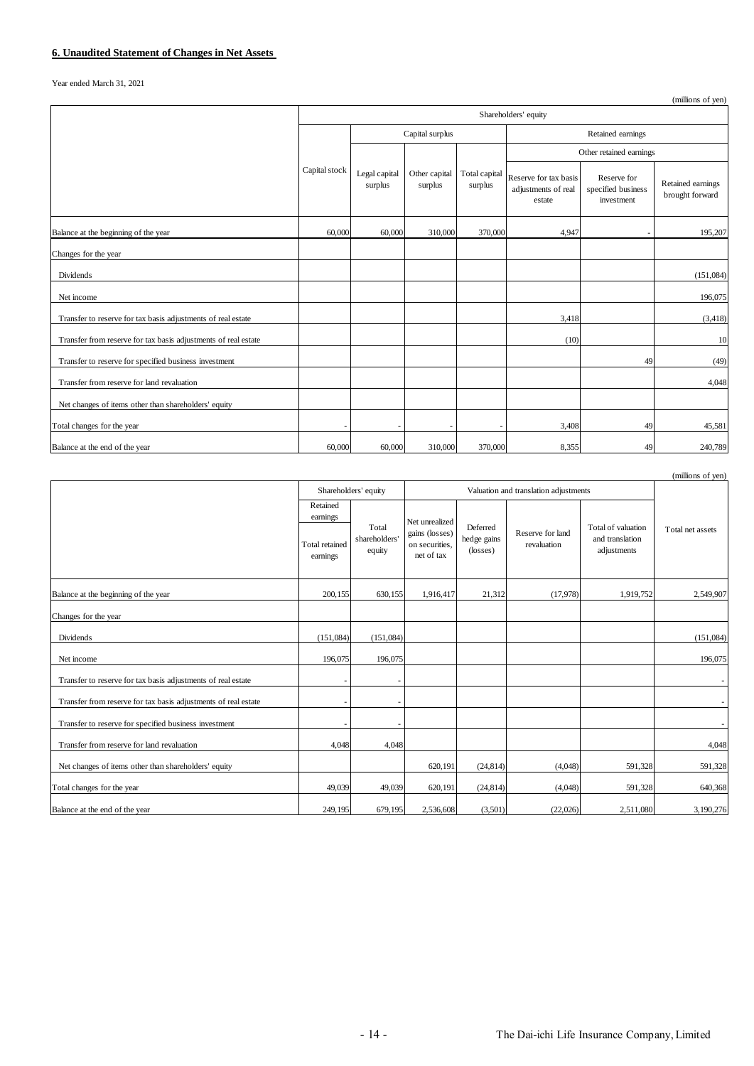## 6. Unaudited Statement of Changes in Net Assets

Year ended March 31, 2021

(millions of yen)

| | Shareholders' equity | | | | | | |
|---|---|---|---|---|---|---|---|
| | | Capital surplus | | | Retained earnings | | |
| | | | | | Other retained earnings | | |
| | Capital stock | Legal capital surplus | Other capital surplus | Total capital surplus | Reserve for tax basis adjustments of real estate | Reserve for specified business investment | Retained earnings brought forward |
| Balance at the beginning of the year | 60,000 | 60,000 | 310,000 | 370,000 | 4,947 | - | 195,207 |
| Changes for the year | | | | | | | |
| Dividends | | | | | | | (151,084) |
| Net income | | | | | | | 196,075 |
| Transfer to reserve for tax basis adjustments of real estate | | | | | 3,418 | | (3,418) |
| Transfer from reserve for tax basis adjustments of real estate | | | | | (10) | | 10 |
| Transfer to reserve for specified business investment | | | | | | 49 | (49) |
| Transfer from reserve for land revaluation | | | | | | | 4,048 |
| Net changes of items other than shareholders' equity | | | | | | | |
| Total changes for the year | - | - | - | - | 3,408 | 49 | 45,581 |
| Balance at the end of the year | 60,000 | 60,000 | 310,000 | 370,000 | 8,355 | 49 | 240,789 |

(millions of yen)

| | Shareholders' equity | | Valuation and translation adjustments | | | | Total net assets |
|---|---|---|---|---|---|---|---|
| | Retained earnings | | | | | | |
| | Total retained earnings | Total shareholders' equity | Net unrealized gains (losses) on securities, net of tax | Deferred hedge gains (losses) | Reserve for land revaluation | Total of valuation and translation adjustments | |
| Balance at the beginning of the year | 200,155 | 630,155 | 1,916,417 | 21,312 | (17,978) | 1,919,752 | 2,549,907 |
| Changes for the year | | | | | | | |
| Dividends | (151,084) | (151,084) | | | | | (151,084) |
| Net income | 196,075 | 196,075 | | | | | 196,075 |
| Transfer to reserve for tax basis adjustments of real estate | - | - | | | | | - |
| Transfer from reserve for tax basis adjustments of real estate | - | - | | | | | - |
| Transfer to reserve for specified business investment | - | - | | | | | - |
| Transfer from reserve for land revaluation | 4,048 | 4,048 | | | | | 4,048 |
| Net changes of items other than shareholders' equity | | | 620,191 | (24,814) | (4,048) | 591,328 | 591,328 |
| Total changes for the year | 49,039 | 49,039 | 620,191 | (24,814) | (4,048) | 591,328 | 640,368 |
| Balance at the end of the year | 249,195 | 679,195 | 2,536,608 | (3,501) | (22,026) | 2,511,080 | 3,190,276 |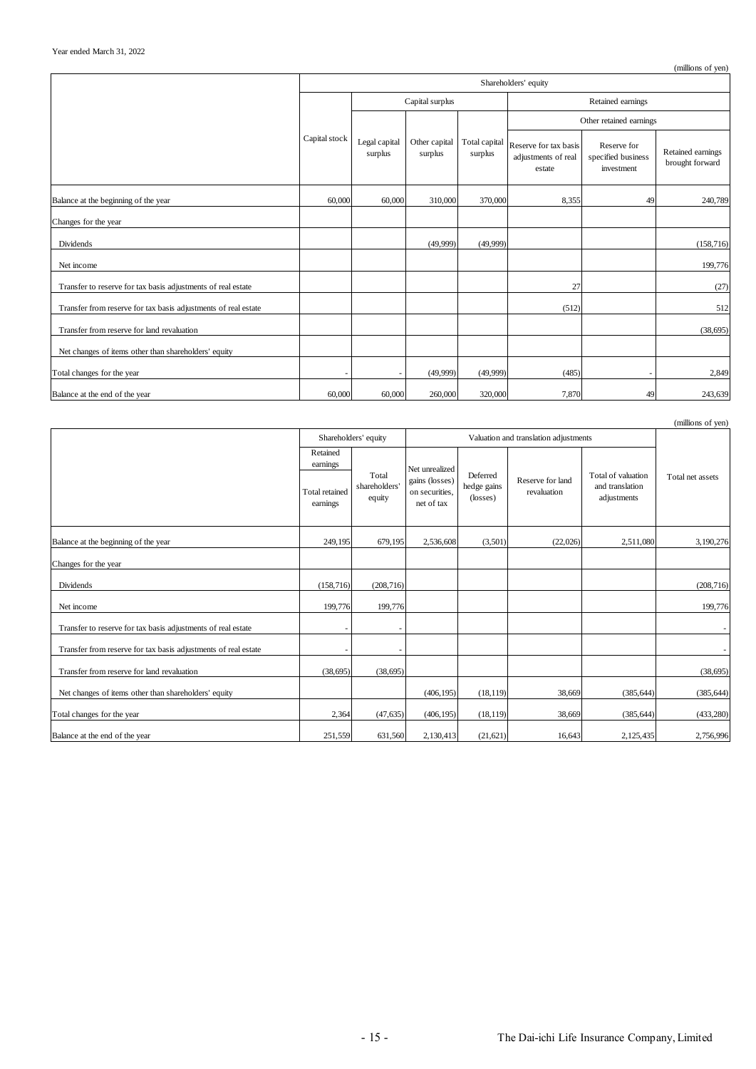Year ended March 31, 2022

(millions of yen)

| | Shareholders' equity | | | | | | |
|---|---|---|---|---|---|---|---|
| | | Capital surplus | | | Retained earnings | | |
| | | | | | Other retained earnings | | |
| | Capital stock | Legal capital surplus | Other capital surplus | Total capital surplus | Reserve for tax basis adjustments of real estate | Reserve for specified business investment | Retained earnings brought forward |
| Balance at the beginning of the year | 60,000 | 60,000 | 310,000 | 370,000 | 8,355 | 49 | 240,789 |
| Changes for the year | | | | | | | |
| Dividends | | | (49,999) | (49,999) | | | (158,716) |
| Net income | | | | | | | 199,776 |
| Transfer to reserve for tax basis adjustments of real estate | | | | | 27 | | (27) |
| Transfer from reserve for tax basis adjustments of real estate | | | | | (512) | | 512 |
| Transfer from reserve for land revaluation | | | | | | | (38,695) |
| Net changes of items other than shareholders' equity | | | | | | | |
| Total changes for the year | - | - | (49,999) | (49,999) | (485) | - | 2,849 |
| Balance at the end of the year | 60,000 | 60,000 | 260,000 | 320,000 | 7,870 | 49 | 243,639 |

(millions of yen)

| | Shareholders' equity | | Valuation and translation adjustments | | | | Total net assets |
|---|---|---|---|---|---|---|---|
| | Retained earnings | | | | | | |
| | Total retained earnings | Total shareholders' equity | Net unrealized gains (losses) on securities, net of tax | Deferred hedge gains (losses) | Reserve for land revaluation | Total of valuation and translation adjustments | |
| Balance at the beginning of the year | 249,195 | 679,195 | 2,536,608 | (3,501) | (22,026) | 2,511,080 | 3,190,276 |
| Changes for the year | | | | | | | |
| Dividends | (158,716) | (208,716) | | | | | (208,716) |
| Net income | 199,776 | 199,776 | | | | | 199,776 |
| Transfer to reserve for tax basis adjustments of real estate | - | - | | | | | - |
| Transfer from reserve for tax basis adjustments of real estate | - | - | | | | | - |
| Transfer from reserve for land revaluation | (38,695) | (38,695) | | | | | (38,695) |
| Net changes of items other than shareholders' equity | | | (406,195) | (18,119) | 38,669 | (385,644) | (385,644) |
| Total changes for the year | 2,364 | (47,635) | (406,195) | (18,119) | 38,669 | (385,644) | (433,280) |
| Balance at the end of the year | 251,559 | 631,560 | 2,130,413 | (21,621) | 16,643 | 2,125,435 | 2,756,996 |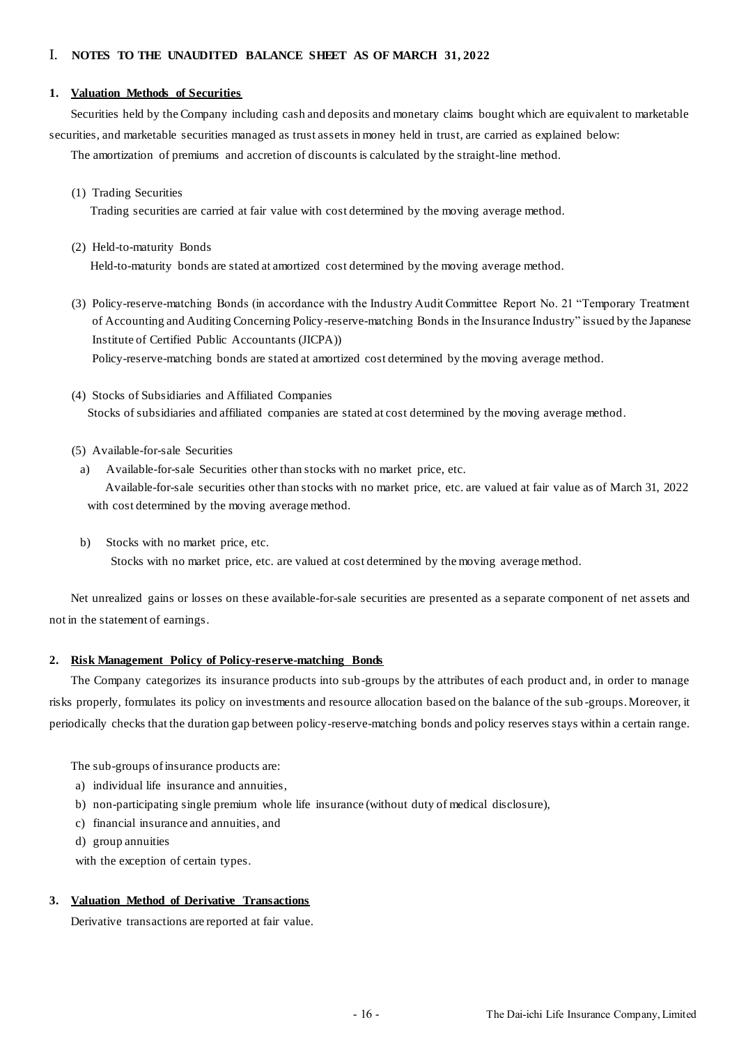# I. NOTES TO THE UNAUDITED BALANCE SHEET AS OF MARCH 31, 2022

## 1. Valuation Methods of Securities

Securities held by the Company including cash and deposits and monetary claims bought which are equivalent to marketable securities, and marketable securities managed as trust assets in money held in trust, are carried as explained below:

The amortization of premiums and accretion of discounts is calculated by the straight-line method.

(1) Trading Securities

Trading securities are carried at fair value with cost determined by the moving average method.

(2) Held-to-maturity Bonds

Held-to-maturity bonds are stated at amortized cost determined by the moving average method.

(3) Policy-reserve-matching Bonds (in accordance with the Industry Audit Committee Report No. 21 "Temporary Treatment of Accounting and Auditing Concerning Policy-reserve-matching Bonds in the Insurance Industry" issued by the Japanese Institute of Certified Public Accountants (JICPA))

Policy-reserve-matching bonds are stated at amortized cost determined by the moving average method.

(4) Stocks of Subsidiaries and Affiliated Companies

Stocks of subsidiaries and affiliated companies are stated at cost determined by the moving average method.

(5) Available-for-sale Securities

a) Available-for-sale Securities other than stocks with no market price, etc.

Available-for-sale securities other than stocks with no market price, etc. are valued at fair value as of March 31, 2022 with cost determined by the moving average method.

b) Stocks with no market price, etc.

Stocks with no market price, etc. are valued at cost determined by the moving average method.

Net unrealized gains or losses on these available-for-sale securities are presented as a separate component of net assets and not in the statement of earnings.

## 2. Risk Management Policy of Policy-reserve-matching Bonds

The Company categorizes its insurance products into sub-groups by the attributes of each product and, in order to manage risks properly, formulates its policy on investments and resource allocation based on the balance of the sub-groups. Moreover, it periodically checks that the duration gap between policy-reserve-matching bonds and policy reserves stays within a certain range.

The sub-groups of insurance products are:

a) individual life insurance and annuities,
b) non-participating single premium whole life insurance (without duty of medical disclosure),
c) financial insurance and annuities, and
d) group annuities

with the exception of certain types.

## 3. Valuation Method of Derivative Transactions

Derivative transactions are reported at fair value.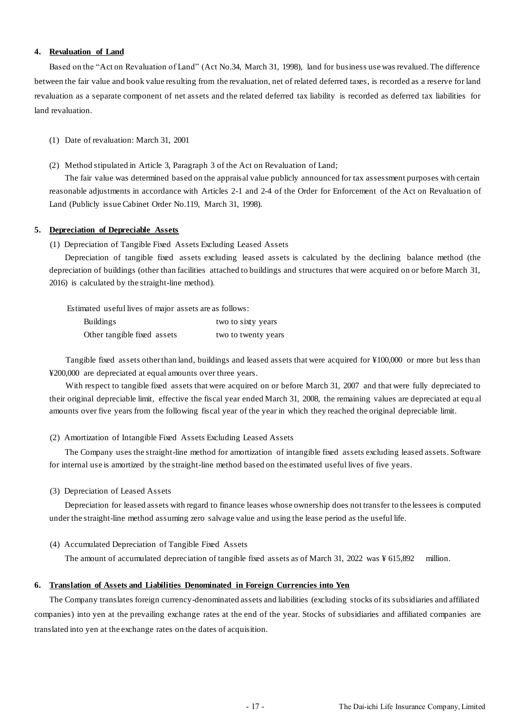**4. Revaluation of Land**

Based on the "Act on Revaluation of Land" (Act No.34, March 31, 1998), land for business use was revalued. The difference between the fair value and book value resulting from the revaluation, net of related deferred taxes, is recorded as a reserve for land revaluation as a separate component of net assets and the related deferred tax liability is recorded as deferred tax liabilities for land revaluation.

(1) Date of revaluation: March 31, 2001

(2) Method stipulated in Article 3, Paragraph 3 of the Act on Revaluation of Land;

The fair value was determined based on the appraisal value publicly announced for tax assessment purposes with certain reasonable adjustments in accordance with Articles 2-1 and 2-4 of the Order for Enforcement of the Act on Revaluation of Land (Publicly issue Cabinet Order No.119, March 31, 1998).

**5. Depreciation of Depreciable Assets**

(1) Depreciation of Tangible Fixed Assets Excluding Leased Assets

Depreciation of tangible fixed assets excluding leased assets is calculated by the declining balance method (the depreciation of buildings (other than facilities attached to buildings and structures that were acquired on or before March 31, 2016) is calculated by the straight-line method).

Estimated useful lives of major assets are as follows:

| | |
|---|---|
| Buildings | two to sixty years |
| Other tangible fixed assets | two to twenty years |

Tangible fixed assets other than land, buildings and leased assets that were acquired for ¥100,000 or more but less than ¥200,000 are depreciated at equal amounts over three years.

With respect to tangible fixed assets that were acquired on or before March 31, 2007 and that were fully depreciated to their original depreciable limit, effective the fiscal year ended March 31, 2008, the remaining values are depreciated at equal amounts over five years from the following fiscal year of the year in which they reached the original depreciable limit.

(2) Amortization of Intangible Fixed Assets Excluding Leased Assets

The Company uses the straight-line method for amortization of intangible fixed assets excluding leased assets. Software for internal use is amortized by the straight-line method based on the estimated useful lives of five years.

(3) Depreciation of Leased Assets

Depreciation for leased assets with regard to finance leases whose ownership does not transfer to the lessees is computed under the straight-line method assuming zero salvage value and using the lease period as the useful life.

(4) Accumulated Depreciation of Tangible Fixed Assets

The amount of accumulated depreciation of tangible fixed assets as of March 31, 2022 was ¥ 615,892 million.

**6. Translation of Assets and Liabilities Denominated in Foreign Currencies into Yen**

The Company translates foreign currency-denominated assets and liabilities (excluding stocks of its subsidiaries and affiliated companies) into yen at the prevailing exchange rates at the end of the year. Stocks of subsidiaries and affiliated companies are translated into yen at the exchange rates on the dates of acquisition.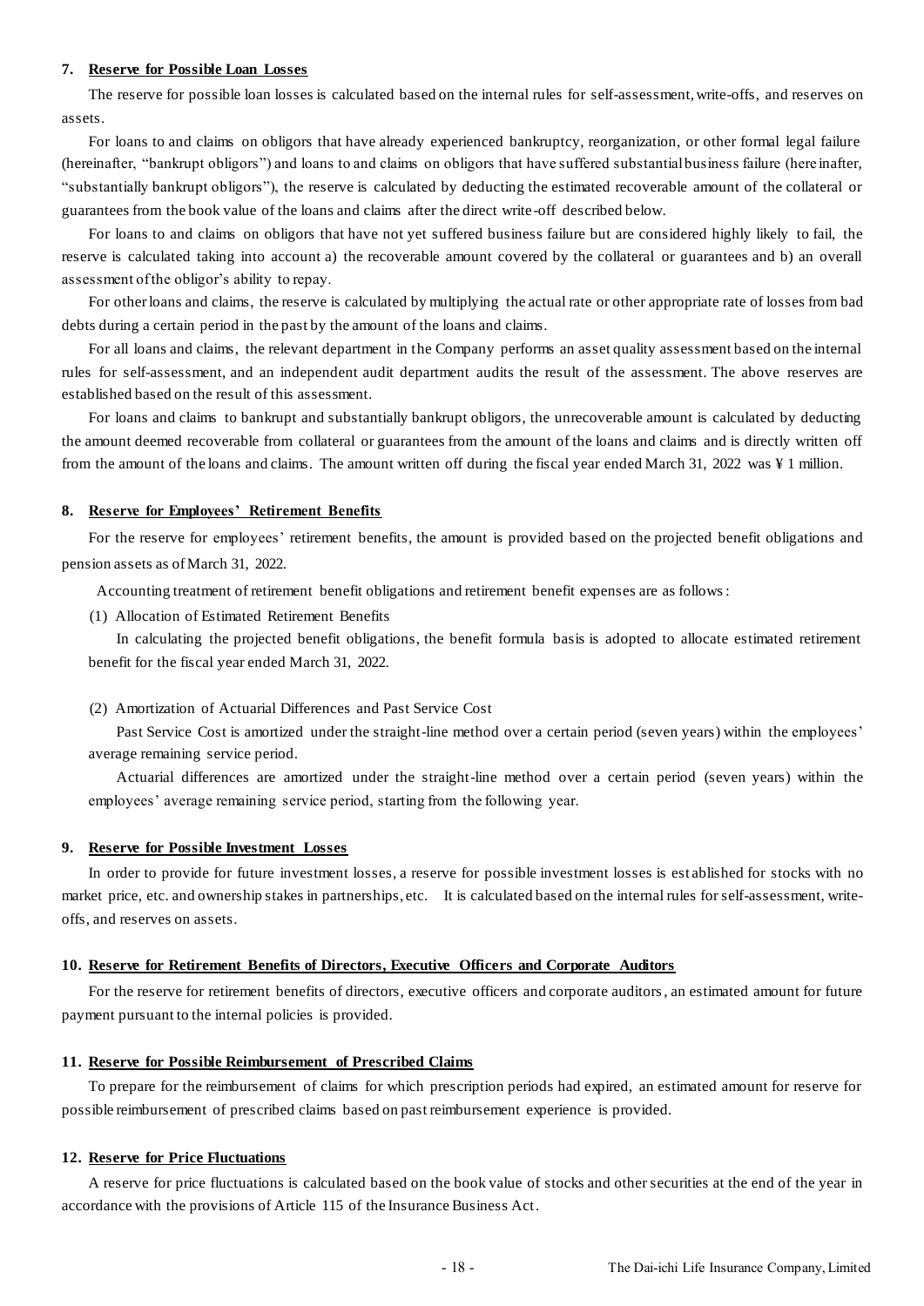### 7. Reserve for Possible Loan Losses

The reserve for possible loan losses is calculated based on the internal rules for self-assessment, write-offs, and reserves on assets.

For loans to and claims on obligors that have already experienced bankruptcy, reorganization, or other formal legal failure (hereinafter, "bankrupt obligors") and loans to and claims on obligors that have suffered substantial business failure (hereinafter, "substantially bankrupt obligors"), the reserve is calculated by deducting the estimated recoverable amount of the collateral or guarantees from the book value of the loans and claims after the direct write-off described below.

For loans to and claims on obligors that have not yet suffered business failure but are considered highly likely to fail, the reserve is calculated taking into account a) the recoverable amount covered by the collateral or guarantees and b) an overall assessment of the obligor's ability to repay.

For other loans and claims, the reserve is calculated by multiplying the actual rate or other appropriate rate of losses from bad debts during a certain period in the past by the amount of the loans and claims.

For all loans and claims, the relevant department in the Company performs an asset quality assessment based on the internal rules for self-assessment, and an independent audit department audits the result of the assessment. The above reserves are established based on the result of this assessment.

For loans and claims to bankrupt and substantially bankrupt obligors, the unrecoverable amount is calculated by deducting the amount deemed recoverable from collateral or guarantees from the amount of the loans and claims and is directly written off from the amount of the loans and claims. The amount written off during the fiscal year ended March 31, 2022 was ¥ 1 million.

### 8. Reserve for Employees' Retirement Benefits

For the reserve for employees' retirement benefits, the amount is provided based on the projected benefit obligations and pension assets as of March 31, 2022.

Accounting treatment of retirement benefit obligations and retirement benefit expenses are as follows:

(1) Allocation of Estimated Retirement Benefits

In calculating the projected benefit obligations, the benefit formula basis is adopted to allocate estimated retirement benefit for the fiscal year ended March 31, 2022.

(2) Amortization of Actuarial Differences and Past Service Cost

Past Service Cost is amortized under the straight-line method over a certain period (seven years) within the employees' average remaining service period.

Actuarial differences are amortized under the straight-line method over a certain period (seven years) within the employees' average remaining service period, starting from the following year.

### 9. Reserve for Possible Investment Losses

In order to provide for future investment losses, a reserve for possible investment losses is established for stocks with no market price, etc. and ownership stakes in partnerships, etc. It is calculated based on the internal rules for self-assessment, write-offs, and reserves on assets.

### 10. Reserve for Retirement Benefits of Directors, Executive Officers and Corporate Auditors

For the reserve for retirement benefits of directors, executive officers and corporate auditors, an estimated amount for future payment pursuant to the internal policies is provided.

### 11. Reserve for Possible Reimbursement of Prescribed Claims

To prepare for the reimbursement of claims for which prescription periods had expired, an estimated amount for reserve for possible reimbursement of prescribed claims based on past reimbursement experience is provided.

### 12. Reserve for Price Fluctuations

A reserve for price fluctuations is calculated based on the book value of stocks and other securities at the end of the year in accordance with the provisions of Article 115 of the Insurance Business Act.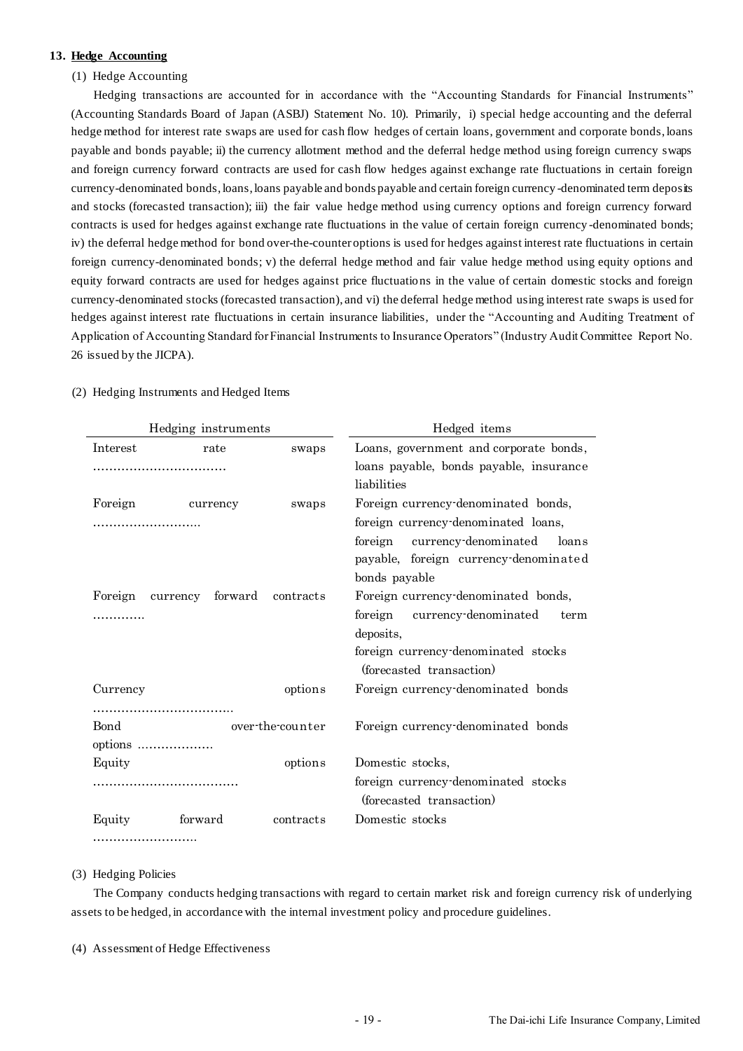### 13. Hedge Accounting

(1) Hedge Accounting

Hedging transactions are accounted for in accordance with the "Accounting Standards for Financial Instruments" (Accounting Standards Board of Japan (ASBJ) Statement No. 10). Primarily, i) special hedge accounting and the deferral hedge method for interest rate swaps are used for cash flow hedges of certain loans, government and corporate bonds, loans payable and bonds payable; ii) the currency allotment method and the deferral hedge method using foreign currency swaps and foreign currency forward contracts are used for cash flow hedges against exchange rate fluctuations in certain foreign currency-denominated bonds, loans, loans payable and bonds payable and certain foreign currency-denominated term deposits and stocks (forecasted transaction); iii) the fair value hedge method using currency options and foreign currency forward contracts is used for hedges against exchange rate fluctuations in the value of certain foreign currency-denominated bonds; iv) the deferral hedge method for bond over-the-counter options is used for hedges against interest rate fluctuations in certain foreign currency-denominated bonds; v) the deferral hedge method and fair value hedge method using equity options and equity forward contracts are used for hedges against price fluctuations in the value of certain domestic stocks and foreign currency-denominated stocks (forecasted transaction), and vi) the deferral hedge method using interest rate swaps is used for hedges against interest rate fluctuations in certain insurance liabilities, under the "Accounting and Auditing Treatment of Application of Accounting Standard for Financial Instruments to Insurance Operators" (Industry Audit Committee Report No. 26 issued by the JICPA).

(2) Hedging Instruments and Hedged Items

| Hedging instruments | Hedged items |
|---|---|
| Interest rate swaps ................................ | Loans, government and corporate bonds, loans payable, bonds payable, insurance liabilities |
| Foreign currency swaps .......................... | Foreign currency-denominated bonds, foreign currency-denominated loans, foreign currency-denominated loans payable, foreign currency-denominated bonds payable |
| Foreign currency forward contracts ............. | Foreign currency-denominated bonds, foreign currency-denominated term deposits, foreign currency-denominated stocks (forecasted transaction) |
| Currency options .................................. | Foreign currency-denominated bonds |
| Bond over-the-counter options ................... | Foreign currency-denominated bonds |
| Equity options .................................... | Domestic stocks, foreign currency-denominated stocks (forecasted transaction) |
| Equity forward contracts ......................... | Domestic stocks |

(3) Hedging Policies

The Company conducts hedging transactions with regard to certain market risk and foreign currency risk of underlying assets to be hedged, in accordance with the internal investment policy and procedure guidelines.

(4) Assessment of Hedge Effectiveness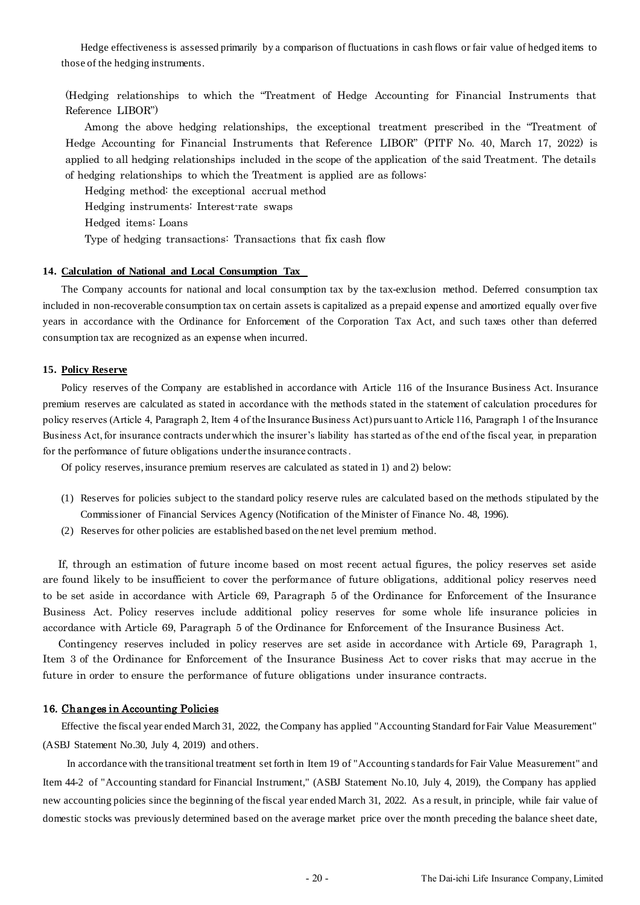Hedge effectiveness is assessed primarily by a comparison of fluctuations in cash flows or fair value of hedged items to those of the hedging instruments.

(Hedging relationships to which the "Treatment of Hedge Accounting for Financial Instruments that Reference LIBOR")

Among the above hedging relationships, the exceptional treatment prescribed in the "Treatment of Hedge Accounting for Financial Instruments that Reference LIBOR" (PITF No. 40, March 17, 2022) is applied to all hedging relationships included in the scope of the application of the said Treatment. The details of hedging relationships to which the Treatment is applied are as follows:

Hedging method: the exceptional accrual method

Hedging instruments: Interest-rate swaps

Hedged items: Loans

Type of hedging transactions: Transactions that fix cash flow

#### 14. Calculation of National and Local Consumption Tax

The Company accounts for national and local consumption tax by the tax-exclusion method. Deferred consumption tax included in non-recoverable consumption tax on certain assets is capitalized as a prepaid expense and amortized equally over five years in accordance with the Ordinance for Enforcement of the Corporation Tax Act, and such taxes other than deferred consumption tax are recognized as an expense when incurred.

#### 15. Policy Reserve

Policy reserves of the Company are established in accordance with Article 116 of the Insurance Business Act. Insurance premium reserves are calculated as stated in accordance with the methods stated in the statement of calculation procedures for policy reserves (Article 4, Paragraph 2, Item 4 of the Insurance Business Act) pursuant to Article 116, Paragraph 1 of the Insurance Business Act, for insurance contracts under which the insurer's liability has started as of the end of the fiscal year, in preparation for the performance of future obligations under the insurance contracts.

Of policy reserves, insurance premium reserves are calculated as stated in 1) and 2) below:

(1) Reserves for policies subject to the standard policy reserve rules are calculated based on the methods stipulated by the Commissioner of Financial Services Agency (Notification of the Minister of Finance No. 48, 1996).

(2) Reserves for other policies are established based on the net level premium method.

If, through an estimation of future income based on most recent actual figures, the policy reserves set aside are found likely to be insufficient to cover the performance of future obligations, additional policy reserves need to be set aside in accordance with Article 69, Paragraph 5 of the Ordinance for Enforcement of the Insurance Business Act. Policy reserves include additional policy reserves for some whole life insurance policies in accordance with Article 69, Paragraph 5 of the Ordinance for Enforcement of the Insurance Business Act.

Contingency reserves included in policy reserves are set aside in accordance with Article 69, Paragraph 1, Item 3 of the Ordinance for Enforcement of the Insurance Business Act to cover risks that may accrue in the future in order to ensure the performance of future obligations under insurance contracts.

#### 16. Changes in Accounting Policies

Effective the fiscal year ended March 31, 2022, the Company has applied "Accounting Standard for Fair Value Measurement" (ASBJ Statement No.30, July 4, 2019) and others.

In accordance with the transitional treatment set forth in Item 19 of "Accounting standards for Fair Value Measurement" and Item 44-2 of "Accounting standard for Financial Instrument," (ASBJ Statement No.10, July 4, 2019), the Company has applied new accounting policies since the beginning of the fiscal year ended March 31, 2022. As a result, in principle, while fair value of domestic stocks was previously determined based on the average market price over the month preceding the balance sheet date,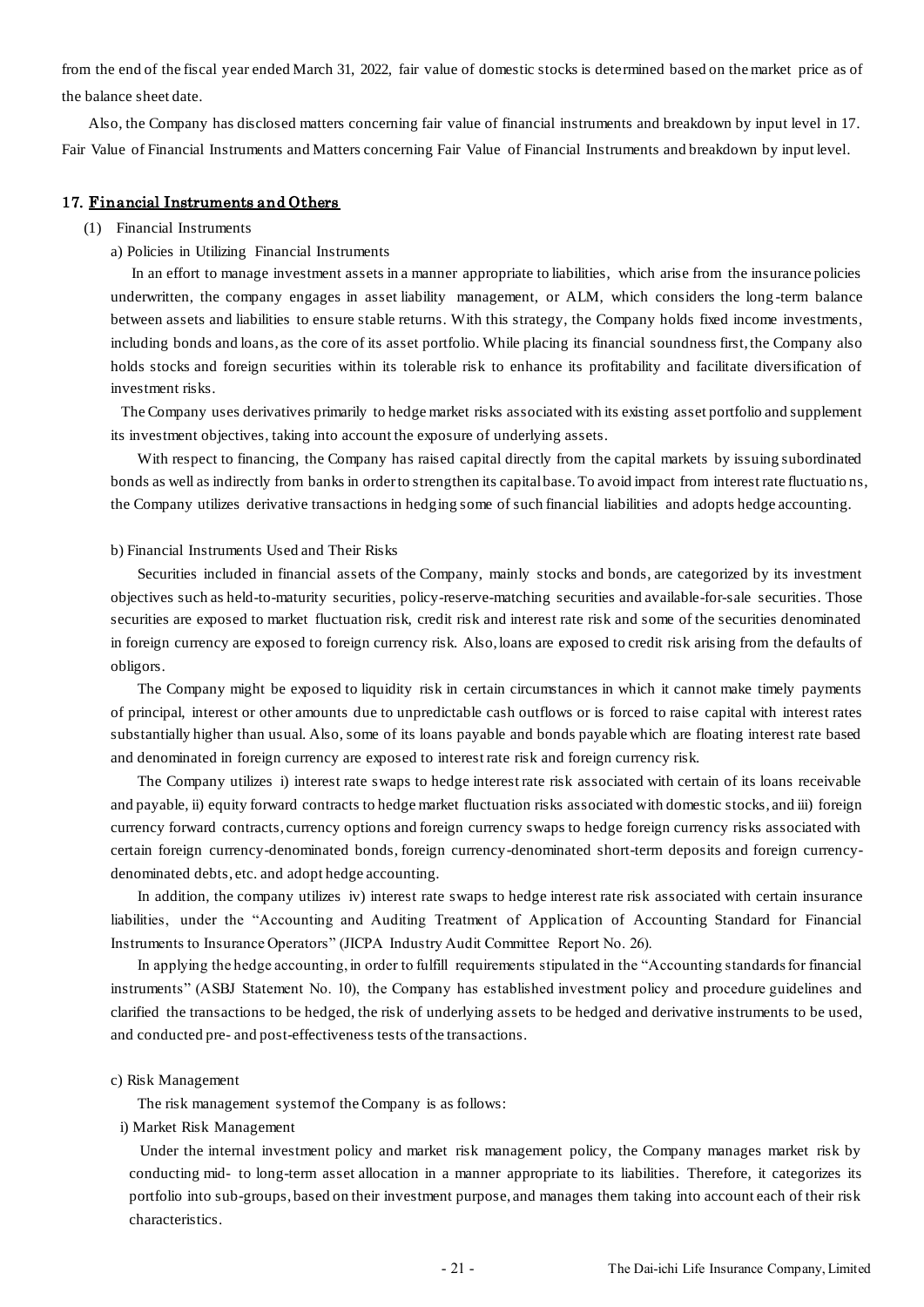from the end of the fiscal year ended March 31, 2022, fair value of domestic stocks is determined based on the market price as of the balance sheet date.

Also, the Company has disclosed matters concerning fair value of financial instruments and breakdown by input level in 17. Fair Value of Financial Instruments and Matters concerning Fair Value of Financial Instruments and breakdown by input level.

## 17. Financial Instruments and Others

(1) Financial Instruments

a) Policies in Utilizing Financial Instruments

In an effort to manage investment assets in a manner appropriate to liabilities, which arise from the insurance policies underwritten, the company engages in asset liability management, or ALM, which considers the long-term balance between assets and liabilities to ensure stable returns. With this strategy, the Company holds fixed income investments, including bonds and loans, as the core of its asset portfolio. While placing its financial soundness first, the Company also holds stocks and foreign securities within its tolerable risk to enhance its profitability and facilitate diversification of investment risks.

The Company uses derivatives primarily to hedge market risks associated with its existing asset portfolio and supplement its investment objectives, taking into account the exposure of underlying assets.

With respect to financing, the Company has raised capital directly from the capital markets by issuing subordinated bonds as well as indirectly from banks in order to strengthen its capital base. To avoid impact from interest rate fluctuations, the Company utilizes derivative transactions in hedging some of such financial liabilities and adopts hedge accounting.

b) Financial Instruments Used and Their Risks

Securities included in financial assets of the Company, mainly stocks and bonds, are categorized by its investment objectives such as held-to-maturity securities, policy-reserve-matching securities and available-for-sale securities. Those securities are exposed to market fluctuation risk, credit risk and interest rate risk and some of the securities denominated in foreign currency are exposed to foreign currency risk. Also, loans are exposed to credit risk arising from the defaults of obligors.

The Company might be exposed to liquidity risk in certain circumstances in which it cannot make timely payments of principal, interest or other amounts due to unpredictable cash outflows or is forced to raise capital with interest rates substantially higher than usual. Also, some of its loans payable and bonds payable which are floating interest rate based and denominated in foreign currency are exposed to interest rate risk and foreign currency risk.

The Company utilizes i) interest rate swaps to hedge interest rate risk associated with certain of its loans receivable and payable, ii) equity forward contracts to hedge market fluctuation risks associated with domestic stocks, and iii) foreign currency forward contracts, currency options and foreign currency swaps to hedge foreign currency risks associated with certain foreign currency-denominated bonds, foreign currency-denominated short-term deposits and foreign currency-denominated debts, etc. and adopt hedge accounting.

In addition, the company utilizes iv) interest rate swaps to hedge interest rate risk associated with certain insurance liabilities, under the "Accounting and Auditing Treatment of Application of Accounting Standard for Financial Instruments to Insurance Operators" (JICPA Industry Audit Committee Report No. 26).

In applying the hedge accounting, in order to fulfill requirements stipulated in the "Accounting standards for financial instruments" (ASBJ Statement No. 10), the Company has established investment policy and procedure guidelines and clarified the transactions to be hedged, the risk of underlying assets to be hedged and derivative instruments to be used, and conducted pre- and post-effectiveness tests of the transactions.

c) Risk Management

The risk management system of the Company is as follows:

i) Market Risk Management

Under the internal investment policy and market risk management policy, the Company manages market risk by conducting mid- to long-term asset allocation in a manner appropriate to its liabilities. Therefore, it categorizes its portfolio into sub-groups, based on their investment purpose, and manages them taking into account each of their risk characteristics.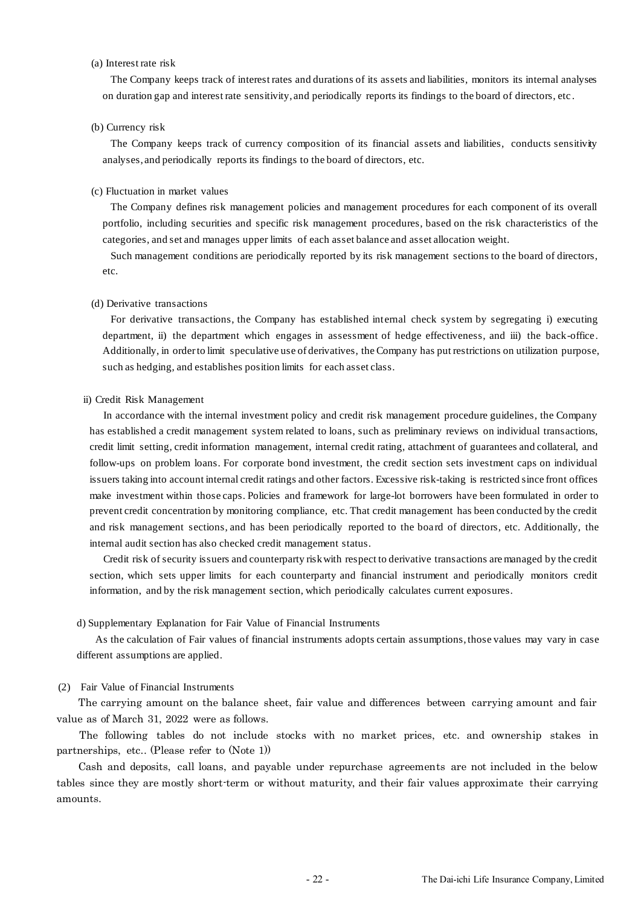(a) Interest rate risk

The Company keeps track of interest rates and durations of its assets and liabilities, monitors its internal analyses on duration gap and interest rate sensitivity, and periodically reports its findings to the board of directors, etc.

(b) Currency risk

The Company keeps track of currency composition of its financial assets and liabilities, conducts sensitivity analyses, and periodically reports its findings to the board of directors, etc.

(c) Fluctuation in market values

The Company defines risk management policies and management procedures for each component of its overall portfolio, including securities and specific risk management procedures, based on the risk characteristics of the categories, and set and manages upper limits of each asset balance and asset allocation weight.

Such management conditions are periodically reported by its risk management sections to the board of directors, etc.

(d) Derivative transactions

For derivative transactions, the Company has established internal check system by segregating i) executing department, ii) the department which engages in assessment of hedge effectiveness, and iii) the back-office. Additionally, in order to limit speculative use of derivatives, the Company has put restrictions on utilization purpose, such as hedging, and establishes position limits for each asset class.

ii) Credit Risk Management

In accordance with the internal investment policy and credit risk management procedure guidelines, the Company has established a credit management system related to loans, such as preliminary reviews on individual transactions, credit limit setting, credit information management, internal credit rating, attachment of guarantees and collateral, and follow-ups on problem loans. For corporate bond investment, the credit section sets investment caps on individual issuers taking into account internal credit ratings and other factors. Excessive risk-taking is restricted since front offices make investment within those caps. Policies and framework for large-lot borrowers have been formulated in order to prevent credit concentration by monitoring compliance, etc. That credit management has been conducted by the credit and risk management sections, and has been periodically reported to the board of directors, etc. Additionally, the internal audit section has also checked credit management status.

Credit risk of security issuers and counterparty risk with respect to derivative transactions are managed by the credit section, which sets upper limits for each counterparty and financial instrument and periodically monitors credit information, and by the risk management section, which periodically calculates current exposures.

d) Supplementary Explanation for Fair Value of Financial Instruments

As the calculation of Fair values of financial instruments adopts certain assumptions, those values may vary in case different assumptions are applied.

(2) Fair Value of Financial Instruments

The carrying amount on the balance sheet, fair value and differences between carrying amount and fair value as of March 31, 2022 were as follows.

The following tables do not include stocks with no market prices, etc. and ownership stakes in partnerships, etc.. (Please refer to (Note 1))

Cash and deposits, call loans, and payable under repurchase agreements are not included in the below tables since they are mostly short-term or without maturity, and their fair values approximate their carrying amounts.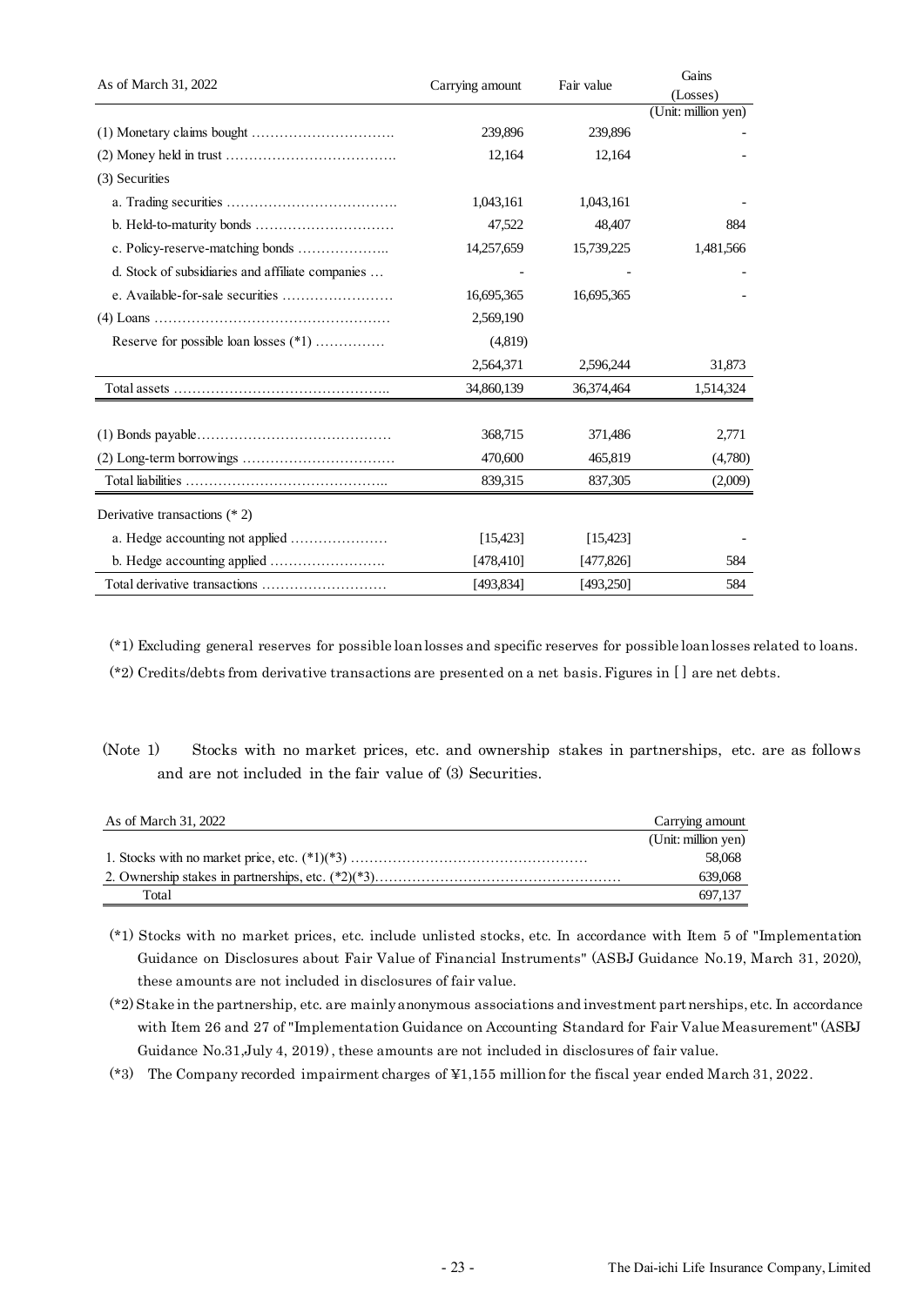| As of March 31, 2022 | Carrying amount | Fair value | Gains (Losses) |
|---|---|---|---|
| | | | (Unit: million yen) |
| (1) Monetary claims bought | 239,896 | 239,896 | - |
| (2) Money held in trust | 12,164 | 12,164 | - |
| (3) Securities | | | |
| a. Trading securities | 1,043,161 | 1,043,161 | - |
| b. Held-to-maturity bonds | 47,522 | 48,407 | 884 |
| c. Policy-reserve-matching bonds | 14,257,659 | 15,739,225 | 1,481,566 |
| d. Stock of subsidiaries and affiliate companies | - | - | - |
| e. Available-for-sale securities | 16,695,365 | 16,695,365 | - |
| (4) Loans | 2,569,190 | | |
| Reserve for possible loan losses (*1) | (4,819) | | |
| | 2,564,371 | 2,596,244 | 31,873 |
| Total assets | 34,860,139 | 36,374,464 | 1,514,324 |
| (1) Bonds payable | 368,715 | 371,486 | 2,771 |
| (2) Long-term borrowings | 470,600 | 465,819 | (4,780) |
| Total liabilities | 839,315 | 837,305 | (2,009) |
| Derivative transactions (* 2) | | | |
| a. Hedge accounting not applied | [15,423] | [15,423] | - |
| b. Hedge accounting applied | [478,410] | [477,826] | 584 |
| Total derivative transactions | [493,834] | [493,250] | 584 |

(*1) Excluding general reserves for possible loan losses and specific reserves for possible loan losses related to loans.

(*2) Credits/debts from derivative transactions are presented on a net basis. Figures in [ ] are net debts.

(Note 1) Stocks with no market prices, etc. and ownership stakes in partnerships, etc. are as follows and are not included in the fair value of (3) Securities.

| As of March 31, 2022 | Carrying amount |
|---|---|
| | (Unit: million yen) |
| 1. Stocks with no market price, etc. (*1)(*3) | 58,068 |
| 2. Ownership stakes in partnerships, etc. (*2)(*3) | 639,068 |
| Total | 697,137 |

(*1) Stocks with no market prices, etc. include unlisted stocks, etc. In accordance with Item 5 of "Implementation Guidance on Disclosures about Fair Value of Financial Instruments" (ASBJ Guidance No.19, March 31, 2020), these amounts are not included in disclosures of fair value.

(*2) Stake in the partnership, etc. are mainly anonymous associations and investment partnerships, etc. In accordance with Item 26 and 27 of "Implementation Guidance on Accounting Standard for Fair Value Measurement" (ASBJ Guidance No.31,July 4, 2019), these amounts are not included in disclosures of fair value.

(*3) The Company recorded impairment charges of ¥1,155 million for the fiscal year ended March 31, 2022.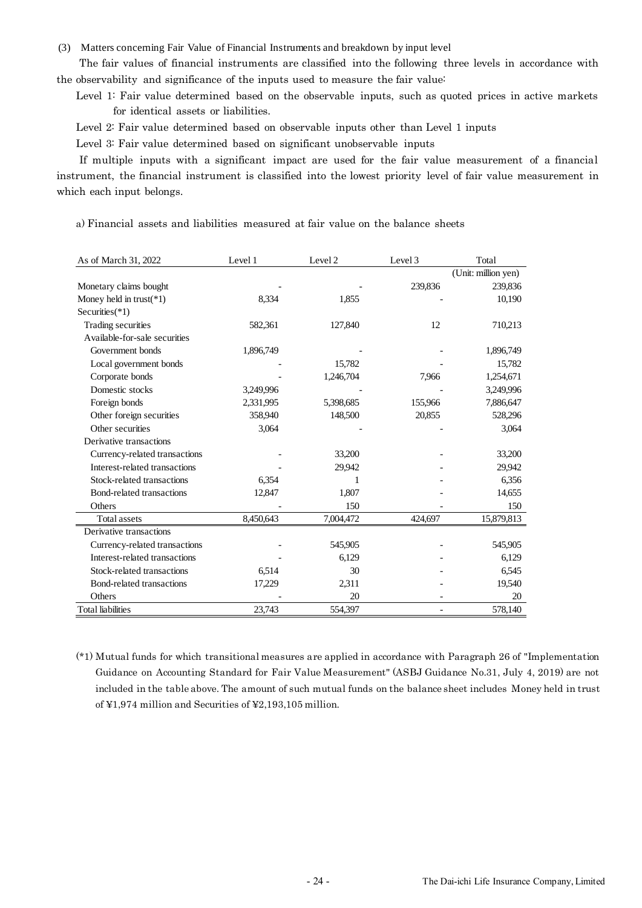(3) Matters concerning Fair Value of Financial Instruments and breakdown by input level

The fair values of financial instruments are classified into the following three levels in accordance with the observability and significance of the inputs used to measure the fair value:

Level 1: Fair value determined based on the observable inputs, such as quoted prices in active markets for identical assets or liabilities.

Level 2: Fair value determined based on observable inputs other than Level 1 inputs

Level 3: Fair value determined based on significant unobservable inputs

If multiple inputs with a significant impact are used for the fair value measurement of a financial instrument, the financial instrument is classified into the lowest priority level of fair value measurement in which each input belongs.

a) Financial assets and liabilities measured at fair value on the balance sheets

| As of March 31, 2022 | Level 1 | Level 2 | Level 3 | Total |
|---|---|---|---|---|
| | | | | (Unit: million yen) |
| Monetary claims bought | - | - | 239,836 | 239,836 |
| Money held in trust(*1) | 8,334 | 1,855 | - | 10,190 |
| Securities(*1) | | | | |
| Trading securities | 582,361 | 127,840 | 12 | 710,213 |
| Available-for-sale securities | | | | |
| Government bonds | 1,896,749 | - | - | 1,896,749 |
| Local government bonds | - | 15,782 | - | 15,782 |
| Corporate bonds | - | 1,246,704 | 7,966 | 1,254,671 |
| Domestic stocks | 3,249,996 | - | - | 3,249,996 |
| Foreign bonds | 2,331,995 | 5,398,685 | 155,966 | 7,886,647 |
| Other foreign securities | 358,940 | 148,500 | 20,855 | 528,296 |
| Other securities | 3,064 | - | - | 3,064 |
| Derivative transactions | | | | |
| Currency-related transactions | - | 33,200 | - | 33,200 |
| Interest-related transactions | - | 29,942 | - | 29,942 |
| Stock-related transactions | 6,354 | 1 | - | 6,356 |
| Bond-related transactions | 12,847 | 1,807 | - | 14,655 |
| Others | - | 150 | - | 150 |
| Total assets | 8,450,643 | 7,004,472 | 424,697 | 15,879,813 |
| Derivative transactions | | | | |
| Currency-related transactions | - | 545,905 | - | 545,905 |
| Interest-related transactions | - | 6,129 | - | 6,129 |
| Stock-related transactions | 6,514 | 30 | - | 6,545 |
| Bond-related transactions | 17,229 | 2,311 | - | 19,540 |
| Others | - | 20 | - | 20 |
| Total liabilities | 23,743 | 554,397 | - | 578,140 |

(*1) Mutual funds for which transitional measures are applied in accordance with Paragraph 26 of "Implementation Guidance on Accounting Standard for Fair Value Measurement" (ASBJ Guidance No.31, July 4, 2019) are not included in the table above. The amount of such mutual funds on the balance sheet includes Money held in trust of ¥1,974 million and Securities of ¥2,193,105 million.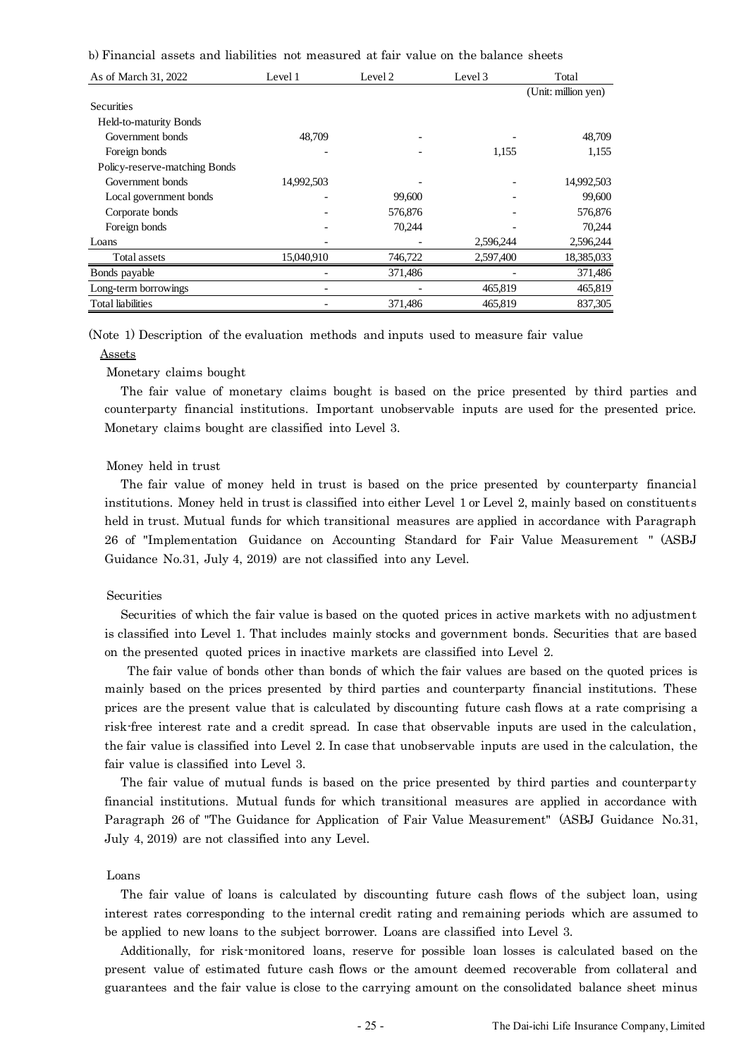b) Financial assets and liabilities not measured at fair value on the balance sheets

| As of March 31, 2022 | Level 1 | Level 2 | Level 3 | Total |
|---|---|---|---|---|
| | | | | (Unit: million yen) |
| Securities | | | | |
| Held-to-maturity Bonds | | | | |
| Government bonds | 48,709 | - | - | 48,709 |
| Foreign bonds | - | - | 1,155 | 1,155 |
| Policy-reserve-matching Bonds | | | | |
| Government bonds | 14,992,503 | - | - | 14,992,503 |
| Local government bonds | - | 99,600 | - | 99,600 |
| Corporate bonds | - | 576,876 | - | 576,876 |
| Foreign bonds | - | 70,244 | - | 70,244 |
| Loans | - | - | 2,596,244 | 2,596,244 |
| Total assets | 15,040,910 | 746,722 | 2,597,400 | 18,385,033 |
| Bonds payable | - | 371,486 | - | 371,486 |
| Long-term borrowings | - | - | 465,819 | 465,819 |
| Total liabilities | - | 371,486 | 465,819 | 837,305 |

(Note 1) Description of the evaluation methods and inputs used to measure fair value

Assets

Monetary claims bought

The fair value of monetary claims bought is based on the price presented by third parties and counterparty financial institutions. Important unobservable inputs are used for the presented price. Monetary claims bought are classified into Level 3.

Money held in trust

The fair value of money held in trust is based on the price presented by counterparty financial institutions. Money held in trust is classified into either Level 1 or Level 2, mainly based on constituents held in trust. Mutual funds for which transitional measures are applied in accordance with Paragraph 26 of "Implementation Guidance on Accounting Standard for Fair Value Measurement " (ASBJ Guidance No.31, July 4, 2019) are not classified into any Level.

Securities

Securities of which the fair value is based on the quoted prices in active markets with no adjustment is classified into Level 1. That includes mainly stocks and government bonds. Securities that are based on the presented quoted prices in inactive markets are classified into Level 2.

The fair value of bonds other than bonds of which the fair values are based on the quoted prices is mainly based on the prices presented by third parties and counterparty financial institutions. These prices are the present value that is calculated by discounting future cash flows at a rate comprising a risk-free interest rate and a credit spread. In case that observable inputs are used in the calculation, the fair value is classified into Level 2. In case that unobservable inputs are used in the calculation, the fair value is classified into Level 3.

The fair value of mutual funds is based on the price presented by third parties and counterparty financial institutions. Mutual funds for which transitional measures are applied in accordance with Paragraph 26 of "The Guidance for Application of Fair Value Measurement" (ASBJ Guidance No.31, July 4, 2019) are not classified into any Level.

Loans

The fair value of loans is calculated by discounting future cash flows of the subject loan, using interest rates corresponding to the internal credit rating and remaining periods which are assumed to be applied to new loans to the subject borrower. Loans are classified into Level 3.

Additionally, for risk-monitored loans, reserve for possible loan losses is calculated based on the present value of estimated future cash flows or the amount deemed recoverable from collateral and guarantees and the fair value is close to the carrying amount on the consolidated balance sheet minus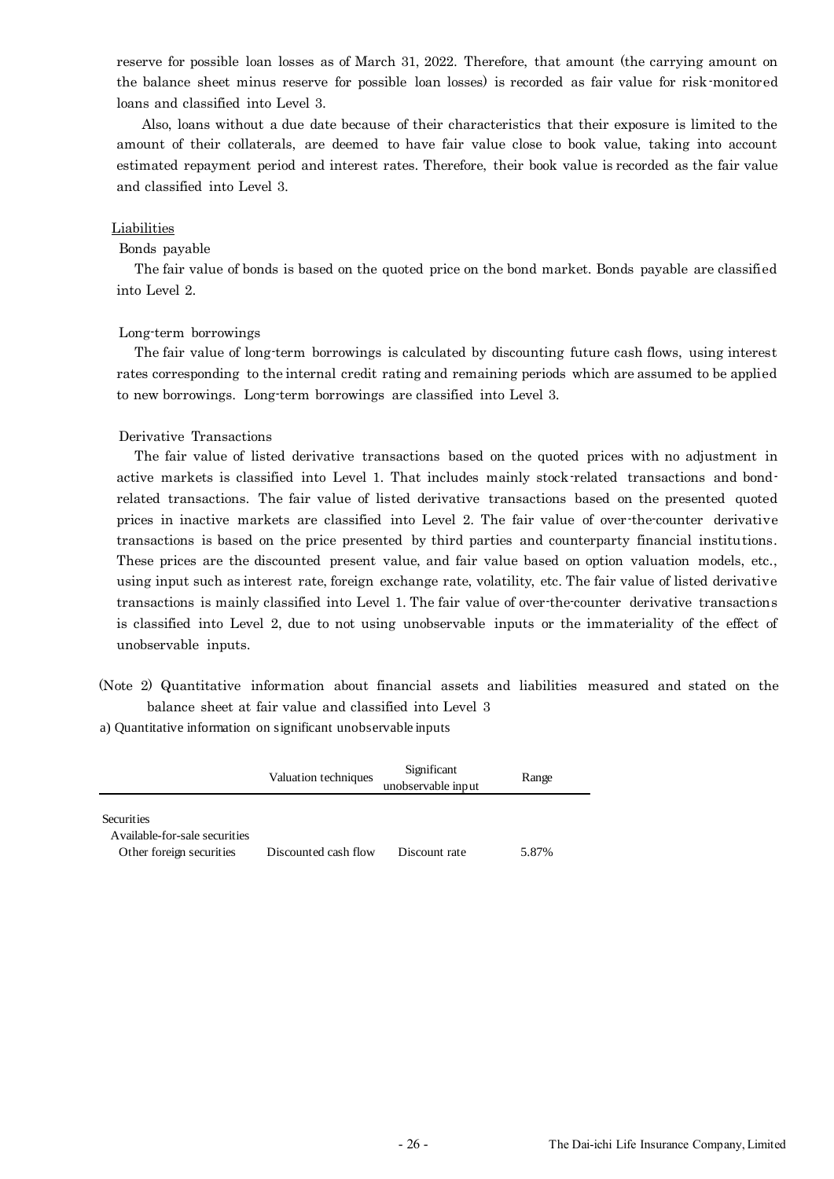reserve for possible loan losses as of March 31, 2022. Therefore, that amount (the carrying amount on the balance sheet minus reserve for possible loan losses) is recorded as fair value for risk-monitored loans and classified into Level 3.

Also, loans without a due date because of their characteristics that their exposure is limited to the amount of their collaterals, are deemed to have fair value close to book value, taking into account estimated repayment period and interest rates. Therefore, their book value is recorded as the fair value and classified into Level 3.

Liabilities

Bonds payable

The fair value of bonds is based on the quoted price on the bond market. Bonds payable are classified into Level 2.

Long-term borrowings

The fair value of long-term borrowings is calculated by discounting future cash flows, using interest rates corresponding to the internal credit rating and remaining periods which are assumed to be applied to new borrowings. Long-term borrowings are classified into Level 3.

Derivative Transactions

The fair value of listed derivative transactions based on the quoted prices with no adjustment in active markets is classified into Level 1. That includes mainly stock-related transactions and bond-related transactions. The fair value of listed derivative transactions based on the presented quoted prices in inactive markets are classified into Level 2. The fair value of over-the-counter derivative transactions is based on the price presented by third parties and counterparty financial institutions. These prices are the discounted present value, and fair value based on option valuation models, etc., using input such as interest rate, foreign exchange rate, volatility, etc. The fair value of listed derivative transactions is mainly classified into Level 1. The fair value of over-the-counter derivative transactions is classified into Level 2, due to not using unobservable inputs or the immateriality of the effect of unobservable inputs.

(Note 2) Quantitative information about financial assets and liabilities measured and stated on the balance sheet at fair value and classified into Level 3

a) Quantitative information on significant unobservable inputs

| | Valuation techniques | Significant unobservable input | Range |
|---|---|---|---|
| Securities | | | |
| Available-for-sale securities | | | |
| Other foreign securities | Discounted cash flow | Discount rate | 5.87% |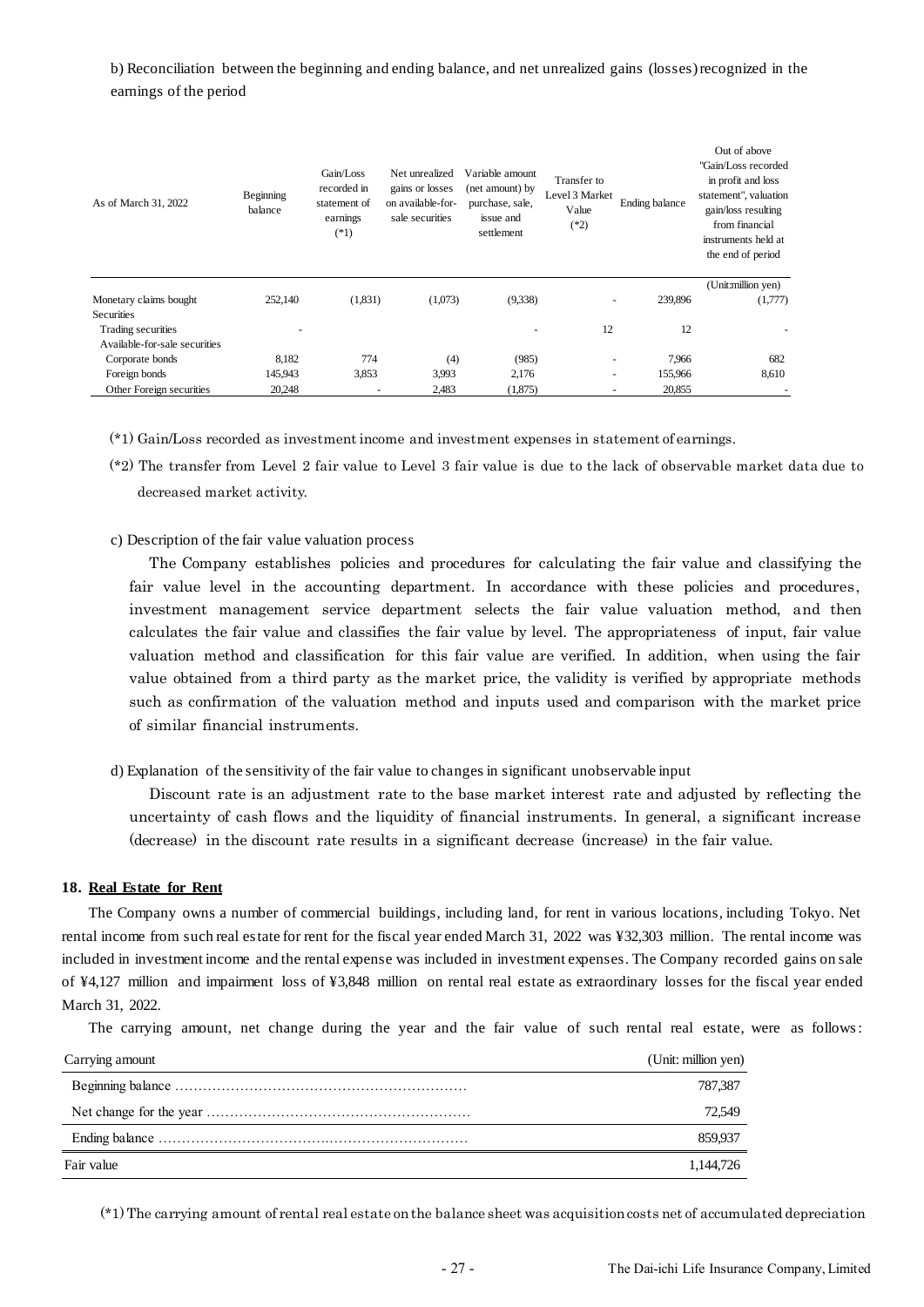b) Reconciliation between the beginning and ending balance, and net unrealized gains (losses) recognized in the earnings of the period

| As of March 31, 2022 | Beginning balance | Gain/Loss recorded in statement of earnings (*1) | Net unrealized gains or losses on available-for-sale securities | Variable amount (net amount) by purchase, sale, issue and settlement | Transfer to Level 3 Market Value (*2) | Ending balance | Out of above "Gain/Loss recorded in profit and loss statement", valuation gain/loss resulting from financial instruments held at the end of period |
|---|---|---|---|---|---|---|---|
| | | | | | | | (Unit:million yen) |
| Monetary claims bought | 252,140 | (1,831) | (1,073) | (9,338) | - | 239,896 | (1,777) |
| Securities | | | | | | | |
| Trading securities | - | | | - | 12 | 12 | - |
| Available-for-sale securities | | | | | | | |
| Corporate bonds | 8,182 | 774 | (4) | (985) | - | 7,966 | 682 |
| Foreign bonds | 145,943 | 3,853 | 3,993 | 2,176 | - | 155,966 | 8,610 |
| Other Foreign securities | 20,248 | - | 2,483 | (1,875) | - | 20,855 | - |

(*1) Gain/Loss recorded as investment income and investment expenses in statement of earnings.

(*2) The transfer from Level 2 fair value to Level 3 fair value is due to the lack of observable market data due to decreased market activity.

c) Description of the fair value valuation process

The Company establishes policies and procedures for calculating the fair value and classifying the fair value level in the accounting department. In accordance with these policies and procedures, investment management service department selects the fair value valuation method, and then calculates the fair value and classifies the fair value by level. The appropriateness of input, fair value valuation method and classification for this fair value are verified. In addition, when using the fair value obtained from a third party as the market price, the validity is verified by appropriate methods such as confirmation of the valuation method and inputs used and comparison with the market price of similar financial instruments.

d) Explanation of the sensitivity of the fair value to changes in significant unobservable input

Discount rate is an adjustment rate to the base market interest rate and adjusted by reflecting the uncertainty of cash flows and the liquidity of financial instruments. In general, a significant increase (decrease) in the discount rate results in a significant decrease (increase) in the fair value.

## 18. Real Estate for Rent

The Company owns a number of commercial buildings, including land, for rent in various locations, including Tokyo. Net rental income from such real estate for rent for the fiscal year ended March 31, 2022 was ¥32,303 million. The rental income was included in investment income and the rental expense was included in investment expenses. The Company recorded gains on sale of ¥4,127 million and impairment loss of ¥3,848 million on rental real estate as extraordinary losses for the fiscal year ended March 31, 2022.

The carrying amount, net change during the year and the fair value of such rental real estate, were as follows:

| Carrying amount | (Unit: million yen) |
|---|---|
| Beginning balance | 787,387 |
| Net change for the year | 72,549 |
| Ending balance | 859,937 |
| Fair value | 1,144,726 |

(*1) The carrying amount of rental real estate on the balance sheet was acquisition costs net of accumulated depreciation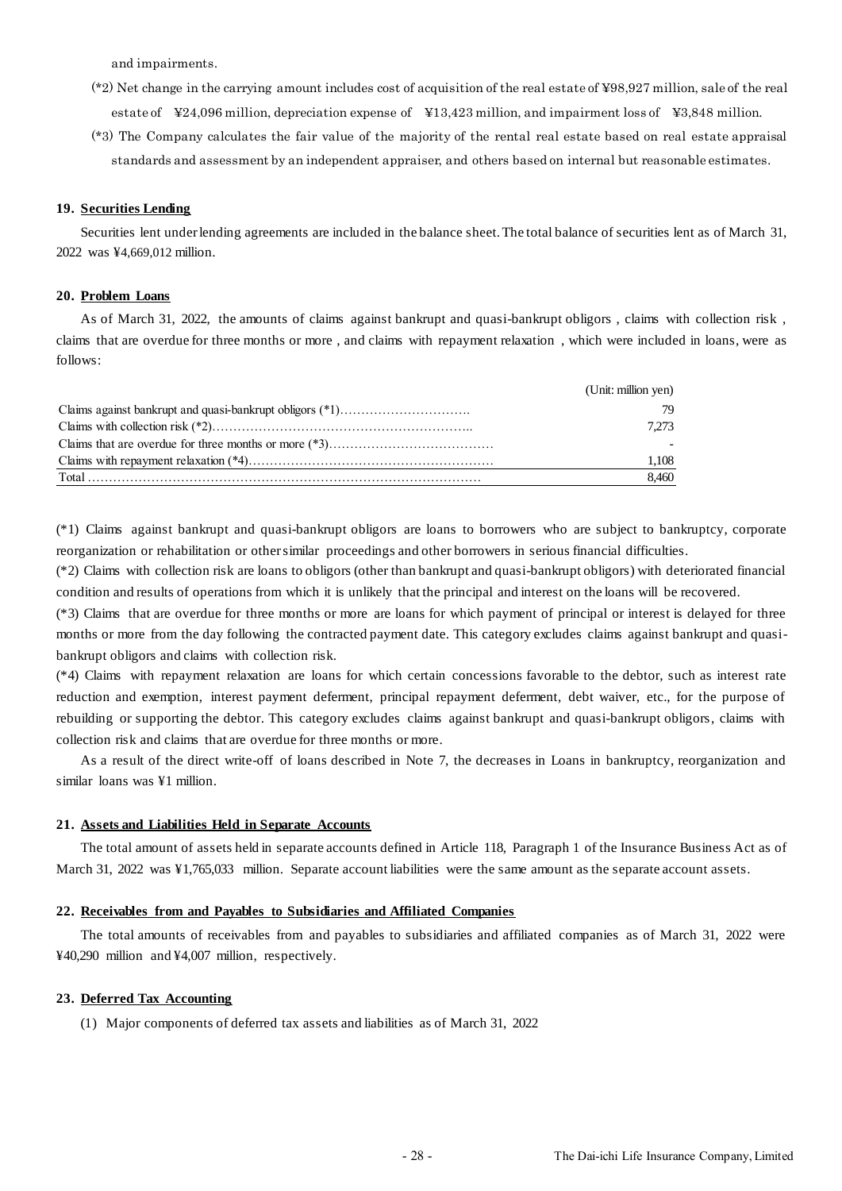and impairments.

(*2) Net change in the carrying amount includes cost of acquisition of the real estate of ¥98,927 million, sale of the real estate of ¥24,096 million, depreciation expense of ¥13,423 million, and impairment loss of ¥3,848 million.

(*3) The Company calculates the fair value of the majority of the rental real estate based on real estate appraisal standards and assessment by an independent appraiser, and others based on internal but reasonable estimates.

## 19. Securities Lending

Securities lent under lending agreements are included in the balance sheet. The total balance of securities lent as of March 31, 2022 was ¥4,669,012 million.

## 20. Problem Loans

As of March 31, 2022, the amounts of claims against bankrupt and quasi-bankrupt obligors , claims with collection risk , claims that are overdue for three months or more , and claims with repayment relaxation , which were included in loans, were as follows:

| | (Unit: million yen) |
|---|---|
| Claims against bankrupt and quasi-bankrupt obligors (*1)………………………… | 79 |
| Claims with collection risk (*2)…………………………………………………… | 7,273 |
| Claims that are overdue for three months or more (*3)………………………………… | - |
| Claims with repayment relaxation (*4)……………………………………………… | 1,108 |
| Total ……………………………………………………………………………… | 8,460 |

(*1) Claims against bankrupt and quasi-bankrupt obligors are loans to borrowers who are subject to bankruptcy, corporate reorganization or rehabilitation or other similar proceedings and other borrowers in serious financial difficulties.

(*2) Claims with collection risk are loans to obligors (other than bankrupt and quasi-bankrupt obligors) with deteriorated financial condition and results of operations from which it is unlikely that the principal and interest on the loans will be recovered.

(*3) Claims that are overdue for three months or more are loans for which payment of principal or interest is delayed for three months or more from the day following the contracted payment date. This category excludes claims against bankrupt and quasi-bankrupt obligors and claims with collection risk.

(*4) Claims with repayment relaxation are loans for which certain concessions favorable to the debtor, such as interest rate reduction and exemption, interest payment deferment, principal repayment deferment, debt waiver, etc., for the purpose of rebuilding or supporting the debtor. This category excludes claims against bankrupt and quasi-bankrupt obligors, claims with collection risk and claims that are overdue for three months or more.

As a result of the direct write-off of loans described in Note 7, the decreases in Loans in bankruptcy, reorganization and similar loans was ¥1 million.

## 21. Assets and Liabilities Held in Separate Accounts

The total amount of assets held in separate accounts defined in Article 118, Paragraph 1 of the Insurance Business Act as of March 31, 2022 was ¥1,765,033 million. Separate account liabilities were the same amount as the separate account assets.

## 22. Receivables from and Payables to Subsidiaries and Affiliated Companies

The total amounts of receivables from and payables to subsidiaries and affiliated companies as of March 31, 2022 were ¥40,290 million and ¥4,007 million, respectively.

## 23. Deferred Tax Accounting

(1) Major components of deferred tax assets and liabilities as of March 31, 2022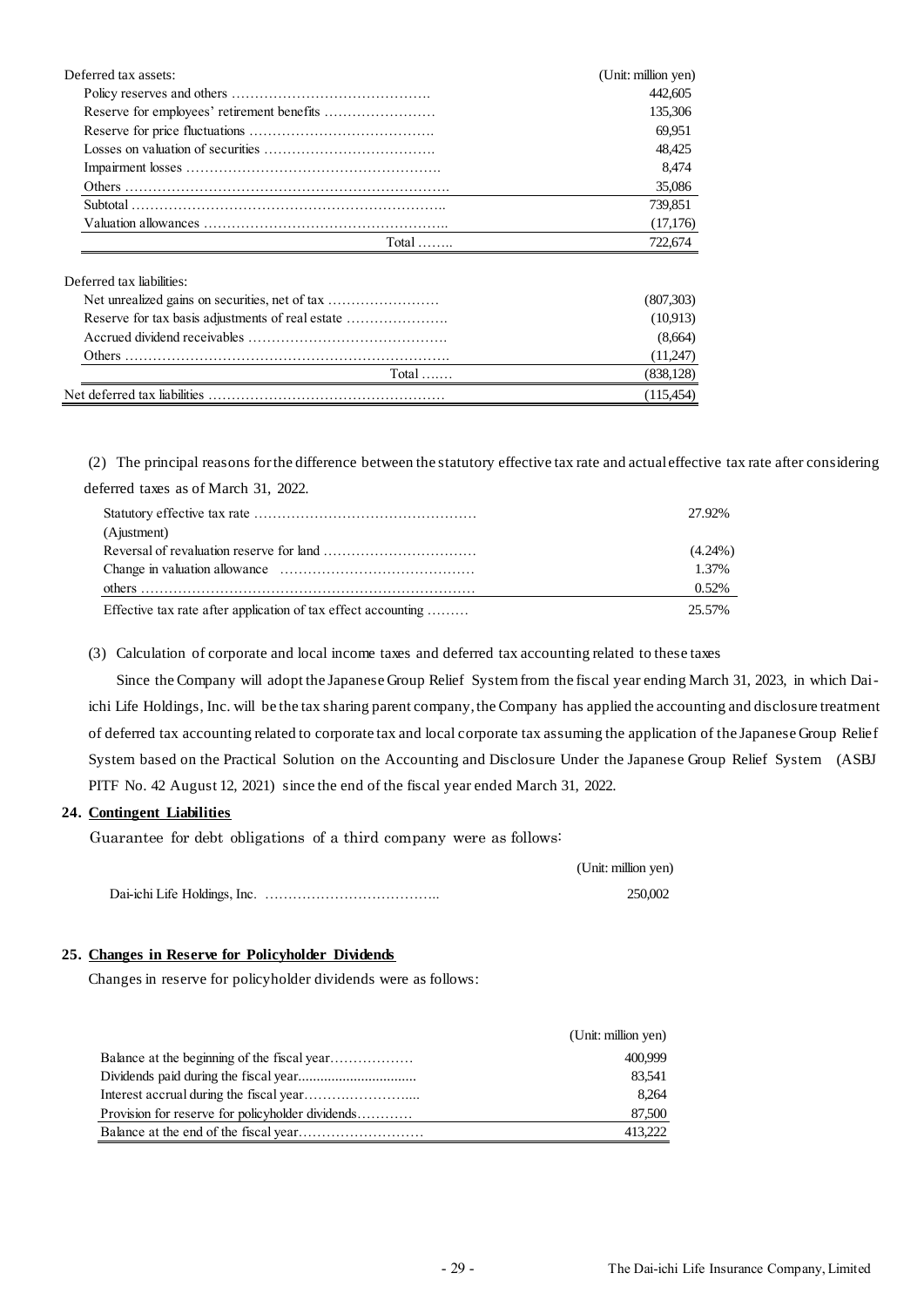| Deferred tax assets: | (Unit: million yen) |
|---|---|
| Policy reserves and others | 442,605 |
| Reserve for employees' retirement benefits | 135,306 |
| Reserve for price fluctuations | 69,951 |
| Losses on valuation of securities | 48,425 |
| Impairment losses | 8,474 |
| Others | 35,086 |
| Subtotal | 739,851 |
| Valuation allowances | (17,176) |
| Total | 722,674 |
| Deferred tax liabilities: | |
| Net unrealized gains on securities, net of tax | (807,303) |
| Reserve for tax basis adjustments of real estate | (10,913) |
| Accrued dividend receivables | (8,664) |
| Others | (11,247) |
| Total | (838,128) |
| Net deferred tax liabilities | (115,454) |

(2) The principal reasons for the difference between the statutory effective tax rate and actual effective tax rate after considering deferred taxes as of March 31, 2022.

| | |
|---|---|
| Statutory effective tax rate | 27.92% |
| (Ajustment) | |
| Reversal of revaluation reserve for land | (4.24%) |
| Change in valuation allowance | 1.37% |
| others | 0.52% |
| Effective tax rate after application of tax effect accounting | 25.57% |

(3) Calculation of corporate and local income taxes and deferred tax accounting related to these taxes

Since the Company will adopt the Japanese Group Relief System from the fiscal year ending March 31, 2023, in which Dai-ichi Life Holdings, Inc. will be the tax sharing parent company, the Company has applied the accounting and disclosure treatment of deferred tax accounting related to corporate tax and local corporate tax assuming the application of the Japanese Group Relief System based on the Practical Solution on the Accounting and Disclosure Under the Japanese Group Relief System (ASBJ PITF No. 42 August 12, 2021) since the end of the fiscal year ended March 31, 2022.

## 24. Contingent Liabilities

Guarantee for debt obligations of a third company were as follows:

| | (Unit: million yen) |
|---|---|
| Dai-ichi Life Holdings, Inc. | 250,002 |

## 25. Changes in Reserve for Policyholder Dividends

Changes in reserve for policyholder dividends were as follows:

| | (Unit: million yen) |
|---|---|
| Balance at the beginning of the fiscal year | 400,999 |
| Dividends paid during the fiscal year | 83,541 |
| Interest accrual during the fiscal year | 8,264 |
| Provision for reserve for policyholder dividends | 87,500 |
| Balance at the end of the fiscal year | 413,222 |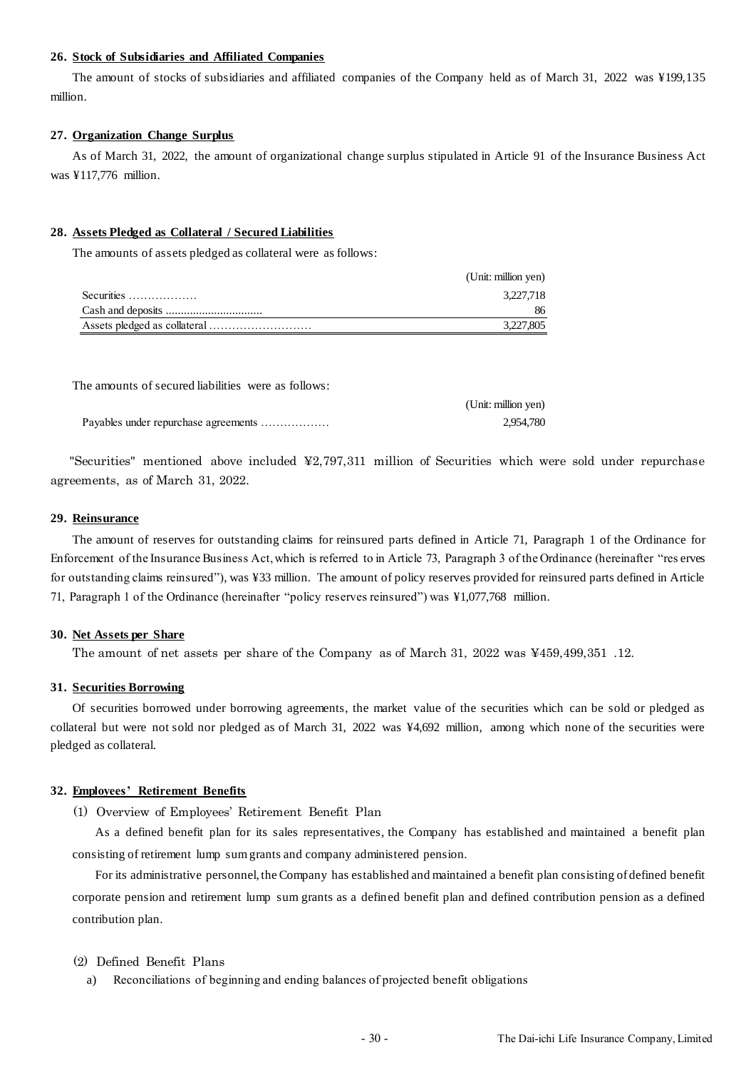#### 26. Stock of Subsidiaries and Affiliated Companies

The amount of stocks of subsidiaries and affiliated companies of the Company held as of March 31, 2022 was ¥199,135 million.

#### 27. Organization Change Surplus

As of March 31, 2022, the amount of organizational change surplus stipulated in Article 91 of the Insurance Business Act was ¥117,776 million.

#### 28. Assets Pledged as Collateral / Secured Liabilities

The amounts of assets pledged as collateral were as follows:

| | (Unit: million yen) |
|---|---|
| Securities .................. | 3,227,718 |
| Cash and deposits ................................ | 86 |
| Assets pledged as collateral ........................... | 3,227,805 |

The amounts of secured liabilities were as follows:

| | (Unit: million yen) |
|---|---|
| Payables under repurchase agreements .................. | 2,954,780 |

"Securities" mentioned above included ¥2,797,311 million of Securities which were sold under repurchase agreements, as of March 31, 2022.

#### 29. Reinsurance

The amount of reserves for outstanding claims for reinsured parts defined in Article 71, Paragraph 1 of the Ordinance for Enforcement of the Insurance Business Act, which is referred to in Article 73, Paragraph 3 of the Ordinance (hereinafter "reserves for outstanding claims reinsured"), was ¥33 million. The amount of policy reserves provided for reinsured parts defined in Article 71, Paragraph 1 of the Ordinance (hereinafter "policy reserves reinsured") was ¥1,077,768 million.

#### 30. Net Assets per Share

The amount of net assets per share of the Company as of March 31, 2022 was ¥459,499,351 .12.

#### 31. Securities Borrowing

Of securities borrowed under borrowing agreements, the market value of the securities which can be sold or pledged as collateral but were not sold nor pledged as of March 31, 2022 was ¥4,692 million, among which none of the securities were pledged as collateral.

#### 32. Employees' Retirement Benefits

(1) Overview of Employees' Retirement Benefit Plan

As a defined benefit plan for its sales representatives, the Company has established and maintained a benefit plan consisting of retirement lump sum grants and company administered pension.

For its administrative personnel, the Company has established and maintained a benefit plan consisting of defined benefit corporate pension and retirement lump sum grants as a defined benefit plan and defined contribution pension as a defined contribution plan.

(2) Defined Benefit Plans

a) Reconciliations of beginning and ending balances of projected benefit obligations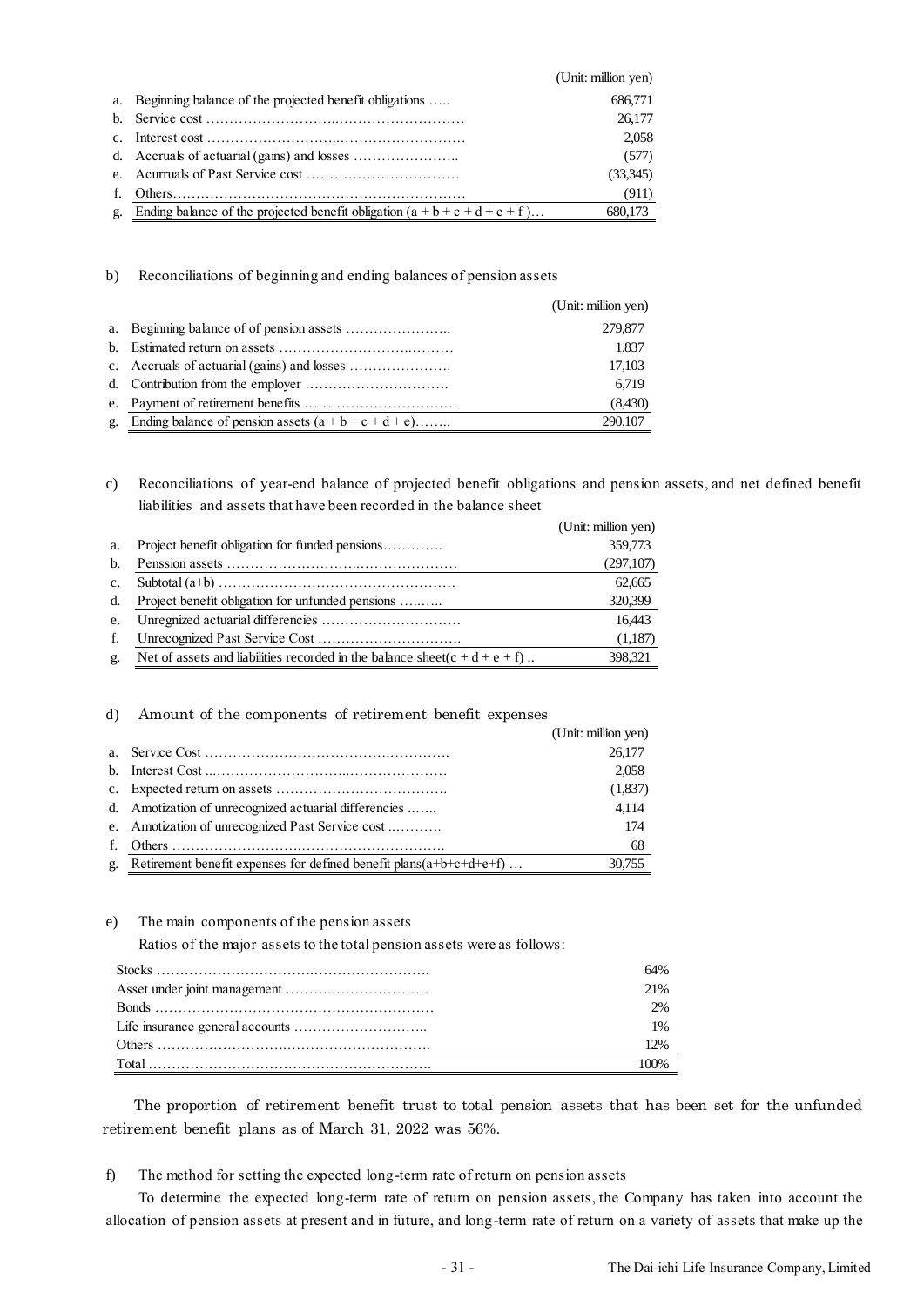| | | (Unit: million yen) |
|---|---|---|
| a. | Beginning balance of the projected benefit obligations ….. | 686,771 |
| b. | Service cost ……………………..……………………… | 26,177 |
| c. | Interest cost ……………………..……………………… | 2,058 |
| d. | Accruals of actuarial (gains) and losses ………………….. | (577) |
| e. | Acurruals of Past Service cost …………………………… | (33,345) |
| f. | Others……………………………………………………… | (911) |
| g. | Ending balance of the projected benefit obligation (a + b + c + d + e + f )… | 680,173 |

b) Reconciliations of beginning and ending balances of pension assets

| | | (Unit: million yen) |
|---|---|---|
| a. | Beginning balance of of pension assets ………………….. | 279,877 |
| b. | Estimated return on assets ……………………..……… | 1,837 |
| c. | Accruals of actuarial (gains) and losses ………………… | 17,103 |
| d. | Contribution from the employer …………………………. | 6,719 |
| e. | Payment of retirement benefits …………………………… | (8,430) |
| g. | Ending balance of pension assets (a + b + c + d + e)…….. | 290,107 |

c) Reconciliations of year-end balance of projected benefit obligations and pension assets, and net defined benefit liabilities and assets that have been recorded in the balance sheet

| | | (Unit: million yen) |
|---|---|---|
| a. | Project benefit obligation for funded pensions…………. | 359,773 |
| b. | Penssion assets ……………………..……………………… | (297,107) |
| c. | Subtotal (a+b) ……………………………………………… | 62,665 |
| d. | Project benefit obligation for unfunded pensions …..….. | 320,399 |
| e. | Unregnized actuarial differencies ………………………… | 16,443 |
| f. | Unrecognized Past Service Cost …………………………. | (1,187) |
| g. | Net of assets and liabilities recorded in the balance sheet(c + d + e + f) .. | 398,321 |

d) Amount of the components of retirement benefit expenses

| | | (Unit: million yen) |
|---|---|---|
| a. | Service Cost ………………………………………………. | 26,177 |
| b. | Interest Cost ..……………………….………………… | 2,058 |
| c. | Expected return on assets ………………………………. | (1,837) |
| d. | Amotization of unrecognized actuarial differencies ……. | 4,114 |
| e. | Amotization of unrecognized Past Service cost ..………. | 174 |
| f. | Others ……………………….…………………………. | 68 |
| g. | Retirement benefit expenses for defined benefit plans(a+b+c+d+e+f) … | 30,755 |

e) The main components of the pension assets

Ratios of the major assets to the total pension assets were as follows:

| | |
|---|---|
| Stocks ……………………………………………………. | 64% |
| Asset under joint management ………….……………… | 21% |
| Bonds ……………………………………………………. | 2% |
| Life insurance general accounts ……………………….. | 1% |
| Others ……………………….…………………………. | 12% |
| Total ……………………………………………………. | 100% |

The proportion of retirement benefit trust to total pension assets that has been set for the unfunded retirement benefit plans as of March 31, 2022 was 56%.

f) The method for setting the expected long-term rate of return on pension assets

To determine the expected long-term rate of return on pension assets, the Company has taken into account the allocation of pension assets at present and in future, and long-term rate of return on a variety of assets that make up the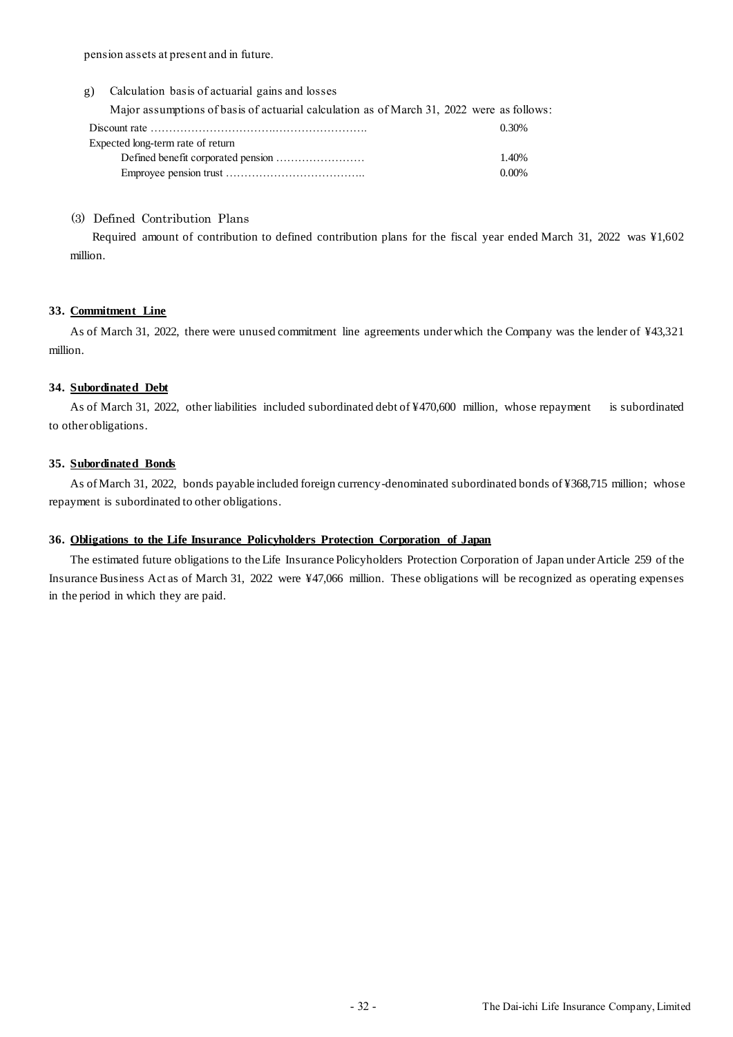pension assets at present and in future.

g) Calculation basis of actuarial gains and losses

Major assumptions of basis of actuarial calculation as of March 31, 2022 were as follows:

| | |
|---|---|
| Discount rate | 0.30% |
| Expected long-term rate of return | |
| Defined benefit corporated pension | 1.40% |
| Empro yee pension trust | 0.00% |

(3) Defined Contribution Plans

Required amount of contribution to defined contribution plans for the fiscal year ended March 31, 2022 was ¥1,602 million.

**33. Commitment Line**

As of March 31, 2022, there were unused commitment line agreements under which the Company was the lender of ¥43,321 million.

**34. Subordinated Debt**

As of March 31, 2022, other liabilities included subordinated debt of ¥470,600 million, whose repayment is subordinated to other obligations.

**35. Subordinated Bonds**

As of March 31, 2022, bonds payable included foreign currency-denominated subordinated bonds of ¥368,715 million; whose repayment is subordinated to other obligations.

**36. Obligations to the Life Insurance Policyholders Protection Corporation of Japan**

The estimated future obligations to the Life Insurance Policyholders Protection Corporation of Japan under Article 259 of the Insurance Business Act as of March 31, 2022 were ¥47,066 million. These obligations will be recognized as operating expenses in the period in which they are paid.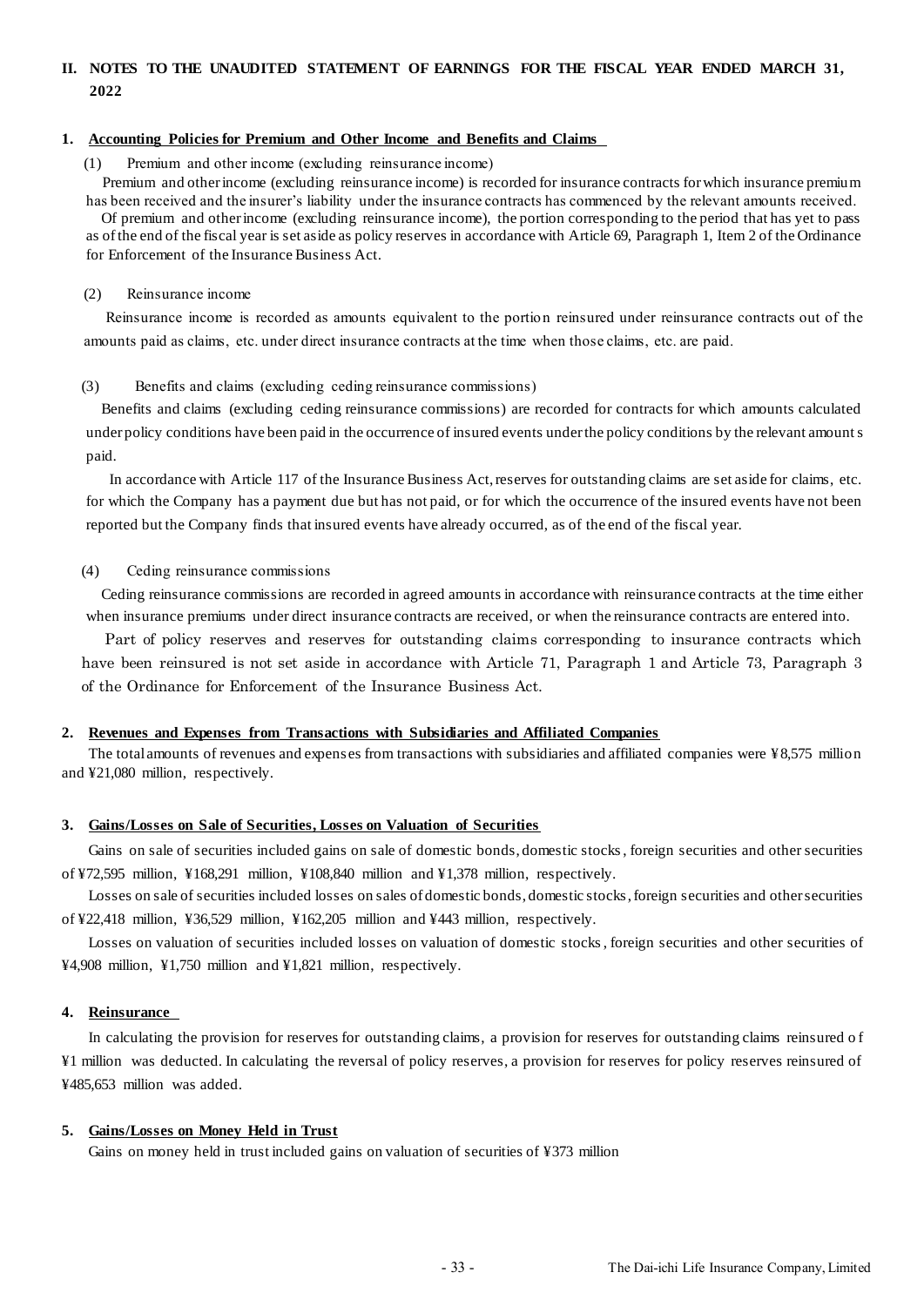## II. NOTES TO THE UNAUDITED STATEMENT OF EARNINGS FOR THE FISCAL YEAR ENDED MARCH 31, 2022

### 1. Accounting Policies for Premium and Other Income and Benefits and Claims

(1) Premium and other income (excluding reinsurance income)

Premium and other income (excluding reinsurance income) is recorded for insurance contracts for which insurance premium has been received and the insurer's liability under the insurance contracts has commenced by the relevant amounts received.

Of premium and other income (excluding reinsurance income), the portion corresponding to the period that has yet to pass as of the end of the fiscal year is set aside as policy reserves in accordance with Article 69, Paragraph 1, Item 2 of the Ordinance for Enforcement of the Insurance Business Act.

(2) Reinsurance income

Reinsurance income is recorded as amounts equivalent to the portion reinsured under reinsurance contracts out of the amounts paid as claims, etc. under direct insurance contracts at the time when those claims, etc. are paid.

(3) Benefits and claims (excluding ceding reinsurance commissions)

Benefits and claims (excluding ceding reinsurance commissions) are recorded for contracts for which amounts calculated under policy conditions have been paid in the occurrence of insured events under the policy conditions by the relevant amounts paid.

In accordance with Article 117 of the Insurance Business Act, reserves for outstanding claims are set aside for claims, etc. for which the Company has a payment due but has not paid, or for which the occurrence of the insured events have not been reported but the Company finds that insured events have already occurred, as of the end of the fiscal year.

(4) Ceding reinsurance commissions

Ceding reinsurance commissions are recorded in agreed amounts in accordance with reinsurance contracts at the time either when insurance premiums under direct insurance contracts are received, or when the reinsurance contracts are entered into.

Part of policy reserves and reserves for outstanding claims corresponding to insurance contracts which have been reinsured is not set aside in accordance with Article 71, Paragraph 1 and Article 73, Paragraph 3 of the Ordinance for Enforcement of the Insurance Business Act.

### 2. Revenues and Expenses from Transactions with Subsidiaries and Affiliated Companies

The total amounts of revenues and expenses from transactions with subsidiaries and affiliated companies were ¥8,575 million and ¥21,080 million, respectively.

### 3. Gains/Losses on Sale of Securities, Losses on Valuation of Securities

Gains on sale of securities included gains on sale of domestic bonds, domestic stocks, foreign securities and other securities of ¥72,595 million, ¥168,291 million, ¥108,840 million and ¥1,378 million, respectively.

Losses on sale of securities included losses on sales of domestic bonds, domestic stocks, foreign securities and other securities of ¥22,418 million, ¥36,529 million, ¥162,205 million and ¥443 million, respectively.

Losses on valuation of securities included losses on valuation of domestic stocks, foreign securities and other securities of ¥4,908 million, ¥1,750 million and ¥1,821 million, respectively.

### 4. Reinsurance

In calculating the provision for reserves for outstanding claims, a provision for reserves for outstanding claims reinsured of ¥1 million was deducted. In calculating the reversal of policy reserves, a provision for reserves for policy reserves reinsured of ¥485,653 million was added.

### 5. Gains/Losses on Money Held in Trust

Gains on money held in trust included gains on valuation of securities of ¥373 million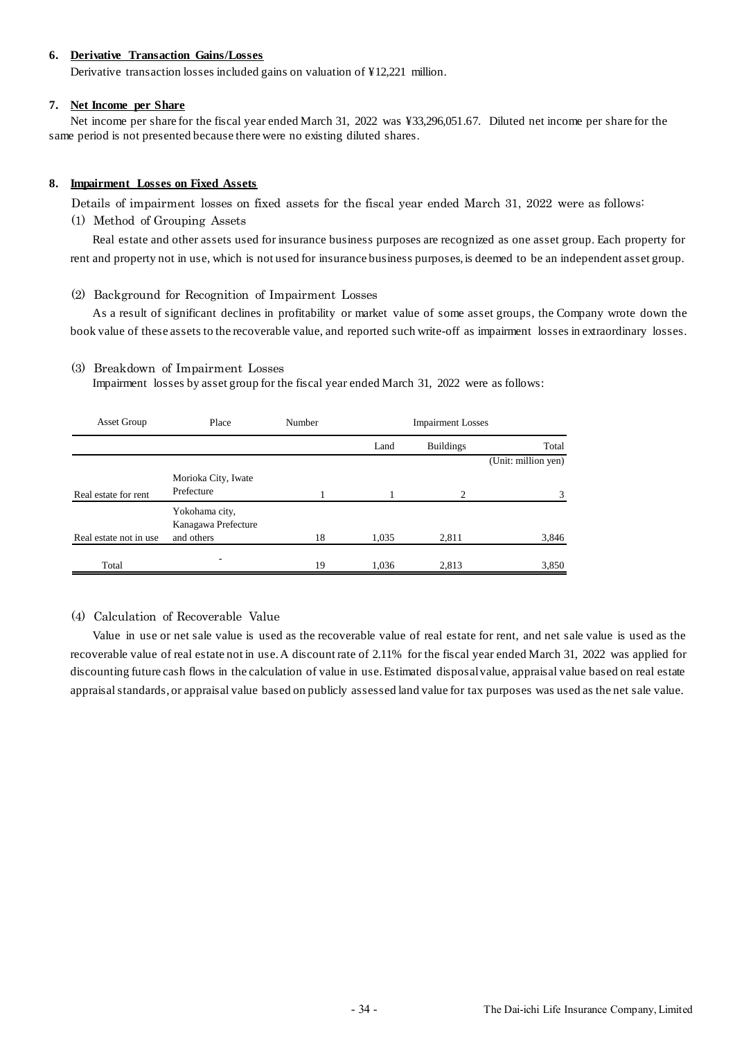### 6. Derivative Transaction Gains/Losses

Derivative transaction losses included gains on valuation of ¥12,221 million.

### 7. Net Income per Share

Net income per share for the fiscal year ended March 31, 2022 was ¥33,296,051.67. Diluted net income per share for the same period is not presented because there were no existing diluted shares.

### 8. Impairment Losses on Fixed Assets

Details of impairment losses on fixed assets for the fiscal year ended March 31, 2022 were as follows:

(1) Method of Grouping Assets

Real estate and other assets used for insurance business purposes are recognized as one asset group. Each property for rent and property not in use, which is not used for insurance business purposes, is deemed to be an independent asset group.

(2) Background for Recognition of Impairment Losses

As a result of significant declines in profitability or market value of some asset groups, the Company wrote down the book value of these assets to the recoverable value, and reported such write-off as impairment losses in extraordinary losses.

(3) Breakdown of Impairment Losses

Impairment losses by asset group for the fiscal year ended March 31, 2022 were as follows:

| Asset Group | Place | Number | Impairment Losses | | |
|---|---|---|---|---|---|
| | | | Land | Buildings | Total |
| | | | | | (Unit: million yen) |
| Real estate for rent | Morioka City, Iwate Prefecture | 1 | 1 | 2 | 3 |
| Real estate not in use | Yokohama city, Kanagawa Prefecture and others | 18 | 1,035 | 2,811 | 3,846 |
| Total | - | 19 | 1,036 | 2,813 | 3,850 |

(4) Calculation of Recoverable Value

Value in use or net sale value is used as the recoverable value of real estate for rent, and net sale value is used as the recoverable value of real estate not in use. A discount rate of 2.11% for the fiscal year ended March 31, 2022 was applied for discounting future cash flows in the calculation of value in use. Estimated disposal value, appraisal value based on real estate appraisal standards, or appraisal value based on publicly assessed land value for tax purposes was used as the net sale value.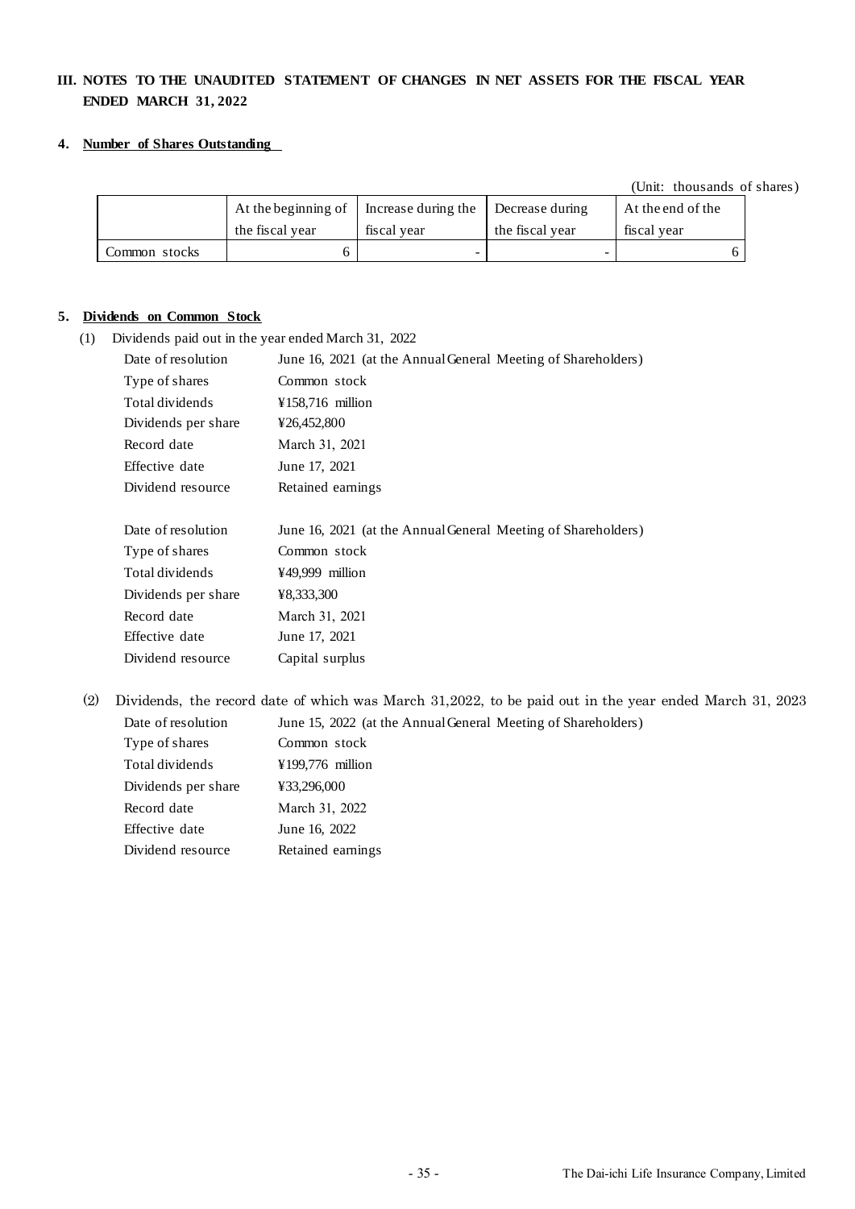## III. NOTES TO THE UNAUDITED STATEMENT OF CHANGES IN NET ASSETS FOR THE FISCAL YEAR ENDED MARCH 31, 2022

### 4. Number of Shares Outstanding

(Unit: thousands of shares)

| | At the beginning of the fiscal year | Increase during the fiscal year | Decrease during the fiscal year | At the end of the fiscal year |
|---|---|---|---|---|
| Common stocks | 6 | - | - | 6 |

### 5. Dividends on Common Stock

(1) Dividends paid out in the year ended March 31, 2022

| | |
|---|---|
| Date of resolution | June 16, 2021 (at the Annual General Meeting of Shareholders) |
| Type of shares | Common stock |
| Total dividends | ¥158,716 million |
| Dividends per share | ¥26,452,800 |
| Record date | March 31, 2021 |
| Effective date | June 17, 2021 |
| Dividend resource | Retained earnings |

| | |
|---|---|
| Date of resolution | June 16, 2021 (at the Annual General Meeting of Shareholders) |
| Type of shares | Common stock |
| Total dividends | ¥49,999 million |
| Dividends per share | ¥8,333,300 |
| Record date | March 31, 2021 |
| Effective date | June 17, 2021 |
| Dividend resource | Capital surplus |

(2) Dividends, the record date of which was March 31,2022, to be paid out in the year ended March 31, 2023

| | |
|---|---|
| Date of resolution | June 15, 2022 (at the Annual General Meeting of Shareholders) |
| Type of shares | Common stock |
| Total dividends | ¥199,776 million |
| Dividends per share | ¥33,296,000 |
| Record date | March 31, 2022 |
| Effective date | June 16, 2022 |
| Dividend resource | Retained earnings |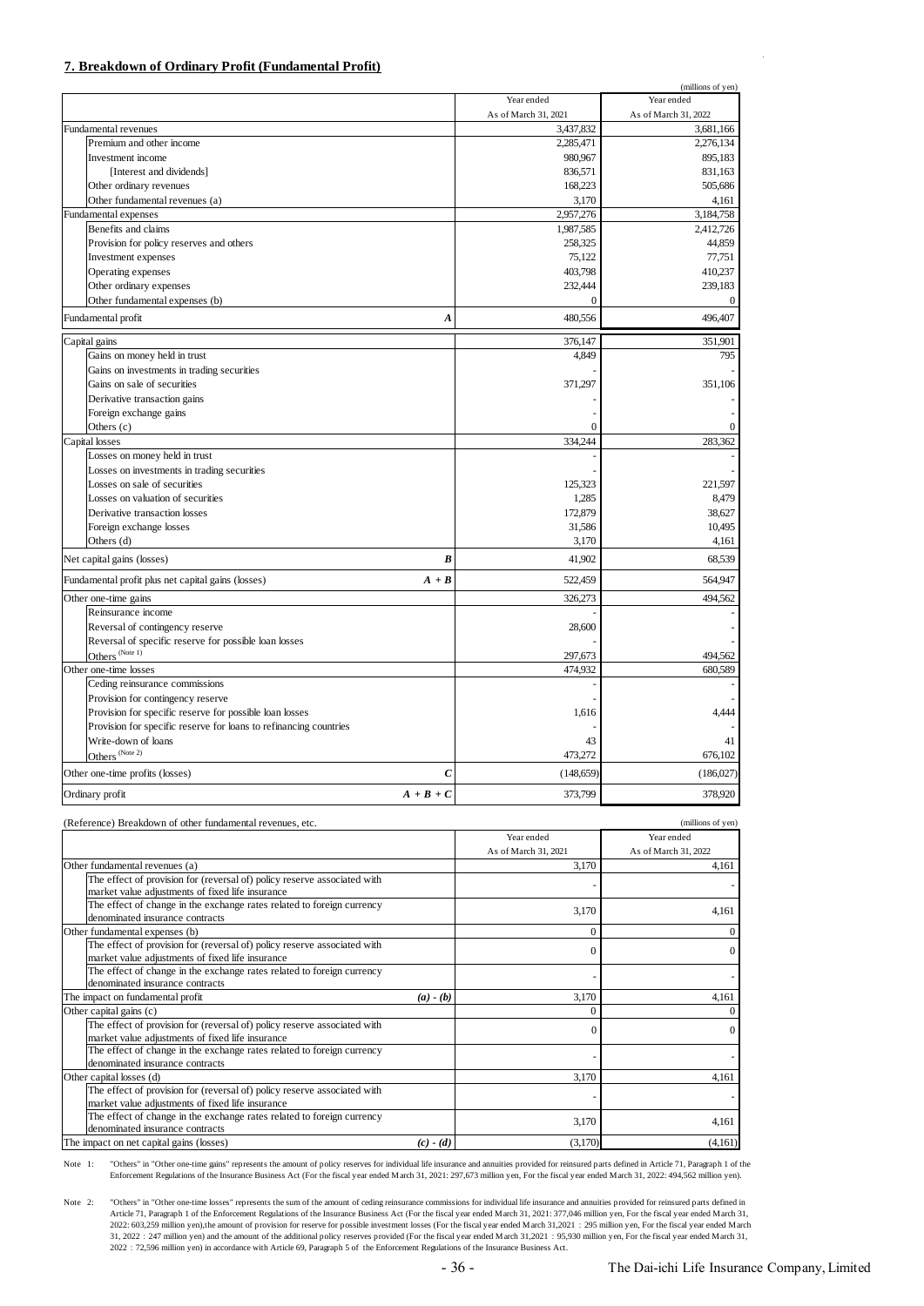## 7. Breakdown of Ordinary Profit (Fundamental Profit)

(millions of yen)

| | | Year ended As of March 31, 2021 | Year ended As of March 31, 2022 |
|---|---|---|---|
| Fundamental revenues | | 3,437,832 | 3,681,166 |
| Premium and other income | | 2,285,471 | 2,276,134 |
| Investment income | | 980,967 | 895,183 |
| [Interest and dividends] | | 836,571 | 831,163 |
| Other ordinary revenues | | 168,223 | 505,686 |
| Other fundamental revenues (a) | | 3,170 | 4,161 |
| Fundamental expenses | | 2,957,276 | 3,184,758 |
| Benefits and claims | | 1,987,585 | 2,412,726 |
| Provision for policy reserves and others | | 258,325 | 44,859 |
| Investment expenses | | 75,122 | 77,751 |
| Operating expenses | | 403,798 | 410,237 |
| Other ordinary expenses | | 232,444 | 239,183 |
| Other fundamental expenses (b) | | 0 | 0 |
| Fundamental profit | *A* | 480,556 | 496,407 |
| Capital gains | | 376,147 | 351,901 |
| Gains on money held in trust | | 4,849 | 795 |
| Gains on investments in trading securities | | - | - |
| Gains on sale of securities | | 371,297 | 351,106 |
| Derivative transaction gains | | - | - |
| Foreign exchange gains | | - | - |
| Others (c) | | 0 | 0 |
| Capital losses | | 334,244 | 283,362 |
| Losses on money held in trust | | - | - |
| Losses on investments in trading securities | | - | - |
| Losses on sale of securities | | 125,323 | 221,597 |
| Losses on valuation of securities | | 1,285 | 8,479 |
| Derivative transaction losses | | 172,879 | 38,627 |
| Foreign exchange losses | | 31,586 | 10,495 |
| Others (d) | | 3,170 | 4,161 |
| Net capital gains (losses) | *B* | 41,902 | 68,539 |
| Fundamental profit plus net capital gains (losses) | *A + B* | 522,459 | 564,947 |
| Other one-time gains | | 326,273 | 494,562 |
| Reinsurance income | | - | - |
| Reversal of contingency reserve | | 28,600 | - |
| Reversal of specific reserve for possible loan losses | | - | - |
| Others (Note 1) | | 297,673 | 494,562 |
| Other one-time losses | | 474,932 | 680,589 |
| Ceding reinsurance commissions | | - | - |
| Provision for contingency reserve | | - | - |
| Provision for specific reserve for possible loan losses | | 1,616 | 4,444 |
| Provision for specific reserve for loans to refinancing countries | | - | - |
| Write-down of loans | | 43 | 41 |
| Others (Note 2) | | 473,272 | 676,102 |
| Other one-time profits (losses) | *C* | (148,659) | (186,027) |
| Ordinary profit | *A + B + C* | 373,799 | 378,920 |

(Reference) Breakdown of other fundamental revenues, etc.

(millions of yen)

| | | Year ended As of March 31, 2021 | Year ended As of March 31, 2022 |
|---|---|---|---|
| Other fundamental revenues (a) | | 3,170 | 4,161 |
| The effect of provision for (reversal of) policy reserve associated with market value adjustments of fixed life insurance | | - | - |
| The effect of change in the exchange rates related to foreign currency denominated insurance contracts | | 3,170 | 4,161 |
| Other fundamental expenses (b) | | 0 | 0 |
| The effect of provision for (reversal of) policy reserve associated with market value adjustments of fixed life insurance | | 0 | 0 |
| The effect of change in the exchange rates related to foreign currency denominated insurance contracts | | - | - |
| The impact on fundamental profit | *(a) - (b)* | 3,170 | 4,161 |
| Other capital gains (c) | | 0 | 0 |
| The effect of provision for (reversal of) policy reserve associated with market value adjustments of fixed life insurance | | 0 | 0 |
| The effect of change in the exchange rates related to foreign currency denominated insurance contracts | | - | - |
| Other capital losses (d) | | 3,170 | 4,161 |
| The effect of provision for (reversal of) policy reserve associated with market value adjustments of fixed life insurance | | - | - |
| The effect of change in the exchange rates related to foreign currency denominated insurance contracts | | 3,170 | 4,161 |
| The impact on net capital gains (losses) | *(c) - (d)* | (3,170) | (4,161) |

Note 1: "Others" in "Other one-time gains" represents the amount of policy reserves for individual life insurance and annuities provided for reinsured parts defined in Article 71, Paragraph 1 of the Enforcement Regulations of the Insurance Business Act (For the fiscal year ended March 31, 2021: 297,673 million yen, For the fiscal year ended March 31, 2022: 494,562 million yen).

Note 2: "Others" in "Other one-time losses" represents the sum of the amount of ceding reinsurance commissions for individual life insurance and annuities provided for reinsured parts defined in Article 71, Paragraph 1 of the Enforcement Regulations of the Insurance Business Act (For the fiscal year ended March 31, 2021: 377,046 million yen, For the fiscal year ended March 31, 2022: 603,259 million yen),the amount of provision for reserve for possible investment losses (For the fiscal year ended March 31,2021 : 295 million yen, For the fiscal year ended March 31, 2022 : 247 million yen) and the amount of the additional policy reserves provided (For the fiscal year ended March 31,2021 : 95,930 million yen, For the fiscal year ended March 31, 2022 : 72,596 million yen) in accordance with Article 69, Paragraph 5 of the Enforcement Regulations of the Insurance Business Act.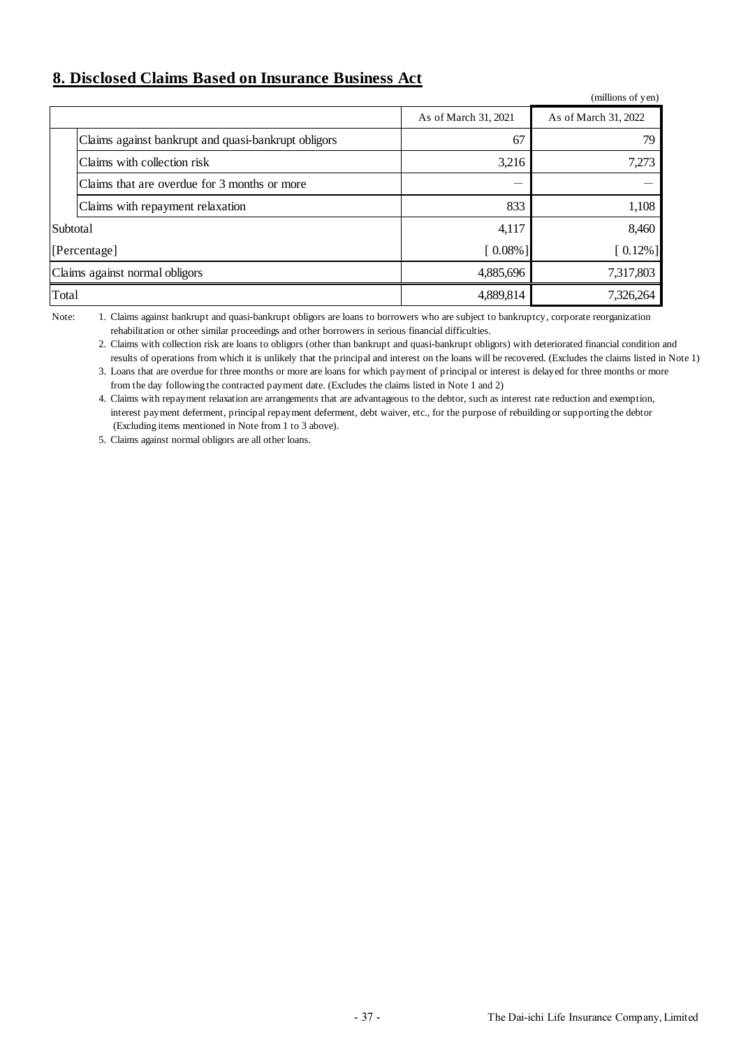## 8. Disclosed Claims Based on Insurance Business Act

(millions of yen)

| | As of March 31, 2021 | As of March 31, 2022 |
|---|---|---|
| Claims against bankrupt and quasi-bankrupt obligors | 67 | 79 |
| Claims with collection risk | 3,216 | 7,273 |
| Claims that are overdue for 3 months or more | — | — |
| Claims with repayment relaxation | 833 | 1,108 |
| Subtotal | 4,117 | 8,460 |
| [Percentage] | [ 0.08%] | [ 0.12%] |
| Claims against normal obligors | 4,885,696 | 7,317,803 |
| Total | 4,889,814 | 7,326,264 |

Note:

1. Claims against bankrupt and quasi-bankrupt obligors are loans to borrowers who are subject to bankruptcy, corporate reorganization rehabilitation or other similar proceedings and other borrowers in serious financial difficulties.
2. Claims with collection risk are loans to obligors (other than bankrupt and quasi-bankrupt obligors) with deteriorated financial condition and results of operations from which it is unlikely that the principal and interest on the loans will be recovered. (Excludes the claims listed in Note 1)
3. Loans that are overdue for three months or more are loans for which payment of principal or interest is delayed for three months or more from the day following the contracted payment date. (Excludes the claims listed in Note 1 and 2)
4. Claims with repayment relaxation are arrangements that are advantageous to the debtor, such as interest rate reduction and exemption, interest payment deferment, principal repayment deferment, debt waiver, etc., for the purpose of rebuilding or supporting the debtor (Excluding items mentioned in Note from 1 to 3 above).
5. Claims against normal obligors are all other loans.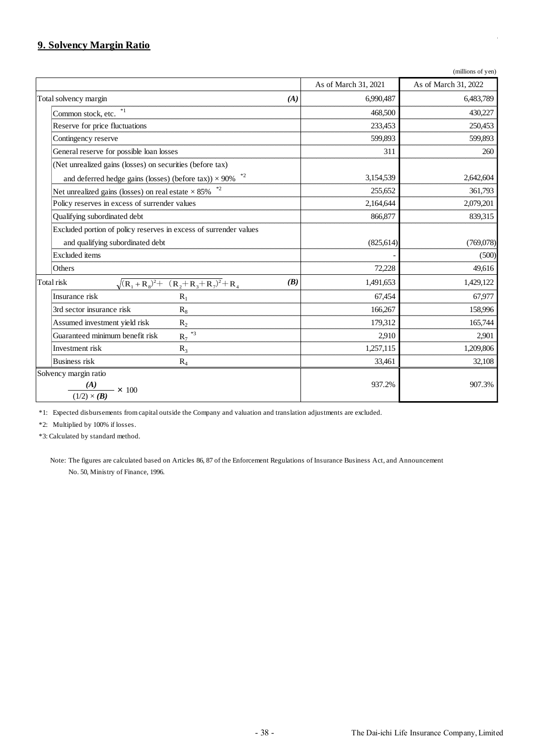## 9. Solvency Margin Ratio

(millions of yen)

| | As of March 31, 2021 | As of March 31, 2022 |
|---|---|---|
| Total solvency margin *(A)* | 6,990,487 | 6,483,789 |
| Common stock, etc. *1 | 468,500 | 430,227 |
| Reserve for price fluctuations | 233,453 | 250,453 |
| Contingency reserve | 599,893 | 599,893 |
| General reserve for possible loan losses | 311 | 260 |
| (Net unrealized gains (losses) on securities (before tax) and deferred hedge gains (losses) (before tax)) × 90% *2 | 3,154,539 | 2,642,604 |
| Net unrealized gains (losses) on real estate × 85% *2 | 255,652 | 361,793 |
| Policy reserves in excess of surrender values | 2,164,644 | 2,079,201 |
| Qualifying subordinated debt | 866,877 | 839,315 |
| Excluded portion of policy reserves in excess of surrender values and qualifying subordinated debt | (825,614) | (769,078) |
| Excluded items | - | (500) |
| Others | 72,228 | 49,616 |
| Total risk $\sqrt{(R_1 + R_8)^2 + (R_2 + R_3 + R_7)^2} + R_4$ *(B)* | 1,491,653 | 1,429,122 |
| Insurance risk $R_1$ | 67,454 | 67,977 |
| 3rd sector insurance risk $R_8$ | 166,267 | 158,996 |
| Assumed investment yield risk $R_2$ | 179,312 | 165,744 |
| Guaranteed minimum benefit risk $R_7$ *3 | 2,910 | 2,901 |
| Investment risk $R_3$ | 1,257,115 | 1,209,806 |
| Business risk $R_4$ | 33,461 | 32,108 |
| Solvency margin ratio $\frac{(A)}{(1/2) \times (B)} \times 100$ | 937.2% | 907.3% |

*1: Expected disbursements from capital outside the Company and valuation and translation adjustments are excluded.

*2: Multiplied by 100% if losses.

*3: Calculated by standard method.

Note: The figures are calculated based on Articles 86, 87 of the Enforcement Regulations of Insurance Business Act, and Announcement No. 50, Ministry of Finance, 1996.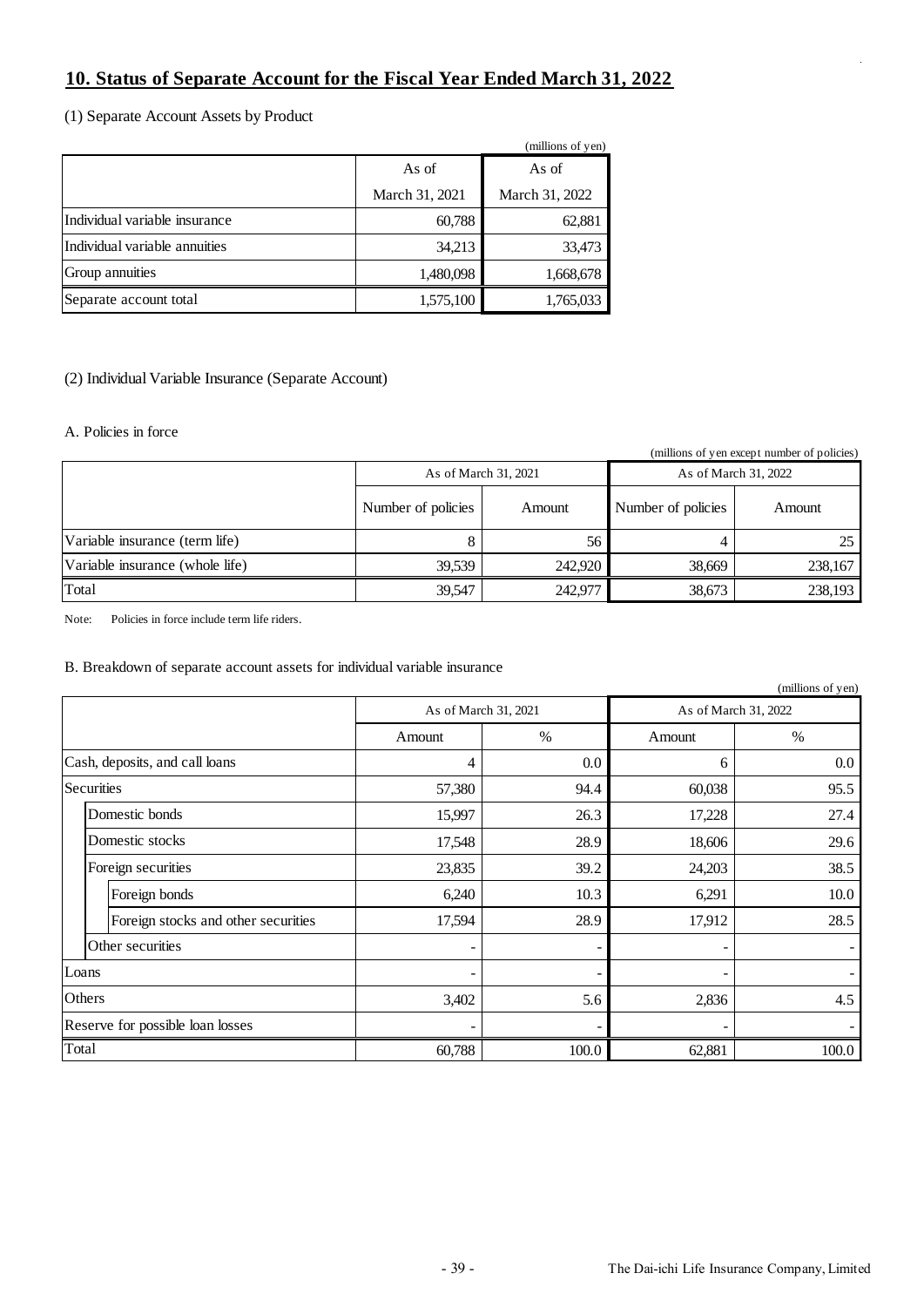## 10. Status of Separate Account for the Fiscal Year Ended March 31, 2022

(1) Separate Account Assets by Product

(millions of yen)

| | As of March 31, 2021 | As of March 31, 2022 |
|---|---|---|
| Individual variable insurance | 60,788 | 62,881 |
| Individual variable annuities | 34,213 | 33,473 |
| Group annuities | 1,480,098 | 1,668,678 |
| Separate account total | 1,575,100 | 1,765,033 |

(2) Individual Variable Insurance (Separate Account)

A. Policies in force

(millions of yen except number of policies)

| | As of March 31, 2021 | | As of March 31, 2022 | |
|---|---|---|---|---|
| | Number of policies | Amount | Number of policies | Amount |
| Variable insurance (term life) | 8 | 56 | 4 | 25 |
| Variable insurance (whole life) | 39,539 | 242,920 | 38,669 | 238,167 |
| Total | 39,547 | 242,977 | 38,673 | 238,193 |

Note: Policies in force include term life riders.

B. Breakdown of separate account assets for individual variable insurance

(millions of yen)

| | As of March 31, 2021 | | As of March 31, 2022 | |
|---|---|---|---|---|
| | Amount | % | Amount | % |
| Cash, deposits, and call loans | 4 | 0.0 | 6 | 0.0 |
| Securities | 57,380 | 94.4 | 60,038 | 95.5 |
| Domestic bonds | 15,997 | 26.3 | 17,228 | 27.4 |
| Domestic stocks | 17,548 | 28.9 | 18,606 | 29.6 |
| Foreign securities | 23,835 | 39.2 | 24,203 | 38.5 |
| Foreign bonds | 6,240 | 10.3 | 6,291 | 10.0 |
| Foreign stocks and other securities | 17,594 | 28.9 | 17,912 | 28.5 |
| Other securities | - | - | - | - |
| Loans | - | - | - | - |
| Others | 3,402 | 5.6 | 2,836 | 4.5 |
| Reserve for possible loan losses | - | - | - | - |
| Total | 60,788 | 100.0 | 62,881 | 100.0 |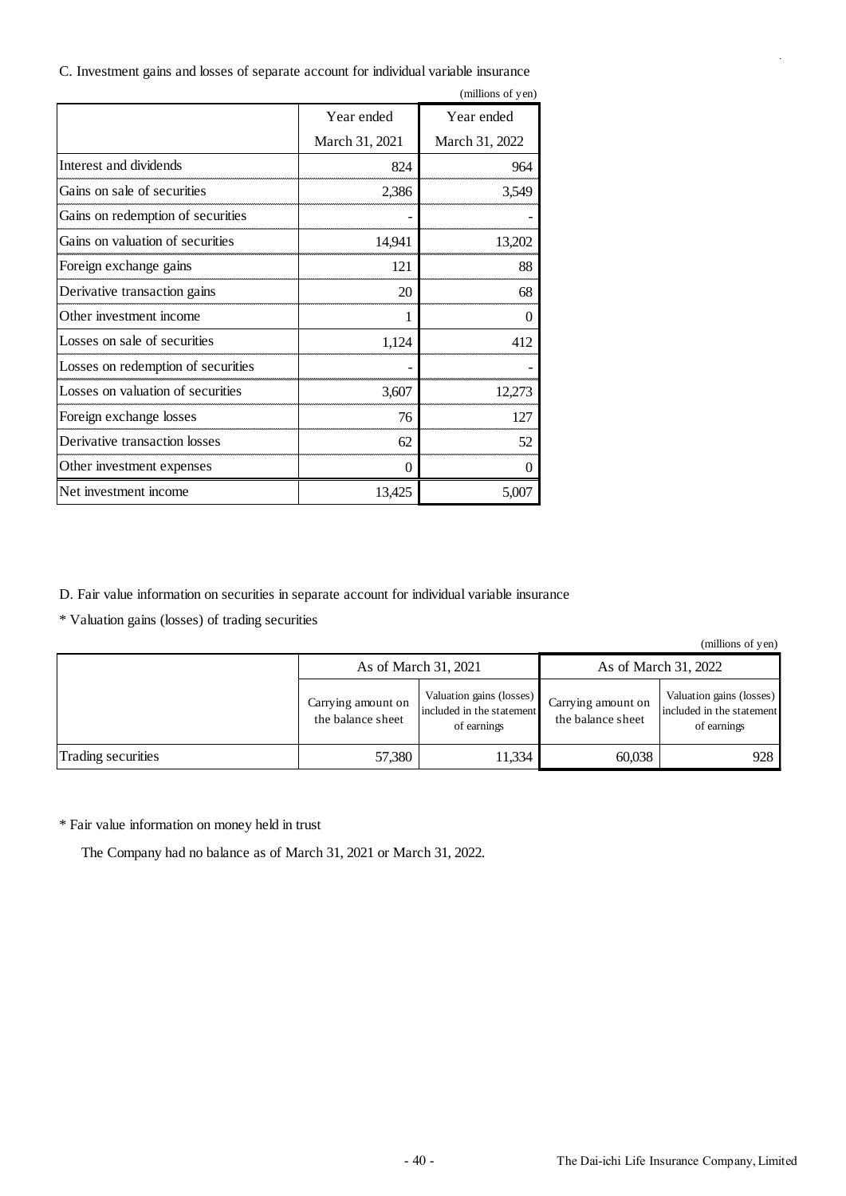C. Investment gains and losses of separate account for individual variable insurance

(millions of yen)

| | Year ended March 31, 2021 | Year ended March 31, 2022 |
|---|---|---|
| Interest and dividends | 824 | 964 |
| Gains on sale of securities | 2,386 | 3,549 |
| Gains on redemption of securities | - | - |
| Gains on valuation of securities | 14,941 | 13,202 |
| Foreign exchange gains | 121 | 88 |
| Derivative transaction gains | 20 | 68 |
| Other investment income | 1 | 0 |
| Losses on sale of securities | 1,124 | 412 |
| Losses on redemption of securities | - | - |
| Losses on valuation of securities | 3,607 | 12,273 |
| Foreign exchange losses | 76 | 127 |
| Derivative transaction losses | 62 | 52 |
| Other investment expenses | 0 | 0 |
| Net investment income | 13,425 | 5,007 |

D. Fair value information on securities in separate account for individual variable insurance

* Valuation gains (losses) of trading securities

(millions of yen)

| | As of March 31, 2021 | | As of March 31, 2022 | |
|---|---|---|---|---|
| | Carrying amount on the balance sheet | Valuation gains (losses) included in the statement of earnings | Carrying amount on the balance sheet | Valuation gains (losses) included in the statement of earnings |
| Trading securities | 57,380 | 11,334 | 60,038 | 928 |

* Fair value information on money held in trust

The Company had no balance as of March 31, 2021 or March 31, 2022.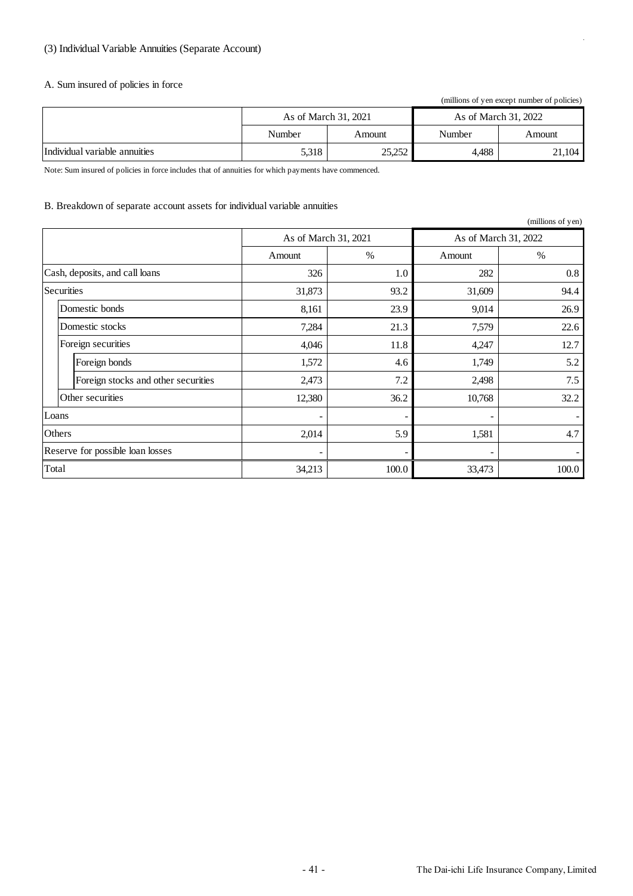### (3) Individual Variable Annuities (Separate Account)

#### A. Sum insured of policies in force

(millions of yen except number of policies)

| | As of March 31, 2021 | | As of March 31, 2022 | |
|---|---|---|---|---|
| | Number | Amount | Number | Amount |
| Individual variable annuities | 5,318 | 25,252 | 4,488 | 21,104 |

Note: Sum insured of policies in force includes that of annuities for which payments have commenced.

#### B. Breakdown of separate account assets for individual variable annuities

(millions of yen)

| | As of March 31, 2021 | | As of March 31, 2022 | |
|---|---|---|---|---|
| | Amount | % | Amount | % |
| Cash, deposits, and call loans | 326 | 1.0 | 282 | 0.8 |
| Securities | 31,873 | 93.2 | 31,609 | 94.4 |
| Domestic bonds | 8,161 | 23.9 | 9,014 | 26.9 |
| Domestic stocks | 7,284 | 21.3 | 7,579 | 22.6 |
| Foreign securities | 4,046 | 11.8 | 4,247 | 12.7 |
| Foreign bonds | 1,572 | 4.6 | 1,749 | 5.2 |
| Foreign stocks and other securities | 2,473 | 7.2 | 2,498 | 7.5 |
| Other securities | 12,380 | 36.2 | 10,768 | 32.2 |
| Loans | - | - | - | - |
| Others | 2,014 | 5.9 | 1,581 | 4.7 |
| Reserve for possible loan losses | - | - | - | - |
| Total | 34,213 | 100.0 | 33,473 | 100.0 |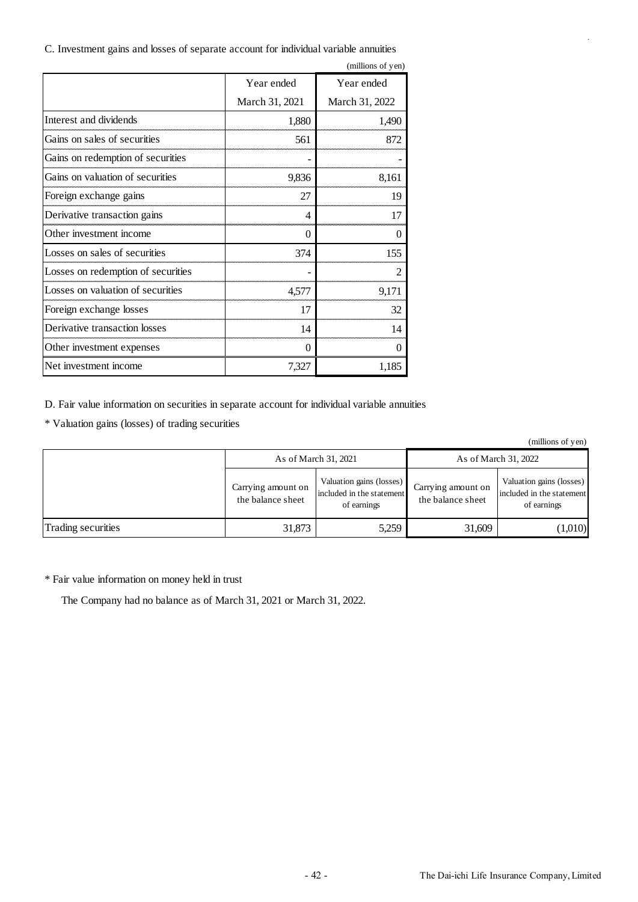C. Investment gains and losses of separate account for individual variable annuities

(millions of yen)

| | Year ended March 31, 2021 | Year ended March 31, 2022 |
|---|---|---|
| Interest and dividends | 1,880 | 1,490 |
| Gains on sales of securities | 561 | 872 |
| Gains on redemption of securities | - | - |
| Gains on valuation of securities | 9,836 | 8,161 |
| Foreign exchange gains | 27 | 19 |
| Derivative transaction gains | 4 | 17 |
| Other investment income | 0 | 0 |
| Losses on sales of securities | 374 | 155 |
| Losses on redemption of securities | - | 2 |
| Losses on valuation of securities | 4,577 | 9,171 |
| Foreign exchange losses | 17 | 32 |
| Derivative transaction losses | 14 | 14 |
| Other investment expenses | 0 | 0 |
| Net investment income | 7,327 | 1,185 |

D. Fair value information on securities in separate account for individual variable annuities

* Valuation gains (losses) of trading securities

(millions of yen)

| | As of March 31, 2021 | | As of March 31, 2022 | |
|---|---|---|---|---|
| | Carrying amount on the balance sheet | Valuation gains (losses) included in the statement of earnings | Carrying amount on the balance sheet | Valuation gains (losses) included in the statement of earnings |
| Trading securities | 31,873 | 5,259 | 31,609 | (1,010) |

* Fair value information on money held in trust

The Company had no balance as of March 31, 2021 or March 31, 2022.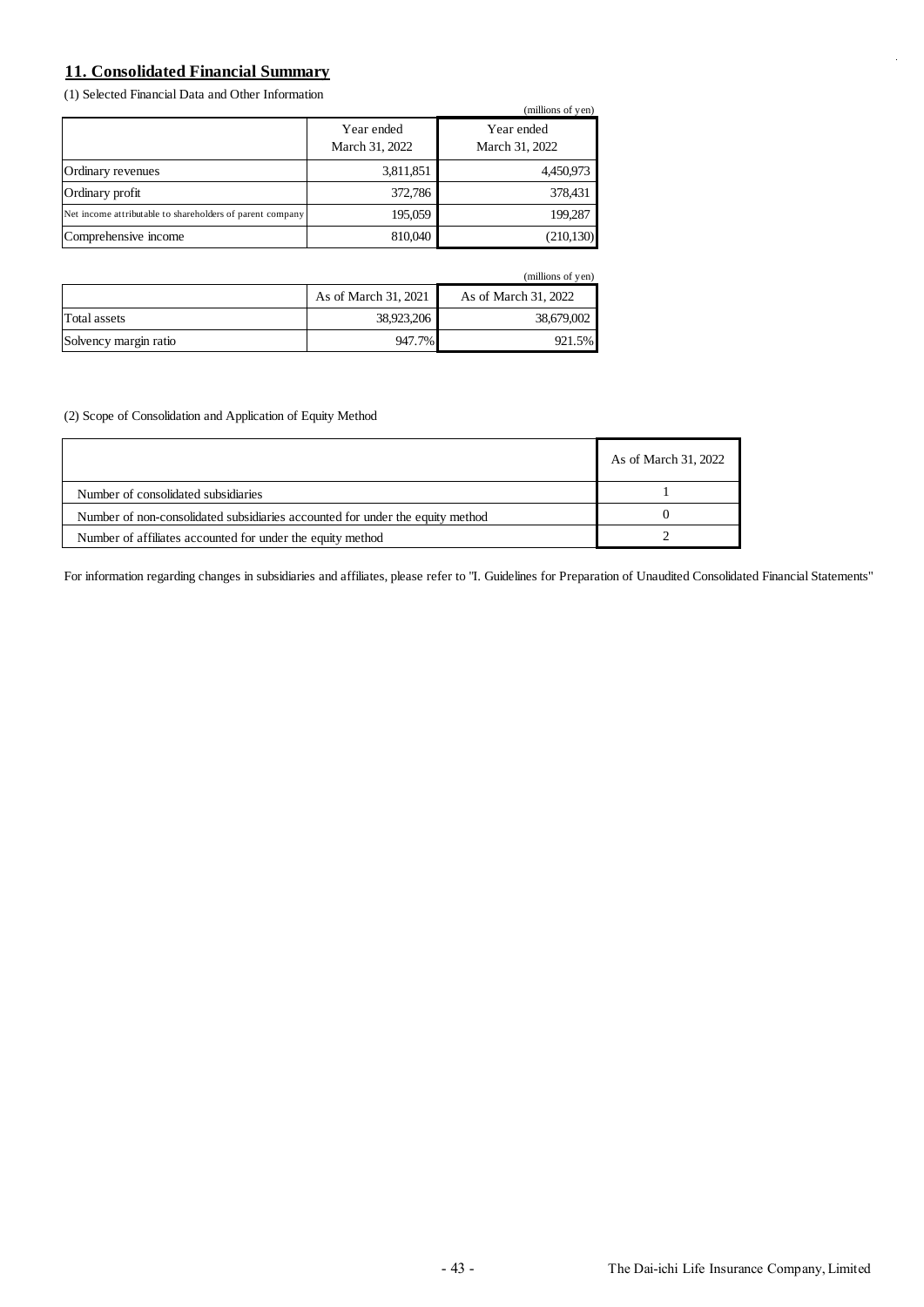## 11. Consolidated Financial Summary

(1) Selected Financial Data and Other Information

(millions of yen)

| | Year ended March 31, 2022 | Year ended March 31, 2022 |
|---|---|---|
| Ordinary revenues | 3,811,851 | 4,450,973 |
| Ordinary profit | 372,786 | 378,431 |
| Net income attributable to shareholders of parent company | 195,059 | 199,287 |
| Comprehensive income | 810,040 | (210,130) |

(millions of yen)

| | As of March 31, 2021 | As of March 31, 2022 |
|---|---|---|
| Total assets | 38,923,206 | 38,679,002 |
| Solvency margin ratio | 947.7% | 921.5% |

(2) Scope of Consolidation and Application of Equity Method

| | As of March 31, 2022 |
|---|---|
| Number of consolidated subsidiaries | 1 |
| Number of non-consolidated subsidiaries accounted for under the equity method | 0 |
| Number of affiliates accounted for under the equity method | 2 |

For information regarding changes in subsidiaries and affiliates, please refer to "I. Guidelines for Preparation of Unaudited Consolidated Financial Statements"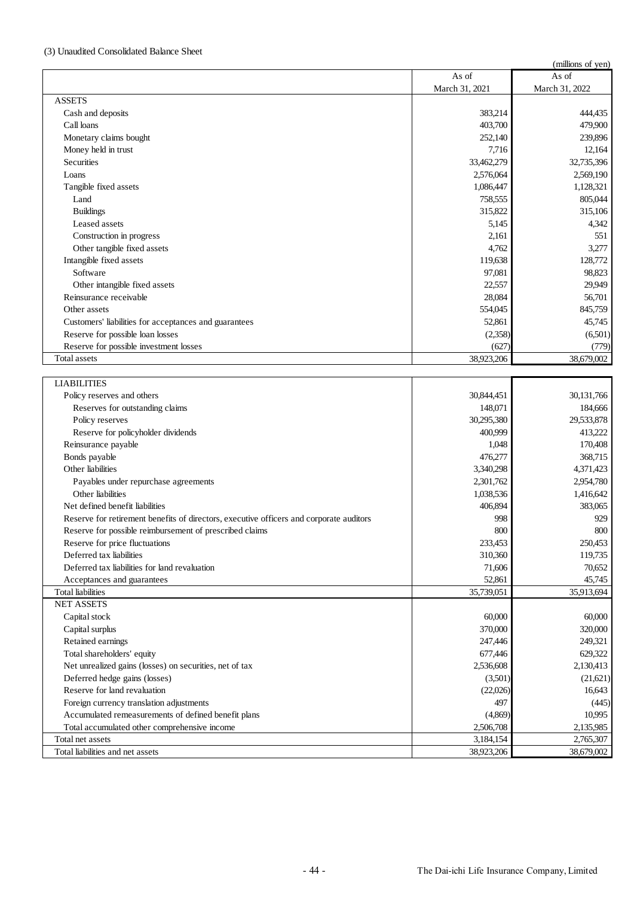(3) Unaudited Consolidated Balance Sheet

(millions of yen)

| | As of March 31, 2021 | As of March 31, 2022 |
|---|---|---|
| ASSETS | | |
| Cash and deposits | 383,214 | 444,435 |
| Call loans | 403,700 | 479,900 |
| Monetary claims bought | 252,140 | 239,896 |
| Money held in trust | 7,716 | 12,164 |
| Securities | 33,462,279 | 32,735,396 |
| Loans | 2,576,064 | 2,569,190 |
| Tangible fixed assets | 1,086,447 | 1,128,321 |
| Land | 758,555 | 805,044 |
| Buildings | 315,822 | 315,106 |
| Leased assets | 5,145 | 4,342 |
| Construction in progress | 2,161 | 551 |
| Other tangible fixed assets | 4,762 | 3,277 |
| Intangible fixed assets | 119,638 | 128,772 |
| Software | 97,081 | 98,823 |
| Other intangible fixed assets | 22,557 | 29,949 |
| Reinsurance receivable | 28,084 | 56,701 |
| Other assets | 554,045 | 845,759 |
| Customers' liabilities for acceptances and guarantees | 52,861 | 45,745 |
| Reserve for possible loan losses | (2,358) | (6,501) |
| Reserve for possible investment losses | (627) | (779) |
| Total assets | 38,923,206 | 38,679,002 |

| | As of March 31, 2021 | As of March 31, 2022 |
|---|---|---|
| LIABILITIES | | |
| Policy reserves and others | 30,844,451 | 30,131,766 |
| Reserves for outstanding claims | 148,071 | 184,666 |
| Policy reserves | 30,295,380 | 29,533,878 |
| Reserve for policyholder dividends | 400,999 | 413,222 |
| Reinsurance payable | 1,048 | 170,408 |
| Bonds payable | 476,277 | 368,715 |
| Other liabilities | 3,340,298 | 4,371,423 |
| Payables under repurchase agreements | 2,301,762 | 2,954,780 |
| Other liabilities | 1,038,536 | 1,416,642 |
| Net defined benefit liabilities | 406,894 | 383,065 |
| Reserve for retirement benefits of directors, executive officers and corporate auditors | 998 | 929 |
| Reserve for possible reimbursement of prescribed claims | 800 | 800 |
| Reserve for price fluctuations | 233,453 | 250,453 |
| Deferred tax liabilities | 310,360 | 119,735 |
| Deferred tax liabilities for land revaluation | 71,606 | 70,652 |
| Acceptances and guarantees | 52,861 | 45,745 |
| Total liabilities | 35,739,051 | 35,913,694 |
| NET ASSETS | | |
| Capital stock | 60,000 | 60,000 |
| Capital surplus | 370,000 | 320,000 |
| Retained earnings | 247,446 | 249,321 |
| Total shareholders' equity | 677,446 | 629,322 |
| Net unrealized gains (losses) on securities, net of tax | 2,536,608 | 2,130,413 |
| Deferred hedge gains (losses) | (3,501) | (21,621) |
| Reserve for land revaluation | (22,026) | 16,643 |
| Foreign currency translation adjustments | 497 | (445) |
| Accumulated remeasurements of defined benefit plans | (4,869) | 10,995 |
| Total accumulated other comprehensive income | 2,506,708 | 2,135,985 |
| Total net assets | 3,184,154 | 2,765,307 |
| Total liabilities and net assets | 38,923,206 | 38,679,002 |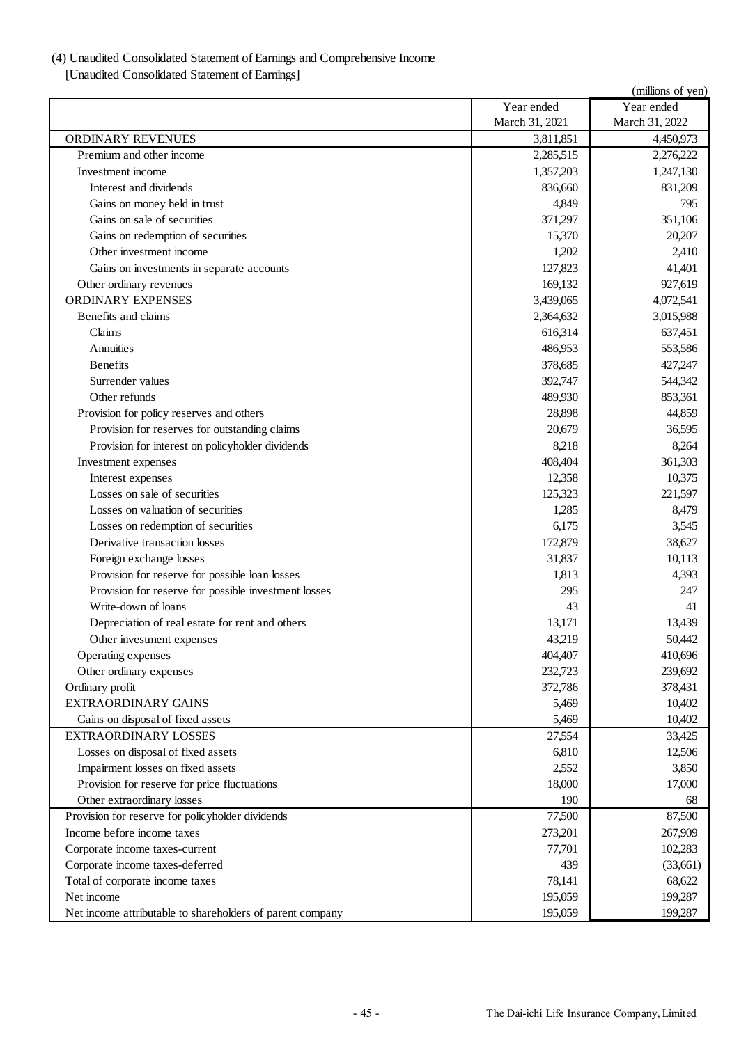(4) Unaudited Consolidated Statement of Earnings and Comprehensive Income

[Unaudited Consolidated Statement of Earnings]

(millions of yen)

| | Year ended March 31, 2021 | Year ended March 31, 2022 |
|---|---|---|
| ORDINARY REVENUES | 3,811,851 | 4,450,973 |
| Premium and other income | 2,285,515 | 2,276,222 |
| Investment income | 1,357,203 | 1,247,130 |
| Interest and dividends | 836,660 | 831,209 |
| Gains on money held in trust | 4,849 | 795 |
| Gains on sale of securities | 371,297 | 351,106 |
| Gains on redemption of securities | 15,370 | 20,207 |
| Other investment income | 1,202 | 2,410 |
| Gains on investments in separate accounts | 127,823 | 41,401 |
| Other ordinary revenues | 169,132 | 927,619 |
| ORDINARY EXPENSES | 3,439,065 | 4,072,541 |
| Benefits and claims | 2,364,632 | 3,015,988 |
| Claims | 616,314 | 637,451 |
| Annuities | 486,953 | 553,586 |
| Benefits | 378,685 | 427,247 |
| Surrender values | 392,747 | 544,342 |
| Other refunds | 489,930 | 853,361 |
| Provision for policy reserves and others | 28,898 | 44,859 |
| Provision for reserves for outstanding claims | 20,679 | 36,595 |
| Provision for interest on policyholder dividends | 8,218 | 8,264 |
| Investment expenses | 408,404 | 361,303 |
| Interest expenses | 12,358 | 10,375 |
| Losses on sale of securities | 125,323 | 221,597 |
| Losses on valuation of securities | 1,285 | 8,479 |
| Losses on redemption of securities | 6,175 | 3,545 |
| Derivative transaction losses | 172,879 | 38,627 |
| Foreign exchange losses | 31,837 | 10,113 |
| Provision for reserve for possible loan losses | 1,813 | 4,393 |
| Provision for reserve for possible investment losses | 295 | 247 |
| Write-down of loans | 43 | 41 |
| Depreciation of real estate for rent and others | 13,171 | 13,439 |
| Other investment expenses | 43,219 | 50,442 |
| Operating expenses | 404,407 | 410,696 |
| Other ordinary expenses | 232,723 | 239,692 |
| Ordinary profit | 372,786 | 378,431 |
| EXTRAORDINARY GAINS | 5,469 | 10,402 |
| Gains on disposal of fixed assets | 5,469 | 10,402 |
| EXTRAORDINARY LOSSES | 27,554 | 33,425 |
| Losses on disposal of fixed assets | 6,810 | 12,506 |
| Impairment losses on fixed assets | 2,552 | 3,850 |
| Provision for reserve for price fluctuations | 18,000 | 17,000 |
| Other extraordinary losses | 190 | 68 |
| Provision for reserve for policyholder dividends | 77,500 | 87,500 |
| Income before income taxes | 273,201 | 267,909 |
| Corporate income taxes-current | 77,701 | 102,283 |
| Corporate income taxes-deferred | 439 | (33,661) |
| Total of corporate income taxes | 78,141 | 68,622 |
| Net income | 195,059 | 199,287 |
| Net income attributable to shareholders of parent company | 195,059 | 199,287 |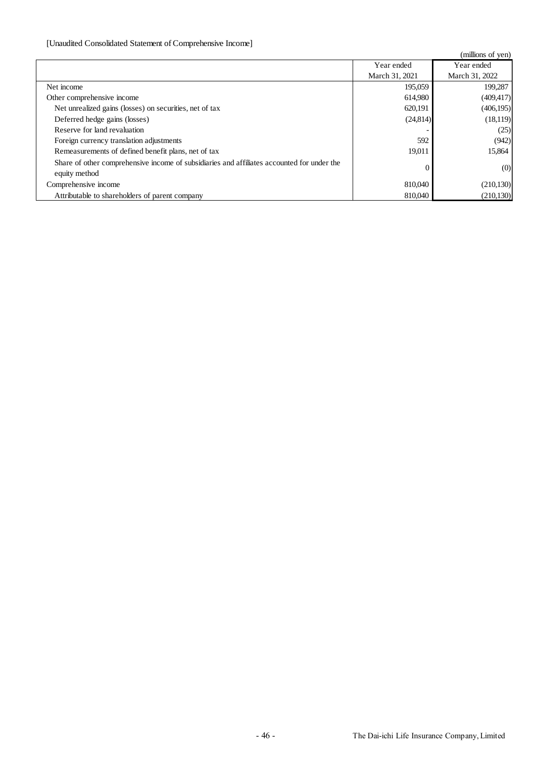[Unaudited Consolidated Statement of Comprehensive Income]

(millions of yen)

| | Year ended March 31, 2021 | Year ended March 31, 2022 |
|---|---|---|
| Net income | 195,059 | 199,287 |
| Other comprehensive income | 614,980 | (409,417) |
| Net unrealized gains (losses) on securities, net of tax | 620,191 | (406,195) |
| Deferred hedge gains (losses) | (24,814) | (18,119) |
| Reserve for land revaluation | - | (25) |
| Foreign currency translation adjustments | 592 | (942) |
| Remeasurements of defined benefit plans, net of tax | 19,011 | 15,864 |
| Share of other comprehensive income of subsidiaries and affiliates accounted for under the equity method | 0 | (0) |
| Comprehensive income | 810,040 | (210,130) |
| Attributable to shareholders of parent company | 810,040 | (210,130) |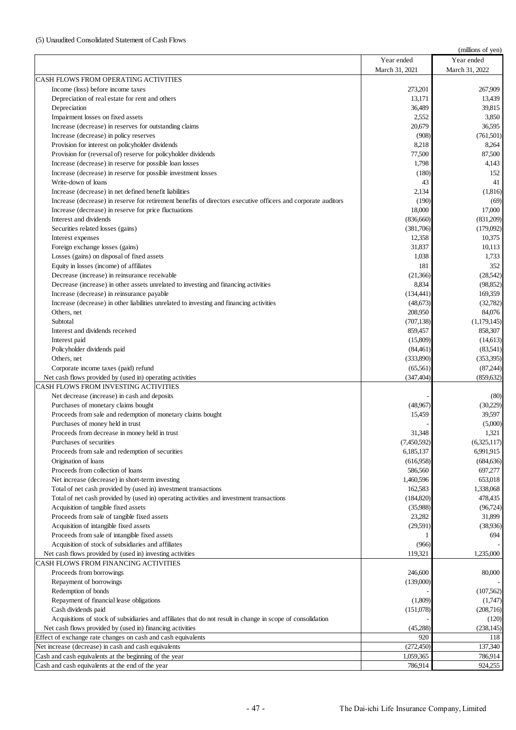(5) Unaudited Consolidated Statement of Cash Flows

(millions of yen)

| | Year ended March 31, 2021 | Year ended March 31, 2022 |
|---|---|---|
| CASH FLOWS FROM OPERATING ACTIVITIES | | |
| Income (loss) before income taxes | 273,201 | 267,909 |
| Depreciation of real estate for rent and others | 13,171 | 13,439 |
| Depreciation | 36,489 | 39,815 |
| Impairment losses on fixed assets | 2,552 | 3,850 |
| Increase (decrease) in reserves for outstanding claims | 20,679 | 36,595 |
| Increase (decrease) in policy reserves | (908) | (761,501) |
| Provision for interest on policyholder dividends | 8,218 | 8,264 |
| Provision for (reversal of) reserve for policyholder dividends | 77,500 | 87,500 |
| Increase (decrease) in reserve for possible loan losses | 1,798 | 4,143 |
| Increase (decrease) in reserve for possible investment losses | (180) | 152 |
| Write-down of loans | 43 | 41 |
| Increase (decrease) in net defined benefit liabilities | 2,134 | (1,816) |
| Increase (decrease) in reserve for retirement benefits of directors executive officers and corporate auditors | (190) | (69) |
| Increase (decrease) in reserve for price fluctuations | 18,000 | 17,000 |
| Interest and dividends | (836,660) | (831,209) |
| Securities related losses (gains) | (381,706) | (179,092) |
| Interest expenses | 12,358 | 10,375 |
| Foreign exchange losses (gains) | 31,837 | 10,113 |
| Losses (gains) on disposal of fixed assets | 1,038 | 1,733 |
| Equity in losses (income) of affiliates | 181 | 352 |
| Decrease (increase) in reinsurance receivable | (21,366) | (28,542) |
| Decrease (increase) in other assets unrelated to investing and financing activities | 8,834 | (98,852) |
| Increase (decrease) in reinsurance payable | (134,441) | 169,359 |
| Increase (decrease) in other liabilities unrelated to investing and financing activities | (48,673) | (32,782) |
| Others, net | 208,950 | 84,076 |
| Subtotal | (707,138) | (1,179,145) |
| Interest and dividends received | 859,457 | 858,307 |
| Interest paid | (15,809) | (14,613) |
| Policyholder dividends paid | (84,461) | (83,541) |
| Others, net | (333,890) | (353,395) |
| Corporate income taxes (paid) refund | (65,561) | (87,244) |
| Net cash flows provided by (used in) operating activities | (347,404) | (859,632) |
| CASH FLOWS FROM INVESTING ACTIVITIES | | |
| Net decrease (increase) in cash and deposits | - | (80) |
| Purchases of monetary claims bought | (48,967) | (30,229) |
| Proceeds from sale and redemption of monetary claims bought | 15,459 | 39,597 |
| Purchases of money held in trust | - | (5,000) |
| Proceeds from decrease in money held in trust | 31,348 | 1,321 |
| Purchases of securities | (7,450,592) | (6,325,117) |
| Proceeds from sale and redemption of securities | 6,185,137 | 6,991,915 |
| Origination of loans | (616,958) | (684,636) |
| Proceeds from collection of loans | 586,560 | 697,277 |
| Net increase (decrease) in short-term investing | 1,460,596 | 653,018 |
| Total of net cash provided by (used in) investment transactions | 162,583 | 1,338,068 |
| Total of net cash provided by (used in) operating activities and investment transactions | (184,820) | 478,435 |
| Acquisition of tangible fixed assets | (35,988) | (96,724) |
| Proceeds from sale of tangible fixed assets | 23,282 | 31,899 |
| Acquisition of intangible fixed assets | (29,591) | (38,936) |
| Proceeds from sale of intangible fixed assets | 1 | 694 |
| Acquisition of stock of subsidiaries and affiliates | (966) | - |
| Net cash flows provided by (used in) investing activities | 119,321 | 1,235,000 |
| CASH FLOWS FROM FINANCING ACTIVITIES | | |
| Proceeds from borrowings | 246,600 | 80,000 |
| Repayment of borrowings | (139,000) | - |
| Redemption of bonds | - | (107,562) |
| Repayment of financial lease obligations | (1,809) | (1,747) |
| Cash dividends paid | (151,078) | (208,716) |
| Acquisitions of stock of subsidiaries and affiliates that do not result in change in scope of consolidation | - | (120) |
| Net cash flows provided by (used in) financing activities | (45,288) | (238,145) |
| Effect of exchange rate changes on cash and cash equivalents | 920 | 118 |
| Net increase (decrease) in cash and cash equivalents | (272,450) | 137,340 |
| Cash and cash equivalents at the beginning of the year | 1,059,365 | 786,914 |
| Cash and cash equivalents at the end of the year | 786,914 | 924,255 |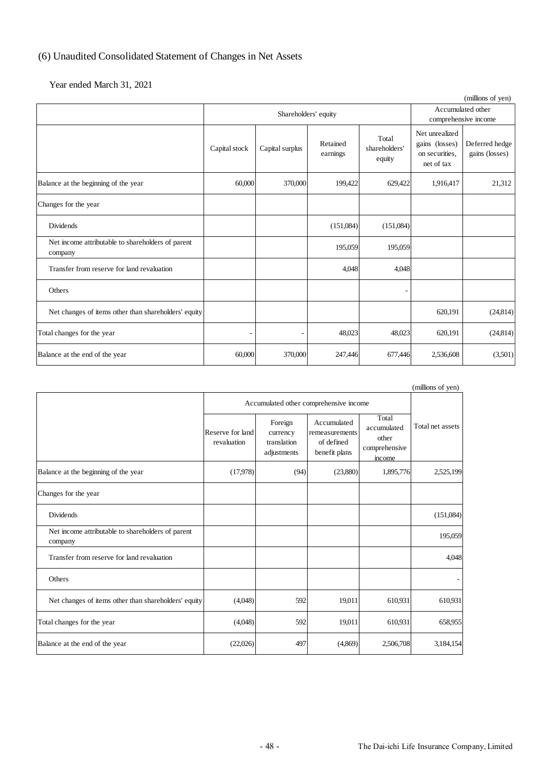## (6) Unaudited Consolidated Statement of Changes in Net Assets

Year ended March 31, 2021

(millions of yen)

| | Shareholders' equity | | | | Accumulated other comprehensive income | |
|---|---|---|---|---|---|---|
| | Capital stock | Capital surplus | Retained earnings | Total shareholders' equity | Net unrealized gains (losses) on securities, net of tax | Deferred hedge gains (losses) |
| Balance at the beginning of the year | 60,000 | 370,000 | 199,422 | 629,422 | 1,916,417 | 21,312 |
| Changes for the year | | | | | | |
| Dividends | | | (151,084) | (151,084) | | |
| Net income attributable to shareholders of parent company | | | 195,059 | 195,059 | | |
| Transfer from reserve for land revaluation | | | 4,048 | 4,048 | | |
| Others | | | | - | | |
| Net changes of items other than shareholders' equity | | | | | 620,191 | (24,814) |
| Total changes for the year | - | - | 48,023 | 48,023 | 620,191 | (24,814) |
| Balance at the end of the year | 60,000 | 370,000 | 247,446 | 677,446 | 2,536,608 | (3,501) |

(millions of yen)

| | Accumulated other comprehensive income | | | | Total net assets |
|---|---|---|---|---|---|
| | Reserve for land revaluation | Foreign currency translation adjustments | Accumulated remeasurements of defined benefit plans | Total accumulated other comprehensive income | |
| Balance at the beginning of the year | (17,978) | (94) | (23,880) | 1,895,776 | 2,525,199 |
| Changes for the year | | | | | |
| Dividends | | | | | (151,084) |
| Net income attributable to shareholders of parent company | | | | | 195,059 |
| Transfer from reserve for land revaluation | | | | | 4,048 |
| Others | | | | | - |
| Net changes of items other than shareholders' equity | (4,048) | 592 | 19,011 | 610,931 | 610,931 |
| Total changes for the year | (4,048) | 592 | 19,011 | 610,931 | 658,955 |
| Balance at the end of the year | (22,026) | 497 | (4,869) | 2,506,708 | 3,184,154 |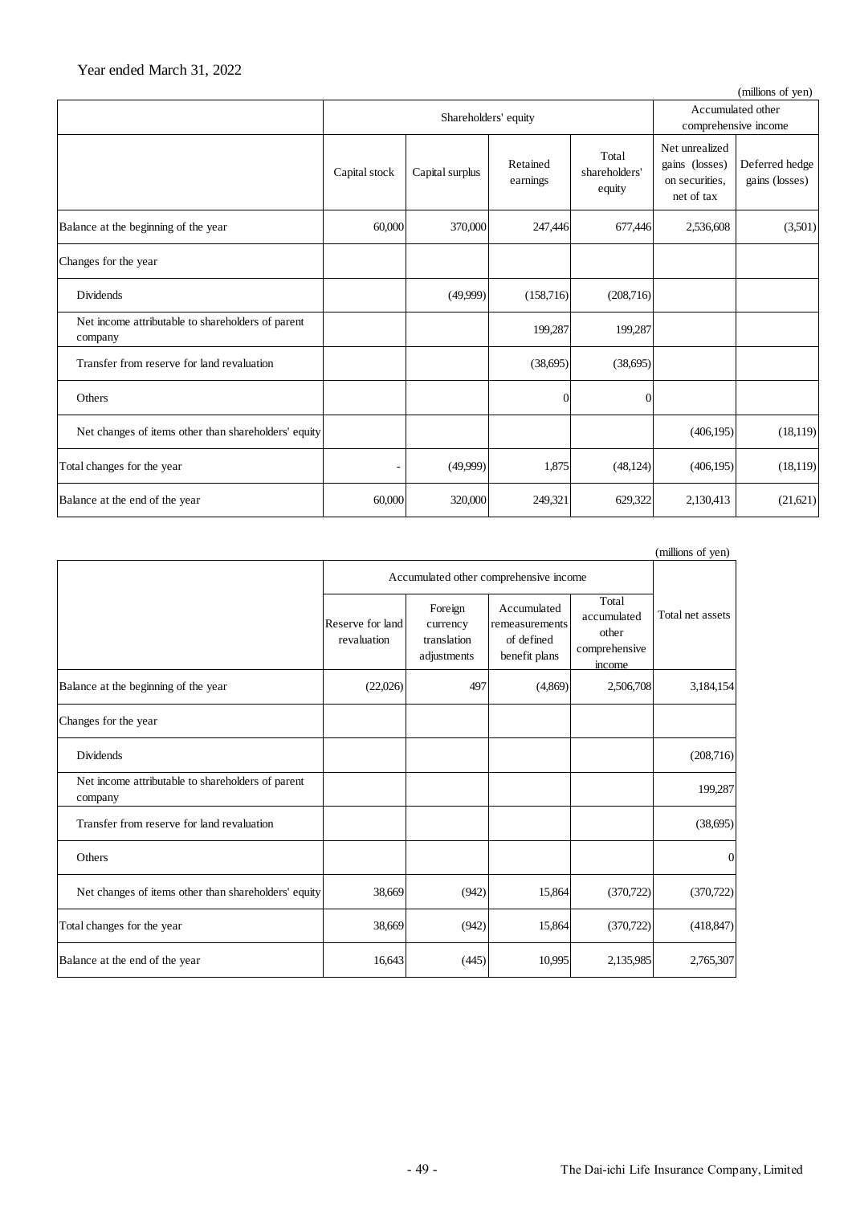Year ended March 31, 2022

(millions of yen)

| | Shareholders' equity | | | | Accumulated other comprehensive income | |
|---|---|---|---|---|---|---|
| | Capital stock | Capital surplus | Retained earnings | Total shareholders' equity | Net unrealized gains (losses) on securities, net of tax | Deferred hedge gains (losses) |
| Balance at the beginning of the year | 60,000 | 370,000 | 247,446 | 677,446 | 2,536,608 | (3,501) |
| Changes for the year | | | | | | |
| Dividends | | (49,999) | (158,716) | (208,716) | | |
| Net income attributable to shareholders of parent company | | | 199,287 | 199,287 | | |
| Transfer from reserve for land revaluation | | | (38,695) | (38,695) | | |
| Others | | | 0 | 0 | | |
| Net changes of items other than shareholders' equity | | | | | (406,195) | (18,119) |
| Total changes for the year | - | (49,999) | 1,875 | (48,124) | (406,195) | (18,119) |
| Balance at the end of the year | 60,000 | 320,000 | 249,321 | 629,322 | 2,130,413 | (21,621) |

(millions of yen)

| | Accumulated other comprehensive income | | | | Total net assets |
|---|---|---|---|---|---|
| | Reserve for land revaluation | Foreign currency translation adjustments | Accumulated remeasurements of defined benefit plans | Total accumulated other comprehensive income | |
| Balance at the beginning of the year | (22,026) | 497 | (4,869) | 2,506,708 | 3,184,154 |
| Changes for the year | | | | | |
| Dividends | | | | | (208,716) |
| Net income attributable to shareholders of parent company | | | | | 199,287 |
| Transfer from reserve for land revaluation | | | | | (38,695) |
| Others | | | | | 0 |
| Net changes of items other than shareholders' equity | 38,669 | (942) | 15,864 | (370,722) | (370,722) |
| Total changes for the year | 38,669 | (942) | 15,864 | (370,722) | (418,847) |
| Balance at the end of the year | 16,643 | (445) | 10,995 | 2,135,985 | 2,765,307 |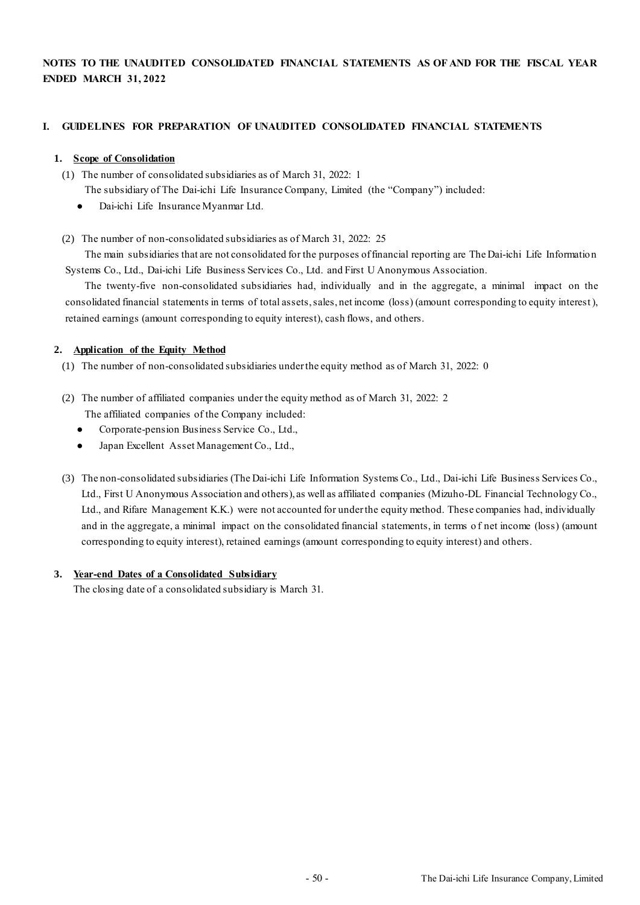**NOTES TO THE UNAUDITED CONSOLIDATED FINANCIAL STATEMENTS AS OF AND FOR THE FISCAL YEAR ENDED MARCH 31, 2022**

## I. GUIDELINES FOR PREPARATION OF UNAUDITED CONSOLIDATED FINANCIAL STATEMENTS

### 1. Scope of Consolidation

(1) The number of consolidated subsidiaries as of March 31, 2022: 1

The subsidiary of The Dai-ichi Life Insurance Company, Limited (the "Company") included:

- Dai-ichi Life Insurance Myanmar Ltd.

(2) The number of non-consolidated subsidiaries as of March 31, 2022: 25

The main subsidiaries that are not consolidated for the purposes of financial reporting are The Dai-ichi Life Information Systems Co., Ltd., Dai-ichi Life Business Services Co., Ltd. and First U Anonymous Association.

The twenty-five non-consolidated subsidiaries had, individually and in the aggregate, a minimal impact on the consolidated financial statements in terms of total assets, sales, net income (loss) (amount corresponding to equity interest), retained earnings (amount corresponding to equity interest), cash flows, and others.

### 2. Application of the Equity Method

(1) The number of non-consolidated subsidiaries under the equity method as of March 31, 2022: 0

(2) The number of affiliated companies under the equity method as of March 31, 2022: 2

The affiliated companies of the Company included:

- Corporate-pension Business Service Co., Ltd.,
- Japan Excellent Asset Management Co., Ltd.,

(3) The non-consolidated subsidiaries (The Dai-ichi Life Information Systems Co., Ltd., Dai-ichi Life Business Services Co., Ltd., First U Anonymous Association and others), as well as affiliated companies (Mizuho-DL Financial Technology Co., Ltd., and Rifare Management K.K.) were not accounted for under the equity method. These companies had, individually and in the aggregate, a minimal impact on the consolidated financial statements, in terms of net income (loss) (amount corresponding to equity interest), retained earnings (amount corresponding to equity interest) and others.

### 3. Year-end Dates of a Consolidated Subsidiary

The closing date of a consolidated subsidiary is March 31.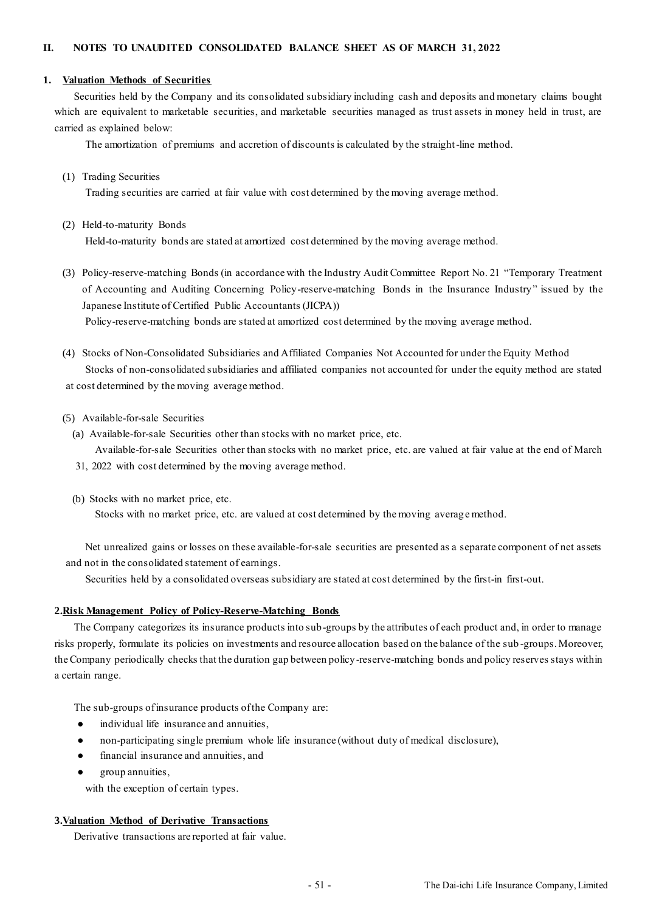## II. NOTES TO UNAUDITED CONSOLIDATED BALANCE SHEET AS OF MARCH 31, 2022

### 1. Valuation Methods of Securities

Securities held by the Company and its consolidated subsidiary including cash and deposits and monetary claims bought which are equivalent to marketable securities, and marketable securities managed as trust assets in money held in trust, are carried as explained below:

The amortization of premiums and accretion of discounts is calculated by the straight-line method.

(1) Trading Securities

Trading securities are carried at fair value with cost determined by the moving average method.

(2) Held-to-maturity Bonds

Held-to-maturity bonds are stated at amortized cost determined by the moving average method.

(3) Policy-reserve-matching Bonds (in accordance with the Industry Audit Committee Report No. 21 "Temporary Treatment of Accounting and Auditing Concerning Policy-reserve-matching Bonds in the Insurance Industry" issued by the Japanese Institute of Certified Public Accountants (JICPA))

Policy-reserve-matching bonds are stated at amortized cost determined by the moving average method.

(4) Stocks of Non-Consolidated Subsidiaries and Affiliated Companies Not Accounted for under the Equity Method

Stocks of non-consolidated subsidiaries and affiliated companies not accounted for under the equity method are stated at cost determined by the moving average method.

(5) Available-for-sale Securities

(a) Available-for-sale Securities other than stocks with no market price, etc.

Available-for-sale Securities other than stocks with no market price, etc. are valued at fair value at the end of March 31, 2022 with cost determined by the moving average method.

(b) Stocks with no market price, etc.

Stocks with no market price, etc. are valued at cost determined by the moving average method.

Net unrealized gains or losses on these available-for-sale securities are presented as a separate component of net assets and not in the consolidated statement of earnings.

Securities held by a consolidated overseas subsidiary are stated at cost determined by the first-in first-out.

### 2. Risk Management Policy of Policy-Reserve-Matching Bonds

The Company categorizes its insurance products into sub-groups by the attributes of each product and, in order to manage risks properly, formulate its policies on investments and resource allocation based on the balance of the sub-groups. Moreover, the Company periodically checks that the duration gap between policy-reserve-matching bonds and policy reserves stays within a certain range.

The sub-groups of insurance products of the Company are:

- individual life insurance and annuities,
- non-participating single premium whole life insurance (without duty of medical disclosure),
- financial insurance and annuities, and
- group annuities,

with the exception of certain types.

### 3. Valuation Method of Derivative Transactions

Derivative transactions are reported at fair value.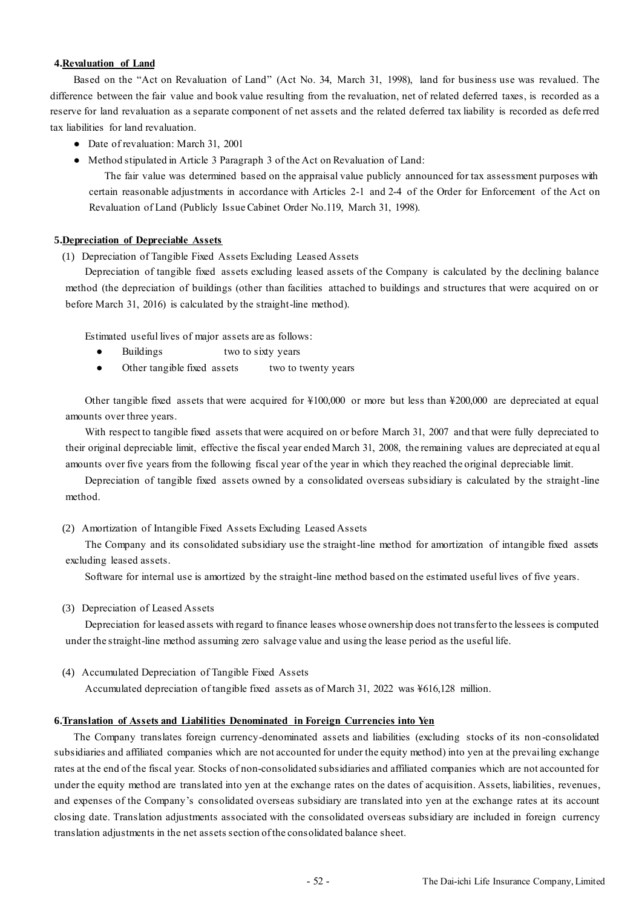### 4. Revaluation of Land

Based on the "Act on Revaluation of Land" (Act No. 34, March 31, 1998), land for business use was revalued. The difference between the fair value and book value resulting from the revaluation, net of related deferred taxes, is recorded as a reserve for land revaluation as a separate component of net assets and the related deferred tax liability is recorded as deferred tax liabilities for land revaluation.

- Date of revaluation: March 31, 2001
- Method stipulated in Article 3 Paragraph 3 of the Act on Revaluation of Land:

  The fair value was determined based on the appraisal value publicly announced for tax assessment purposes with certain reasonable adjustments in accordance with Articles 2-1 and 2-4 of the Order for Enforcement of the Act on Revaluation of Land (Publicly Issue Cabinet Order No.119, March 31, 1998).

### 5. Depreciation of Depreciable Assets

(1) Depreciation of Tangible Fixed Assets Excluding Leased Assets

Depreciation of tangible fixed assets excluding leased assets of the Company is calculated by the declining balance method (the depreciation of buildings (other than facilities attached to buildings and structures that were acquired on or before March 31, 2016) is calculated by the straight-line method).

Estimated useful lives of major assets are as follows:

- Buildings two to sixty years
- Other tangible fixed assets two to twenty years

Other tangible fixed assets that were acquired for ¥100,000 or more but less than ¥200,000 are depreciated at equal amounts over three years.

With respect to tangible fixed assets that were acquired on or before March 31, 2007 and that were fully depreciated to their original depreciable limit, effective the fiscal year ended March 31, 2008, the remaining values are depreciated at equal amounts over five years from the following fiscal year of the year in which they reached the original depreciable limit.

Depreciation of tangible fixed assets owned by a consolidated overseas subsidiary is calculated by the straight-line method.

(2) Amortization of Intangible Fixed Assets Excluding Leased Assets

The Company and its consolidated subsidiary use the straight-line method for amortization of intangible fixed assets excluding leased assets.

Software for internal use is amortized by the straight-line method based on the estimated useful lives of five years.

(3) Depreciation of Leased Assets

Depreciation for leased assets with regard to finance leases whose ownership does not transfer to the lessees is computed under the straight-line method assuming zero salvage value and using the lease period as the useful life.

(4) Accumulated Depreciation of Tangible Fixed Assets

Accumulated depreciation of tangible fixed assets as of March 31, 2022 was ¥616,128 million.

### 6. Translation of Assets and Liabilities Denominated in Foreign Currencies into Yen

The Company translates foreign currency-denominated assets and liabilities (excluding stocks of its non-consolidated subsidiaries and affiliated companies which are not accounted for under the equity method) into yen at the prevailing exchange rates at the end of the fiscal year. Stocks of non-consolidated subsidiaries and affiliated companies which are not accounted for under the equity method are translated into yen at the exchange rates on the dates of acquisition. Assets, liabilities, revenues, and expenses of the Company's consolidated overseas subsidiary are translated into yen at the exchange rates at its account closing date. Translation adjustments associated with the consolidated overseas subsidiary are included in foreign currency translation adjustments in the net assets section of the consolidated balance sheet.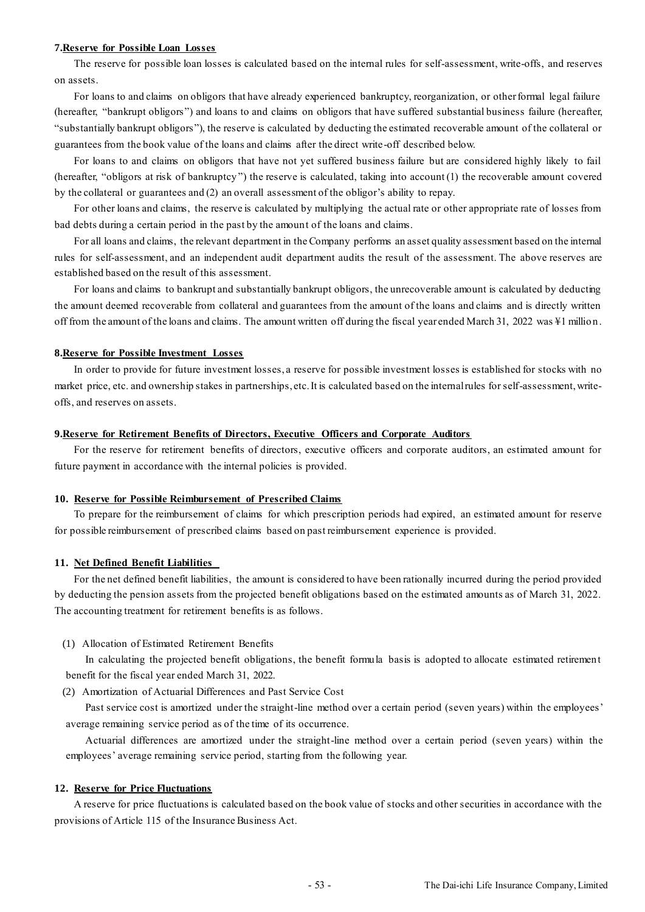### 7. Reserve for Possible Loan Losses

The reserve for possible loan losses is calculated based on the internal rules for self-assessment, write-offs, and reserves on assets.

For loans to and claims on obligors that have already experienced bankruptcy, reorganization, or other formal legal failure (hereafter, "bankrupt obligors") and loans to and claims on obligors that have suffered substantial business failure (hereafter, "substantially bankrupt obligors"), the reserve is calculated by deducting the estimated recoverable amount of the collateral or guarantees from the book value of the loans and claims after the direct write-off described below.

For loans to and claims on obligors that have not yet suffered business failure but are considered highly likely to fail (hereafter, "obligors at risk of bankruptcy") the reserve is calculated, taking into account (1) the recoverable amount covered by the collateral or guarantees and (2) an overall assessment of the obligor's ability to repay.

For other loans and claims, the reserve is calculated by multiplying the actual rate or other appropriate rate of losses from bad debts during a certain period in the past by the amount of the loans and claims.

For all loans and claims, the relevant department in the Company performs an asset quality assessment based on the internal rules for self-assessment, and an independent audit department audits the result of the assessment. The above reserves are established based on the result of this assessment.

For loans and claims to bankrupt and substantially bankrupt obligors, the unrecoverable amount is calculated by deducting the amount deemed recoverable from collateral and guarantees from the amount of the loans and claims and is directly written off from the amount of the loans and claims. The amount written off during the fiscal year ended March 31, 2022 was ¥1 million.

### 8. Reserve for Possible Investment Losses

In order to provide for future investment losses, a reserve for possible investment losses is established for stocks with no market price, etc. and ownership stakes in partnerships, etc. It is calculated based on the internal rules for self-assessment, write-offs, and reserves on assets.

### 9. Reserve for Retirement Benefits of Directors, Executive Officers and Corporate Auditors

For the reserve for retirement benefits of directors, executive officers and corporate auditors, an estimated amount for future payment in accordance with the internal policies is provided.

### 10. Reserve for Possible Reimbursement of Prescribed Claims

To prepare for the reimbursement of claims for which prescription periods had expired, an estimated amount for reserve for possible reimbursement of prescribed claims based on past reimbursement experience is provided.

### 11. Net Defined Benefit Liabilities

For the net defined benefit liabilities, the amount is considered to have been rationally incurred during the period provided by deducting the pension assets from the projected benefit obligations based on the estimated amounts as of March 31, 2022. The accounting treatment for retirement benefits is as follows.

(1) Allocation of Estimated Retirement Benefits

In calculating the projected benefit obligations, the benefit formula basis is adopted to allocate estimated retirement benefit for the fiscal year ended March 31, 2022.

(2) Amortization of Actuarial Differences and Past Service Cost

Past service cost is amortized under the straight-line method over a certain period (seven years) within the employees' average remaining service period as of the time of its occurrence.

Actuarial differences are amortized under the straight-line method over a certain period (seven years) within the employees' average remaining service period, starting from the following year.

### 12. Reserve for Price Fluctuations

A reserve for price fluctuations is calculated based on the book value of stocks and other securities in accordance with the provisions of Article 115 of the Insurance Business Act.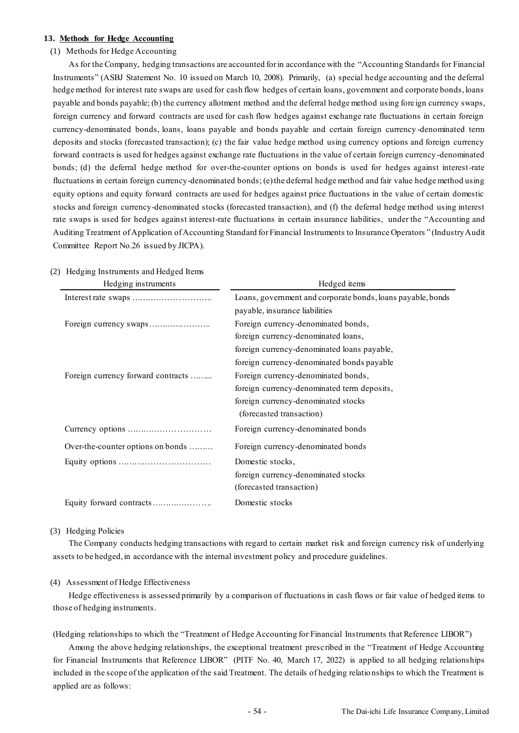**13. Methods for Hedge Accounting**

(1) Methods for Hedge Accounting

As for the Company, hedging transactions are accounted for in accordance with the "Accounting Standards for Financial Instruments" (ASBJ Statement No. 10 issued on March 10, 2008). Primarily, (a) special hedge accounting and the deferral hedge method for interest rate swaps are used for cash flow hedges of certain loans, government and corporate bonds, loans payable and bonds payable; (b) the currency allotment method and the deferral hedge method using foreign currency swaps, foreign currency and forward contracts are used for cash flow hedges against exchange rate fluctuations in certain foreign currency-denominated bonds, loans, loans payable and bonds payable and certain foreign currency-denominated term deposits and stocks (forecasted transaction); (c) the fair value hedge method using currency options and foreign currency forward contracts is used for hedges against exchange rate fluctuations in the value of certain foreign currency-denominated bonds; (d) the deferral hedge method for over-the-counter options on bonds is used for hedges against interest-rate fluctuations in certain foreign currency-denominated bonds; (e) the deferral hedge method and fair value hedge method using equity options and equity forward contracts are used for hedges against price fluctuations in the value of certain domestic stocks and foreign currency-denominated stocks (forecasted transaction), and (f) the deferral hedge method using interest rate swaps is used for hedges against interest-rate fluctuations in certain insurance liabilities, under the "Accounting and Auditing Treatment of Application of Accounting Standard for Financial Instruments to Insurance Operators" (Industry Audit Committee Report No.26 issued by JICPA).

(2) Hedging Instruments and Hedged Items

| Hedging instruments | Hedged items |
|---|---|
| Interest rate swaps ……………………….. | Loans, government and corporate bonds, loans payable, bonds payable, insurance liabilities |
| Foreign currency swaps………………….. | Foreign currency-denominated bonds, foreign currency-denominated loans, foreign currency-denominated loans payable, foreign currency-denominated bonds payable |
| Foreign currency forward contracts …….... | Foreign currency-denominated bonds, foreign currency-denominated term deposits, foreign currency-denominated stocks (forecasted transaction) |
| Currency options ………………………… | Foreign currency-denominated bonds |
| Over-the-counter options on bonds ……… | Foreign currency-denominated bonds |
| Equity options …………………………… | Domestic stocks, foreign currency-denominated stocks (forecasted transaction) |
| Equity forward contracts………………….. | Domestic stocks |

(3) Hedging Policies

The Company conducts hedging transactions with regard to certain market risk and foreign currency risk of underlying assets to be hedged, in accordance with the internal investment policy and procedure guidelines.

(4) Assessment of Hedge Effectiveness

Hedge effectiveness is assessed primarily by a comparison of fluctuations in cash flows or fair value of hedged items to those of hedging instruments.

(Hedging relationships to which the "Treatment of Hedge Accounting for Financial Instruments that Reference LIBOR")

Among the above hedging relationships, the exceptional treatment prescribed in the "Treatment of Hedge Accounting for Financial Instruments that Reference LIBOR" (PITF No. 40, March 17, 2022) is applied to all hedging relationships included in the scope of the application of the said Treatment. The details of hedging relationships to which the Treatment is applied are as follows: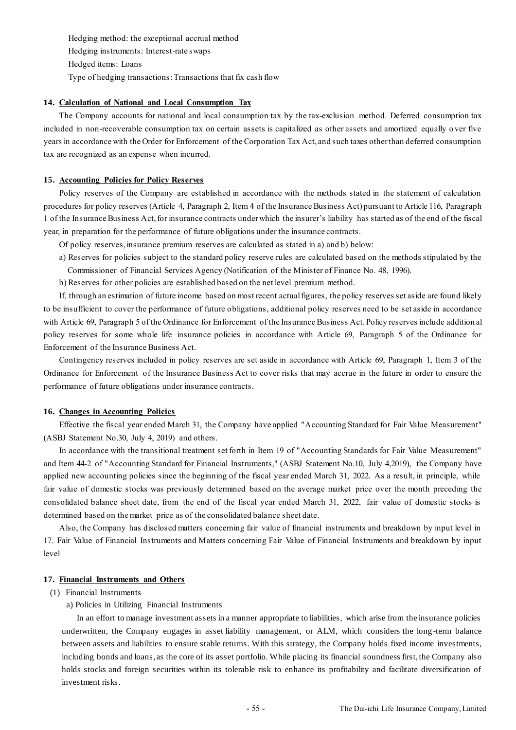Hedging method: the exceptional accrual method

Hedging instruments: Interest-rate swaps

Hedged items: Loans

Type of hedging transactions: Transactions that fix cash flow

#### 14. Calculation of National and Local Consumption Tax

The Company accounts for national and local consumption tax by the tax-exclusion method. Deferred consumption tax included in non-recoverable consumption tax on certain assets is capitalized as other assets and amortized equally over five years in accordance with the Order for Enforcement of the Corporation Tax Act, and such taxes other than deferred consumption tax are recognized as an expense when incurred.

#### 15. Accounting Policies for Policy Reserves

Policy reserves of the Company are established in accordance with the methods stated in the statement of calculation procedures for policy reserves (Article 4, Paragraph 2, Item 4 of the Insurance Business Act) pursuant to Article 116, Paragraph 1 of the Insurance Business Act, for insurance contracts under which the insurer's liability has started as of the end of the fiscal year, in preparation for the performance of future obligations under the insurance contracts.

Of policy reserves, insurance premium reserves are calculated as stated in a) and b) below:

a) Reserves for policies subject to the standard policy reserve rules are calculated based on the methods stipulated by the Commissioner of Financial Services Agency (Notification of the Minister of Finance No. 48, 1996).

b) Reserves for other policies are established based on the net level premium method.

If, through an estimation of future income based on most recent actual figures, the policy reserves set aside are found likely to be insufficient to cover the performance of future obligations, additional policy reserves need to be set aside in accordance with Article 69, Paragraph 5 of the Ordinance for Enforcement of the Insurance Business Act. Policy reserves include additional policy reserves for some whole life insurance policies in accordance with Article 69, Paragraph 5 of the Ordinance for Enforcement of the Insurance Business Act.

Contingency reserves included in policy reserves are set aside in accordance with Article 69, Paragraph 1, Item 3 of the Ordinance for Enforcement of the Insurance Business Act to cover risks that may accrue in the future in order to ensure the performance of future obligations under insurance contracts.

#### 16. Changes in Accounting Policies

Effective the fiscal year ended March 31, the Company have applied "Accounting Standard for Fair Value Measurement" (ASBJ Statement No.30, July 4, 2019) and others.

In accordance with the transitional treatment set forth in Item 19 of "Accounting Standards for Fair Value Measurement" and Item 44-2 of "Accounting Standard for Financial Instruments," (ASBJ Statement No.10, July 4,2019), the Company have applied new accounting policies since the beginning of the fiscal year ended March 31, 2022. As a result, in principle, while fair value of domestic stocks was previously determined based on the average market price over the month preceding the consolidated balance sheet date, from the end of the fiscal year ended March 31, 2022, fair value of domestic stocks is determined based on the market price as of the consolidated balance sheet date.

Also, the Company has disclosed matters concerning fair value of financial instruments and breakdown by input level in 17. Fair Value of Financial Instruments and Matters concerning Fair Value of Financial Instruments and breakdown by input level

#### 17. Financial Instruments and Others

(1) Financial Instruments

a) Policies in Utilizing Financial Instruments

In an effort to manage investment assets in a manner appropriate to liabilities, which arise from the insurance policies underwritten, the Company engages in asset liability management, or ALM, which considers the long-term balance between assets and liabilities to ensure stable returns. With this strategy, the Company holds fixed income investments, including bonds and loans, as the core of its asset portfolio. While placing its financial soundness first, the Company also holds stocks and foreign securities within its tolerable risk to enhance its profitability and facilitate diversification of investment risks.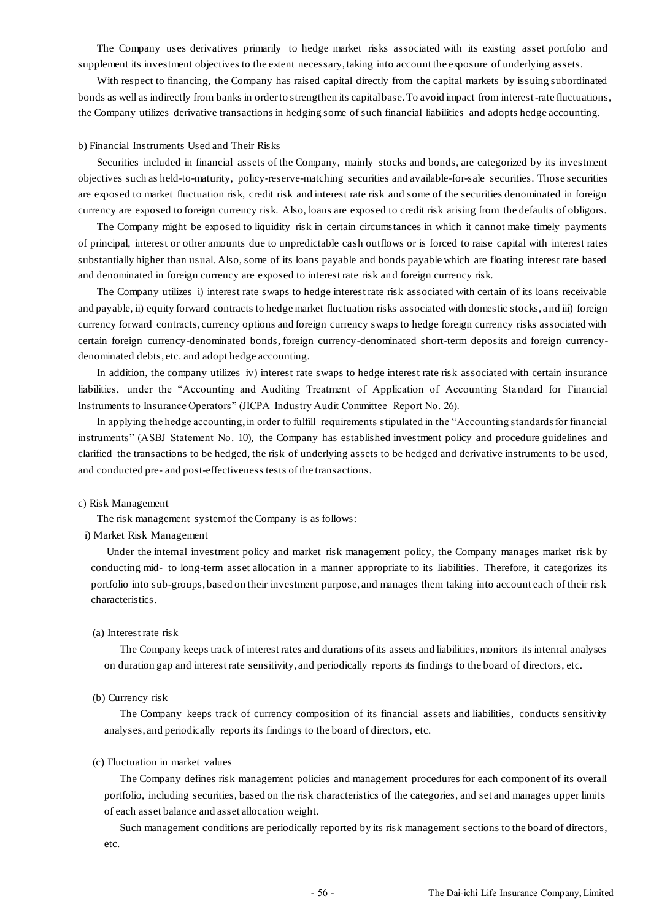The Company uses derivatives primarily to hedge market risks associated with its existing asset portfolio and supplement its investment objectives to the extent necessary, taking into account the exposure of underlying assets.

With respect to financing, the Company has raised capital directly from the capital markets by issuing subordinated bonds as well as indirectly from banks in order to strengthen its capital base. To avoid impact from interest-rate fluctuations, the Company utilizes derivative transactions in hedging some of such financial liabilities and adopts hedge accounting.

b) Financial Instruments Used and Their Risks

Securities included in financial assets of the Company, mainly stocks and bonds, are categorized by its investment objectives such as held-to-maturity, policy-reserve-matching securities and available-for-sale securities. Those securities are exposed to market fluctuation risk, credit risk and interest rate risk and some of the securities denominated in foreign currency are exposed to foreign currency risk. Also, loans are exposed to credit risk arising from the defaults of obligors.

The Company might be exposed to liquidity risk in certain circumstances in which it cannot make timely payments of principal, interest or other amounts due to unpredictable cash outflows or is forced to raise capital with interest rates substantially higher than usual. Also, some of its loans payable and bonds payable which are floating interest rate based and denominated in foreign currency are exposed to interest rate risk and foreign currency risk.

The Company utilizes i) interest rate swaps to hedge interest rate risk associated with certain of its loans receivable and payable, ii) equity forward contracts to hedge market fluctuation risks associated with domestic stocks, and iii) foreign currency forward contracts, currency options and foreign currency swaps to hedge foreign currency risks associated with certain foreign currency-denominated bonds, foreign currency-denominated short-term deposits and foreign currency-denominated debts, etc. and adopt hedge accounting.

In addition, the company utilizes iv) interest rate swaps to hedge interest rate risk associated with certain insurance liabilities, under the "Accounting and Auditing Treatment of Application of Accounting Standard for Financial Instruments to Insurance Operators" (JICPA Industry Audit Committee Report No. 26).

In applying the hedge accounting, in order to fulfill requirements stipulated in the "Accounting standards for financial instruments" (ASBJ Statement No. 10), the Company has established investment policy and procedure guidelines and clarified the transactions to be hedged, the risk of underlying assets to be hedged and derivative instruments to be used, and conducted pre- and post-effectiveness tests of the transactions.

c) Risk Management

The risk management system of the Company is as follows:

i) Market Risk Management

Under the internal investment policy and market risk management policy, the Company manages market risk by conducting mid- to long-term asset allocation in a manner appropriate to its liabilities. Therefore, it categorizes its portfolio into sub-groups, based on their investment purpose, and manages them taking into account each of their risk characteristics.

(a) Interest rate risk

The Company keeps track of interest rates and durations of its assets and liabilities, monitors its internal analyses on duration gap and interest rate sensitivity, and periodically reports its findings to the board of directors, etc.

(b) Currency risk

The Company keeps track of currency composition of its financial assets and liabilities, conducts sensitivity analyses, and periodically reports its findings to the board of directors, etc.

(c) Fluctuation in market values

The Company defines risk management policies and management procedures for each component of its overall portfolio, including securities, based on the risk characteristics of the categories, and set and manages upper limits of each asset balance and asset allocation weight.

Such management conditions are periodically reported by its risk management sections to the board of directors, etc.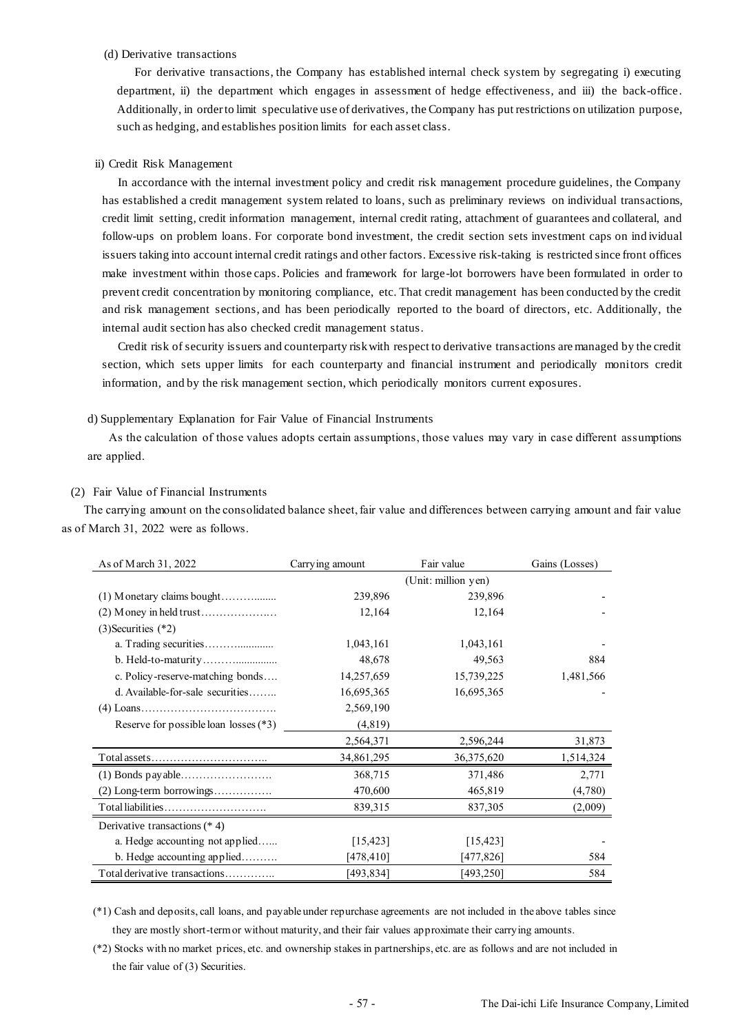(d) Derivative transactions

For derivative transactions, the Company has established internal check system by segregating i) executing department, ii) the department which engages in assessment of hedge effectiveness, and iii) the back-office. Additionally, in order to limit speculative use of derivatives, the Company has put restrictions on utilization purpose, such as hedging, and establishes position limits for each asset class.

ii) Credit Risk Management

In accordance with the internal investment policy and credit risk management procedure guidelines, the Company has established a credit management system related to loans, such as preliminary reviews on individual transactions, credit limit setting, credit information management, internal credit rating, attachment of guarantees and collateral, and follow-ups on problem loans. For corporate bond investment, the credit section sets investment caps on individual issuers taking into account internal credit ratings and other factors. Excessive risk-taking is restricted since front offices make investment within those caps. Policies and framework for large-lot borrowers have been formulated in order to prevent credit concentration by monitoring compliance, etc. That credit management has been conducted by the credit and risk management sections, and has been periodically reported to the board of directors, etc. Additionally, the internal audit section has also checked credit management status.

Credit risk of security issuers and counterparty risk with respect to derivative transactions are managed by the credit section, which sets upper limits for each counterparty and financial instrument and periodically monitors credit information, and by the risk management section, which periodically monitors current exposures.

d) Supplementary Explanation for Fair Value of Financial Instruments

As the calculation of those values adopts certain assumptions, those values may vary in case different assumptions are applied.

(2) Fair Value of Financial Instruments

The carrying amount on the consolidated balance sheet, fair value and differences between carrying amount and fair value as of March 31, 2022 were as follows.

| As of March 31, 2022 | Carrying amount | Fair value | Gains (Losses) |
|---|---|---|---|
| | | (Unit: million yen) | |
| (1) Monetary claims bought | 239,896 | 239,896 | - |
| (2) Money in held trust | 12,164 | 12,164 | - |
| (3)Securities (*2) | | | |
| a. Trading securities | 1,043,161 | 1,043,161 | - |
| b. Held-to-maturity | 48,678 | 49,563 | 884 |
| c. Policy-reserve-matching bonds | 14,257,659 | 15,739,225 | 1,481,566 |
| d. Available-for-sale securities | 16,695,365 | 16,695,365 | - |
| (4) Loans | 2,569,190 | | |
| Reserve for possible loan losses (*3) | (4,819) | | |
| | 2,564,371 | 2,596,244 | 31,873 |
| Total assets | 34,861,295 | 36,375,620 | 1,514,324 |
| (1) Bonds payable | 368,715 | 371,486 | 2,771 |
| (2) Long-term borrowings | 470,600 | 465,819 | (4,780) |
| Total liabilities | 839,315 | 837,305 | (2,009) |
| Derivative transactions (* 4) | | | |
| a. Hedge accounting not applied | [15,423] | [15,423] | - |
| b. Hedge accounting applied | [478,410] | [477,826] | 584 |
| Total derivative transactions | [493,834] | [493,250] | 584 |

(*1) Cash and deposits, call loans, and payable under repurchase agreements are not included in the above tables since they are mostly short-term or without maturity, and their fair values approximate their carrying amounts.

(*2) Stocks with no market prices, etc. and ownership stakes in partnerships, etc. are as follows and are not included in the fair value of (3) Securities.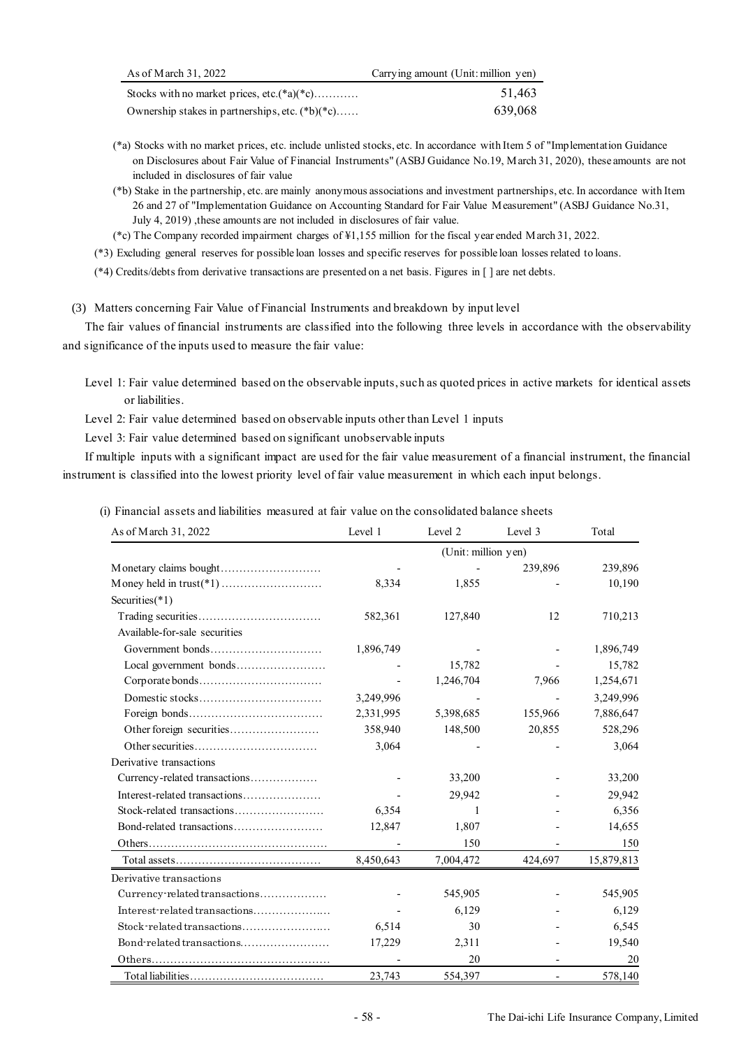| As of March 31, 2022 | Carrying amount (Unit: million yen) |
| --- | --- |
| Stocks with no market prices, etc.(*a)(*c)………… | 51,463 |
| Ownership stakes in partnerships, etc. (*b)(*c)…… | 639,068 |

(*a) Stocks with no market prices, etc. include unlisted stocks, etc. In accordance with Item 5 of "Implementation Guidance on Disclosures about Fair Value of Financial Instruments" (ASBJ Guidance No.19, March 31, 2020), these amounts are not included in disclosures of fair value

(*b) Stake in the partnership, etc. are mainly anonymous associations and investment partnerships, etc. In accordance with Item 26 and 27 of "Implementation Guidance on Accounting Standard for Fair Value Measurement" (ASBJ Guidance No.31, July 4, 2019) ,these amounts are not included in disclosures of fair value.

(*c) The Company recorded impairment charges of ¥1,155 million for the fiscal year ended March 31, 2022.

(*3) Excluding general reserves for possible loan losses and specific reserves for possible loan losses related to loans.

(*4) Credits/debts from derivative transactions are presented on a net basis. Figures in [ ] are net debts.

(3) Matters concerning Fair Value of Financial Instruments and breakdown by input level

The fair values of financial instruments are classified into the following three levels in accordance with the observability and significance of the inputs used to measure the fair value:

Level 1: Fair value determined based on the observable inputs, such as quoted prices in active markets for identical assets or liabilities.

Level 2: Fair value determined based on observable inputs other than Level 1 inputs

Level 3: Fair value determined based on significant unobservable inputs

If multiple inputs with a significant impact are used for the fair value measurement of a financial instrument, the financial instrument is classified into the lowest priority level of fair value measurement in which each input belongs.

(i) Financial assets and liabilities measured at fair value on the consolidated balance sheets

| As of March 31, 2022 | Level 1 | Level 2 | Level 3 | Total |
| --- | --- | --- | --- | --- |
| | | (Unit: million yen) | | |
| Monetary claims bought……………………… | - | - | 239,896 | 239,896 |
| Money held in trust(*1) ……………………… | 8,334 | 1,855 | - | 10,190 |
| Securities(*1) | | | | |
| Trading securities…………………………… | 582,361 | 127,840 | 12 | 710,213 |
| Available-for-sale securities | | | | |
| Government bonds………………………… | 1,896,749 | - | - | 1,896,749 |
| Local government bonds…………………… | - | 15,782 | - | 15,782 |
| Corporate bonds…………………………… | - | 1,246,704 | 7,966 | 1,254,671 |
| Domestic stocks…………………………… | 3,249,996 | - | - | 3,249,996 |
| Foreign bonds……………………………… | 2,331,995 | 5,398,685 | 155,966 | 7,886,647 |
| Other foreign securities…………………… | 358,940 | 148,500 | 20,855 | 528,296 |
| Other securities…………………………… | 3,064 | - | - | 3,064 |
| Derivative transactions | | | | |
| Currency-related transactions……………… | - | 33,200 | - | 33,200 |
| Interest-related transactions………………… | - | 29,942 | - | 29,942 |
| Stock-related transactions…………………… | 6,354 | 1 | - | 6,356 |
| Bond-related transactions…………………… | 12,847 | 1,807 | - | 14,655 |
| Others………………………………………… | - | 150 | - | 150 |
| Total assets………………………………… | 8,450,643 | 7,004,472 | 424,697 | 15,879,813 |
| Derivative transactions | | | | |
| Currency-related transactions……………… | - | 545,905 | - | 545,905 |
| Interest-related transactions………………… | - | 6,129 | - | 6,129 |
| Stock-related transactions…………………… | 6,514 | 30 | - | 6,545 |
| Bond-related transactions…………………… | 17,229 | 2,311 | - | 19,540 |
| Others………………………………………… | - | 20 | - | 20 |
| Total liabilities……………………………… | 23,743 | 554,397 | - | 578,140 |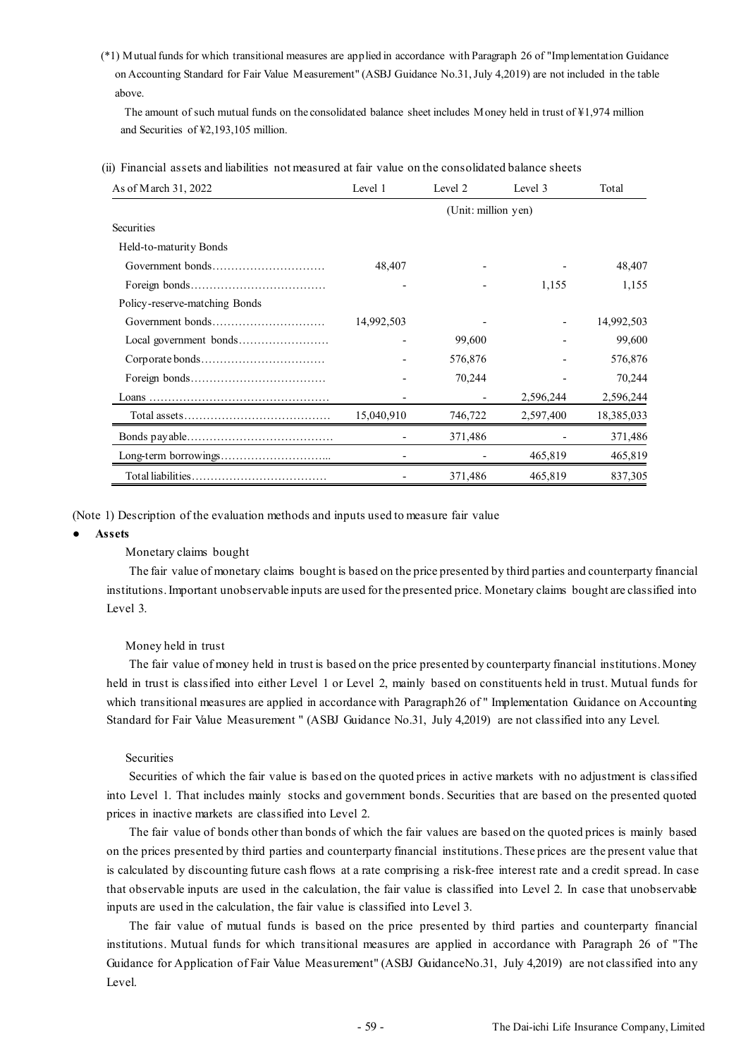(*1) Mutual funds for which transitional measures are applied in accordance with Paragraph 26 of "Implementation Guidance on Accounting Standard for Fair Value Measurement" (ASBJ Guidance No.31, July 4,2019) are not included in the table above.

The amount of such mutual funds on the consolidated balance sheet includes Money held in trust of ¥1,974 million and Securities of ¥2,193,105 million.

(ii) Financial assets and liabilities not measured at fair value on the consolidated balance sheets

| As of March 31, 2022 | Level 1 | Level 2 | Level 3 | Total |
|---|---|---|---|---|
| | | (Unit: million yen) | | |
| Securities | | | | |
| Held-to-maturity Bonds | | | | |
| Government bonds | 48,407 | - | - | 48,407 |
| Foreign bonds | - | - | 1,155 | 1,155 |
| Policy-reserve-matching Bonds | | | | |
| Government bonds | 14,992,503 | - | - | 14,992,503 |
| Local government bonds | - | 99,600 | - | 99,600 |
| Corporate bonds | - | 576,876 | - | 576,876 |
| Foreign bonds | - | 70,244 | - | 70,244 |
| Loans | - | - | 2,596,244 | 2,596,244 |
| Total assets | 15,040,910 | 746,722 | 2,597,400 | 18,385,033 |
| Bonds payable | - | 371,486 | - | 371,486 |
| Long-term borrowings | - | - | 465,819 | 465,819 |
| Total liabilities | - | 371,486 | 465,819 | 837,305 |

(Note 1) Description of the evaluation methods and inputs used to measure fair value

● **Assets**

Monetary claims bought

The fair value of monetary claims bought is based on the price presented by third parties and counterparty financial institutions. Important unobservable inputs are used for the presented price. Monetary claims bought are classified into Level 3.

Money held in trust

The fair value of money held in trust is based on the price presented by counterparty financial institutions. Money held in trust is classified into either Level 1 or Level 2, mainly based on constituents held in trust. Mutual funds for which transitional measures are applied in accordance with Paragraph26 of " Implementation Guidance on Accounting Standard for Fair Value Measurement " (ASBJ Guidance No.31, July 4,2019) are not classified into any Level.

Securities

Securities of which the fair value is based on the quoted prices in active markets with no adjustment is classified into Level 1. That includes mainly stocks and government bonds. Securities that are based on the presented quoted prices in inactive markets are classified into Level 2.

The fair value of bonds other than bonds of which the fair values are based on the quoted prices is mainly based on the prices presented by third parties and counterparty financial institutions. These prices are the present value that is calculated by discounting future cash flows at a rate comprising a risk-free interest rate and a credit spread. In case that observable inputs are used in the calculation, the fair value is classified into Level 2. In case that unobservable inputs are used in the calculation, the fair value is classified into Level 3.

The fair value of mutual funds is based on the price presented by third parties and counterparty financial institutions. Mutual funds for which transitional measures are applied in accordance with Paragraph 26 of "The Guidance for Application of Fair Value Measurement" (ASBJ GuidanceNo.31, July 4,2019) are not classified into any Level.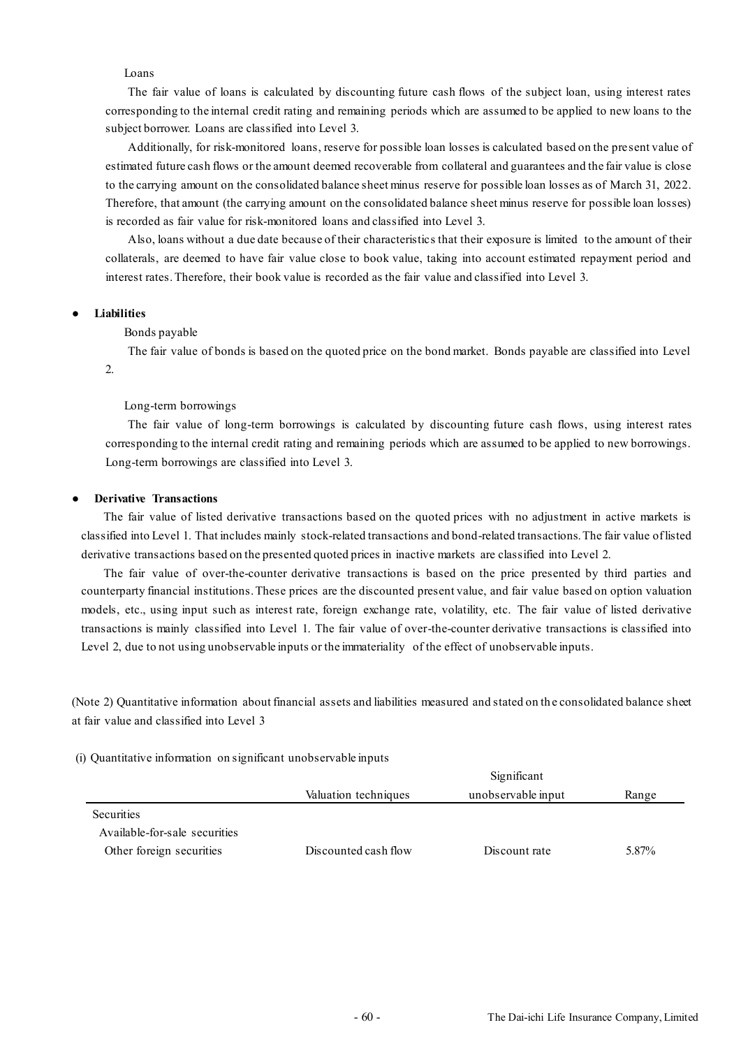Loans

The fair value of loans is calculated by discounting future cash flows of the subject loan, using interest rates corresponding to the internal credit rating and remaining periods which are assumed to be applied to new loans to the subject borrower. Loans are classified into Level 3.

Additionally, for risk-monitored loans, reserve for possible loan losses is calculated based on the present value of estimated future cash flows or the amount deemed recoverable from collateral and guarantees and the fair value is close to the carrying amount on the consolidated balance sheet minus reserve for possible loan losses as of March 31, 2022. Therefore, that amount (the carrying amount on the consolidated balance sheet minus reserve for possible loan losses) is recorded as fair value for risk-monitored loans and classified into Level 3.

Also, loans without a due date because of their characteristics that their exposure is limited to the amount of their collaterals, are deemed to have fair value close to book value, taking into account estimated repayment period and interest rates. Therefore, their book value is recorded as the fair value and classified into Level 3.

- **Liabilities**

Bonds payable

The fair value of bonds is based on the quoted price on the bond market. Bonds payable are classified into Level 2.

Long-term borrowings

The fair value of long-term borrowings is calculated by discounting future cash flows, using interest rates corresponding to the internal credit rating and remaining periods which are assumed to be applied to new borrowings. Long-term borrowings are classified into Level 3.

- **Derivative Transactions**

The fair value of listed derivative transactions based on the quoted prices with no adjustment in active markets is classified into Level 1. That includes mainly stock-related transactions and bond-related transactions. The fair value of listed derivative transactions based on the presented quoted prices in inactive markets are classified into Level 2.

The fair value of over-the-counter derivative transactions is based on the price presented by third parties and counterparty financial institutions. These prices are the discounted present value, and fair value based on option valuation models, etc., using input such as interest rate, foreign exchange rate, volatility, etc. The fair value of listed derivative transactions is mainly classified into Level 1. The fair value of over-the-counter derivative transactions is classified into Level 2, due to not using unobservable inputs or the immateriality of the effect of unobservable inputs.

(Note 2) Quantitative information about financial assets and liabilities measured and stated on the consolidated balance sheet at fair value and classified into Level 3

(i) Quantitative information on significant unobservable inputs

| | Valuation techniques | Significant unobservable input | Range |
|---|---|---|---|
| Securities | | | |
| Available-for-sale securities | | | |
| Other foreign securities | Discounted cash flow | Discount rate | 5.87% |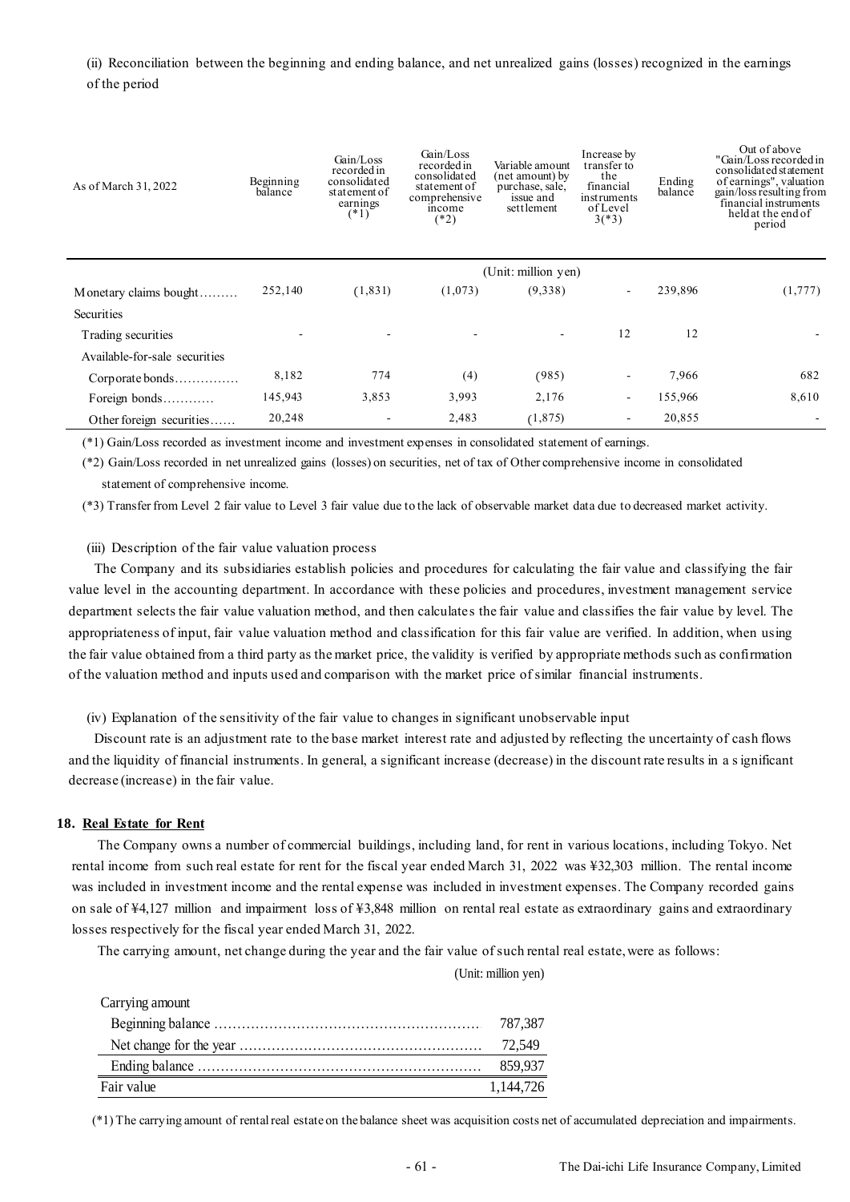(ii) Reconciliation between the beginning and ending balance, and net unrealized gains (losses) recognized in the earnings of the period

| As of March 31, 2022 | Beginning balance | Gain/Loss recorded in consolidated statement of earnings (*1) | Gain/Loss recorded in consolidated statement of comprehensive income (*2) | Variable amount (net amount) by purchase, sale, issue and settlement | Increase by transfer to the financial instruments of Level 3(*3) | Ending balance | Out of above "Gain/Loss recorded in consolidated statement of earnings", valuation gain/loss resulting from financial instruments held at the end of period |
|---|---|---|---|---|---|---|---|
| | (Unit: million yen) | | | | | | |
| Monetary claims bought……… | 252,140 | (1,831) | (1,073) | (9,338) | - | 239,896 | (1,777) |
| Securities | | | | | | | |
| Trading securities | - | - | - | - | 12 | 12 | - |
| Available-for-sale securities | | | | | | | |
| Corporate bonds…………… | 8,182 | 774 | (4) | (985) | - | 7,966 | 682 |
| Foreign bonds………… | 145,943 | 3,853 | 3,993 | 2,176 | - | 155,966 | 8,610 |
| Other foreign securities…… | 20,248 | - | 2,483 | (1,875) | - | 20,855 | - |

(*1) Gain/Loss recorded as investment income and investment expenses in consolidated statement of earnings.

(*2) Gain/Loss recorded in net unrealized gains (losses) on securities, net of tax of Other comprehensive income in consolidated statement of comprehensive income.

(*3) Transfer from Level 2 fair value to Level 3 fair value due to the lack of observable market data due to decreased market activity.

(iii) Description of the fair value valuation process

The Company and its subsidiaries establish policies and procedures for calculating the fair value and classifying the fair value level in the accounting department. In accordance with these policies and procedures, investment management service department selects the fair value valuation method, and then calculates the fair value and classifies the fair value by level. The appropriateness of input, fair value valuation method and classification for this fair value are verified. In addition, when using the fair value obtained from a third party as the market price, the validity is verified by appropriate methods such as confirmation of the valuation method and inputs used and comparison with the market price of similar financial instruments.

(iv) Explanation of the sensitivity of the fair value to changes in significant unobservable input

Discount rate is an adjustment rate to the base market interest rate and adjusted by reflecting the uncertainty of cash flows and the liquidity of financial instruments. In general, a significant increase (decrease) in the discount rate results in a significant decrease (increase) in the fair value.

## 18. Real Estate for Rent

The Company owns a number of commercial buildings, including land, for rent in various locations, including Tokyo. Net rental income from such real estate for rent for the fiscal year ended March 31, 2022 was ¥32,303 million. The rental income was included in investment income and the rental expense was included in investment expenses. The Company recorded gains on sale of ¥4,127 million and impairment loss of ¥3,848 million on rental real estate as extraordinary gains and extraordinary losses respectively for the fiscal year ended March 31, 2022.

The carrying amount, net change during the year and the fair value of such rental real estate, were as follows:

(Unit: million yen)

| | |
|---|---|
| Carrying amount | |
| Beginning balance ………………………………………………… | 787,387 |
| Net change for the year …………………………………………… | 72,549 |
| Ending balance …………………………………………………… | 859,937 |
| Fair value | 1,144,726 |

(*1) The carrying amount of rental real estate on the balance sheet was acquisition costs net of accumulated depreciation and impairments.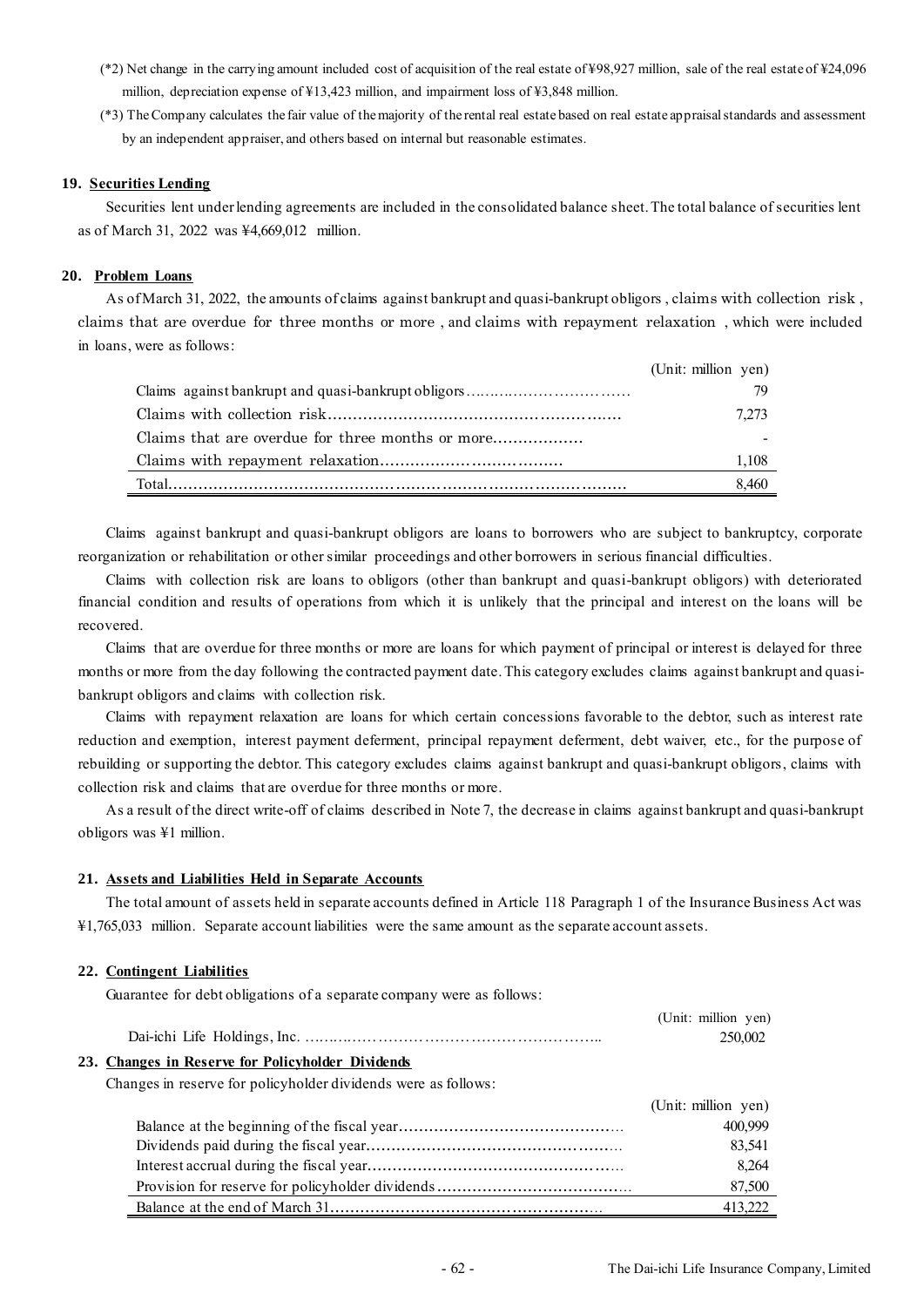(*2) Net change in the carrying amount included cost of acquisition of the real estate of ¥98,927 million, sale of the real estate of ¥24,096 million, depreciation expense of ¥13,423 million, and impairment loss of ¥3,848 million.

(*3) The Company calculates the fair value of the majority of the rental real estate based on real estate appraisal standards and assessment by an independent appraiser, and others based on internal but reasonable estimates.

### 19. Securities Lending

Securities lent under lending agreements are included in the consolidated balance sheet. The total balance of securities lent as of March 31, 2022 was ¥4,669,012 million.

### 20. Problem Loans

As of March 31, 2022, the amounts of claims against bankrupt and quasi-bankrupt obligors, claims with collection risk, claims that are overdue for three months or more, and claims with repayment relaxation, which were included in loans, were as follows:

| | (Unit: million yen) |
|---|---|
| Claims against bankrupt and quasi-bankrupt obligors | 79 |
| Claims with collection risk | 7,273 |
| Claims that are overdue for three months or more | - |
| Claims with repayment relaxation | 1,108 |
| Total | 8,460 |

Claims against bankrupt and quasi-bankrupt obligors are loans to borrowers who are subject to bankruptcy, corporate reorganization or rehabilitation or other similar proceedings and other borrowers in serious financial difficulties.

Claims with collection risk are loans to obligors (other than bankrupt and quasi-bankrupt obligors) with deteriorated financial condition and results of operations from which it is unlikely that the principal and interest on the loans will be recovered.

Claims that are overdue for three months or more are loans for which payment of principal or interest is delayed for three months or more from the day following the contracted payment date. This category excludes claims against bankrupt and quasi-bankrupt obligors and claims with collection risk.

Claims with repayment relaxation are loans for which certain concessions favorable to the debtor, such as interest rate reduction and exemption, interest payment deferment, principal repayment deferment, debt waiver, etc., for the purpose of rebuilding or supporting the debtor. This category excludes claims against bankrupt and quasi-bankrupt obligors, claims with collection risk and claims that are overdue for three months or more.

As a result of the direct write-off of claims described in Note 7, the decrease in claims against bankrupt and quasi-bankrupt obligors was ¥1 million.

### 21. Assets and Liabilities Held in Separate Accounts

The total amount of assets held in separate accounts defined in Article 118 Paragraph 1 of the Insurance Business Act was ¥1,765,033 million. Separate account liabilities were the same amount as the separate account assets.

### 22. Contingent Liabilities

Guarantee for debt obligations of a separate company were as follows:

| | (Unit: million yen) |
|---|---|
| Dai-ichi Life Holdings, Inc. | 250,002 |

### 23. Changes in Reserve for Policyholder Dividends

Changes in reserve for policyholder dividends were as follows:

| | (Unit: million yen) |
|---|---|
| Balance at the beginning of the fiscal year | 400,999 |
| Dividends paid during the fiscal year | 83,541 |
| Interest accrual during the fiscal year | 8,264 |
| Provision for reserve for policyholder dividends | 87,500 |
| Balance at the end of March 31 | 413,222 |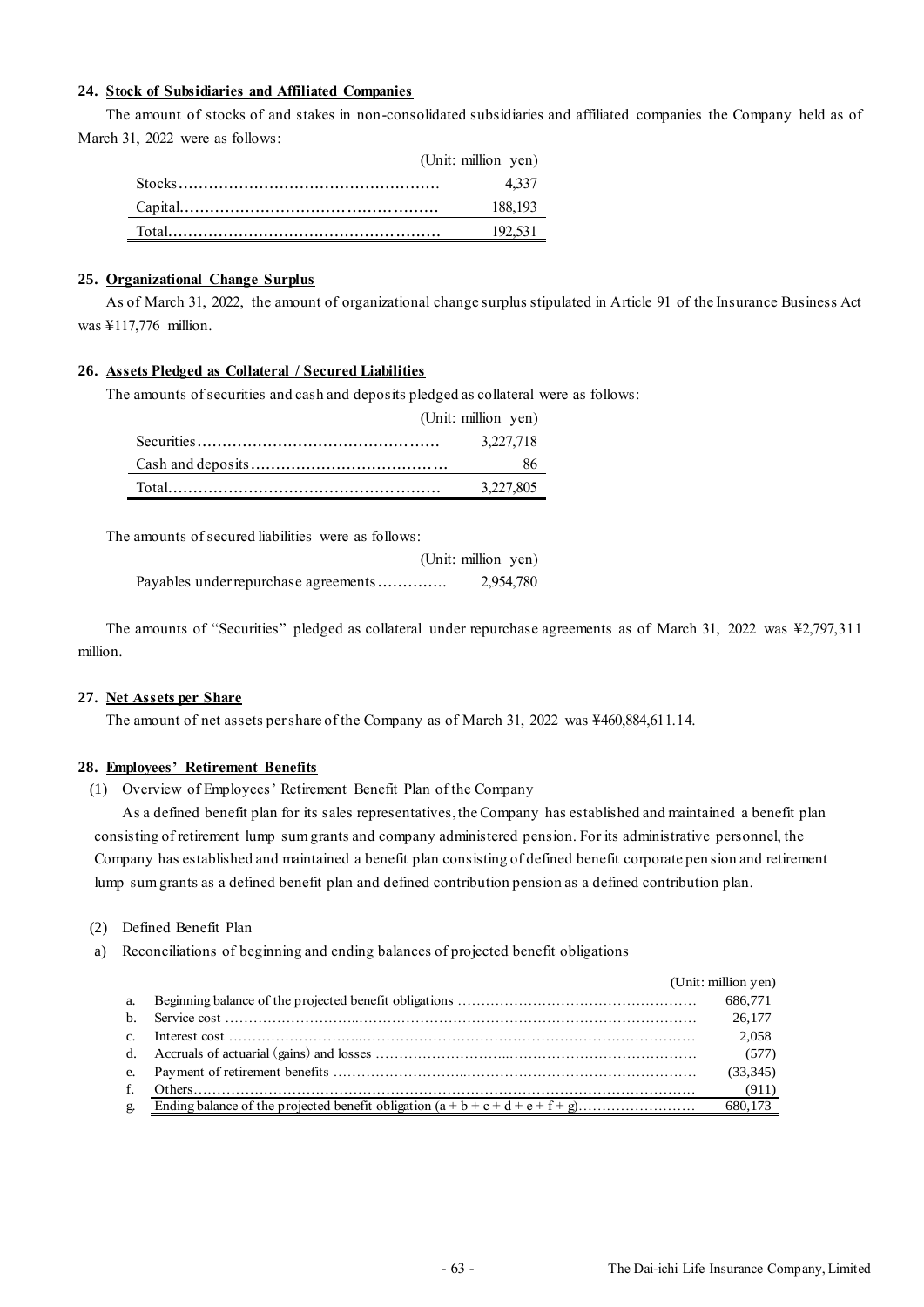#### 24. Stock of Subsidiaries and Affiliated Companies

The amount of stocks of and stakes in non-consolidated subsidiaries and affiliated companies the Company held as of March 31, 2022 were as follows:

| | (Unit: million yen) |
|---|---|
| Stocks | 4,337 |
| Capital | 188,193 |
| Total | 192,531 |

#### 25. Organizational Change Surplus

As of March 31, 2022, the amount of organizational change surplus stipulated in Article 91 of the Insurance Business Act was ¥117,776 million.

#### 26. Assets Pledged as Collateral / Secured Liabilities

The amounts of securities and cash and deposits pledged as collateral were as follows:

| | (Unit: million yen) |
|---|---|
| Securities | 3,227,718 |
| Cash and deposits | 86 |
| Total | 3,227,805 |

The amounts of secured liabilities were as follows:

| | (Unit: million yen) |
|---|---|
| Payables under repurchase agreements | 2,954,780 |

The amounts of "Securities" pledged as collateral under repurchase agreements as of March 31, 2022 was ¥2,797,311 million.

#### 27. Net Assets per Share

The amount of net assets per share of the Company as of March 31, 2022 was ¥460,884,611.14.

#### 28. Employees' Retirement Benefits

(1) Overview of Employees' Retirement Benefit Plan of the Company

As a defined benefit plan for its sales representatives, the Company has established and maintained a benefit plan consisting of retirement lump sum grants and company administered pension. For its administrative personnel, the Company has established and maintained a benefit plan consisting of defined benefit corporate pension and retirement lump sum grants as a defined benefit plan and defined contribution pension as a defined contribution plan.

(2) Defined Benefit Plan

a) Reconciliations of beginning and ending balances of projected benefit obligations

| | | (Unit: million yen) |
|---|---|---|
| a. | Beginning balance of the projected benefit obligations | 686,771 |
| b. | Service cost | 26,177 |
| c. | Interest cost | 2,058 |
| d. | Accruals of actuarial (gains) and losses | (577) |
| e. | Payment of retirement benefits | (33,345) |
| f. | Others | (911) |
| g. | Ending balance of the projected benefit obligation (a + b + c + d + e + f + g) | 680,173 |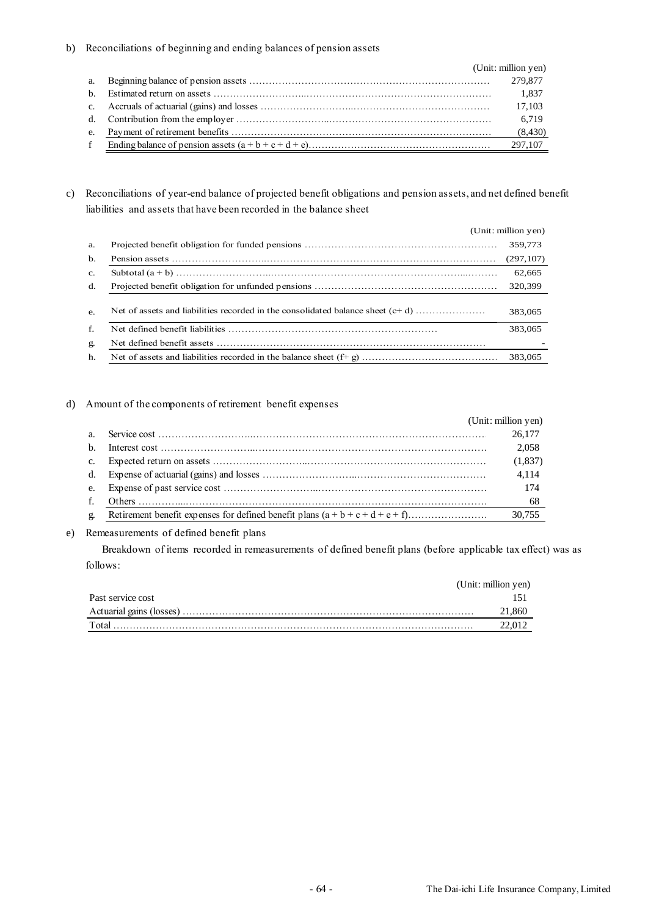b) Reconciliations of beginning and ending balances of pension assets

(Unit: million yen)

| | | |
|---|---|---|
| a. | Beginning balance of pension assets | 279,877 |
| b. | Estimated return on assets | 1,837 |
| c. | Accruals of actuarial (gains) and losses | 17,103 |
| d. | Contribution from the employer | 6,719 |
| e. | Payment of retirement benefits | (8,430) |
| f | Ending balance of pension assets (a + b + c + d + e) | 297,107 |

c) Reconciliations of year-end balance of projected benefit obligations and pension assets, and net defined benefit liabilities and assets that have been recorded in the balance sheet

(Unit: million yen)

| | | |
|---|---|---|
| a. | Projected benefit obligation for funded pensions | 359,773 |
| b. | Pension assets | (297,107) |
| c. | Subtotal (a + b) | 62,665 |
| d. | Projected benefit obligation for unfunded pensions | 320,399 |
| e. | Net of assets and liabilities recorded in the consolidated balance sheet (c+ d) | 383,065 |
| f. | Net defined benefit liabilities | 383,065 |
| g. | Net defined benefit assets | - |
| h. | Net of assets and liabilities recorded in the balance sheet (f+ g) | 383,065 |

d) Amount of the components of retirement benefit expenses

(Unit: million yen)

| | | |
|---|---|---|
| a. | Service cost | 26,177 |
| b. | Interest cost | 2,058 |
| c. | Expected return on assets | (1,837) |
| d. | Expense of actuarial (gains) and losses | 4,114 |
| e. | Expense of past service cost | 174 |
| f. | Others | 68 |
| g. | Retirement benefit expenses for defined benefit plans (a + b + c + d + e + f) | 30,755 |

e) Remeasurements of defined benefit plans

Breakdown of items recorded in remeasurements of defined benefit plans (before applicable tax effect) was as follows:

(Unit: million yen)

| | |
|---|---|
| Past service cost | 151 |
| Actuarial gains (losses) | 21,860 |
| Total | 22,012 |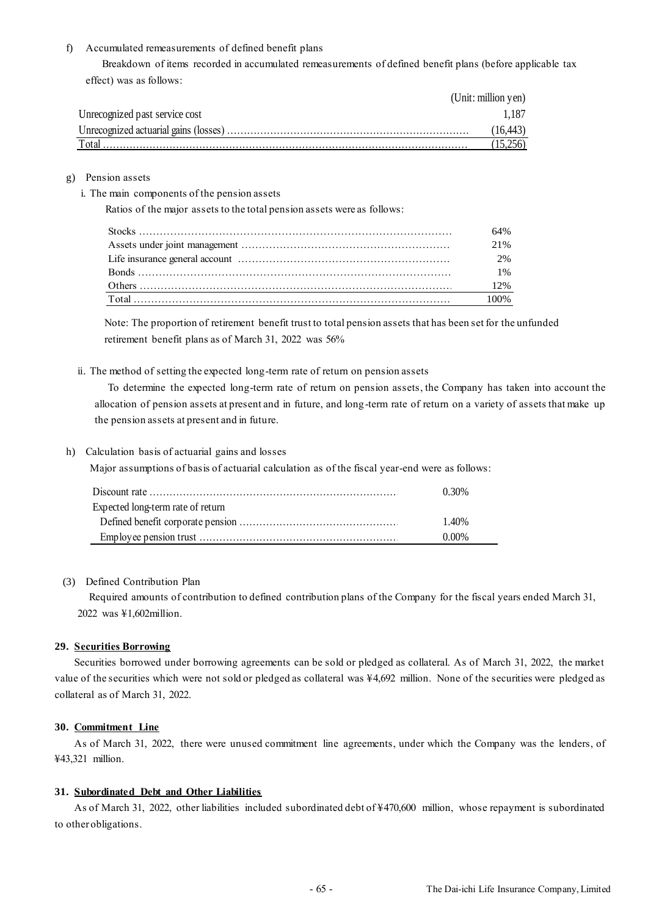f) Accumulated remeasurements of defined benefit plans

Breakdown of items recorded in accumulated remeasurements of defined benefit plans (before applicable tax effect) was as follows:

| | (Unit: million yen) |
|---|---:|
| Unrecognized past service cost | 1,187 |
| Unrecognized actuarial gains (losses) | (16,443) |
| Total | (15,256) |

g) Pension assets

i. The main components of the pension assets

Ratios of the major assets to the total pension assets were as follows:

| | |
|---|---:|
| Stocks | 64% |
| Assets under joint management | 21% |
| Life insurance general account | 2% |
| Bonds | 1% |
| Others | 12% |
| Total | 100% |

Note: The proportion of retirement benefit trust to total pension assets that has been set for the unfunded retirement benefit plans as of March 31, 2022 was 56%

ii. The method of setting the expected long-term rate of return on pension assets

To determine the expected long-term rate of return on pension assets, the Company has taken into account the allocation of pension assets at present and in future, and long-term rate of return on a variety of assets that make up the pension assets at present and in future.

h) Calculation basis of actuarial gains and losses

Major assumptions of basis of actuarial calculation as of the fiscal year-end were as follows:

| | |
|---|---:|
| Discount rate | 0.30% |
| Expected long-term rate of return | |
| Defined benefit corporate pension | 1.40% |
| Employee pension trust | 0.00% |

(3) Defined Contribution Plan

Required amounts of contribution to defined contribution plans of the Company for the fiscal years ended March 31, 2022 was ¥1,602million.

**29. Securities Borrowing**

Securities borrowed under borrowing agreements can be sold or pledged as collateral. As of March 31, 2022, the market value of the securities which were not sold or pledged as collateral was ¥4,692 million. None of the securities were pledged as collateral as of March 31, 2022.

**30. Commitment Line**

As of March 31, 2022, there were unused commitment line agreements, under which the Company was the lenders, of ¥43,321 million.

**31. Subordinated Debt and Other Liabilities**

As of March 31, 2022, other liabilities included subordinated debt of ¥470,600 million, whose repayment is subordinated to other obligations.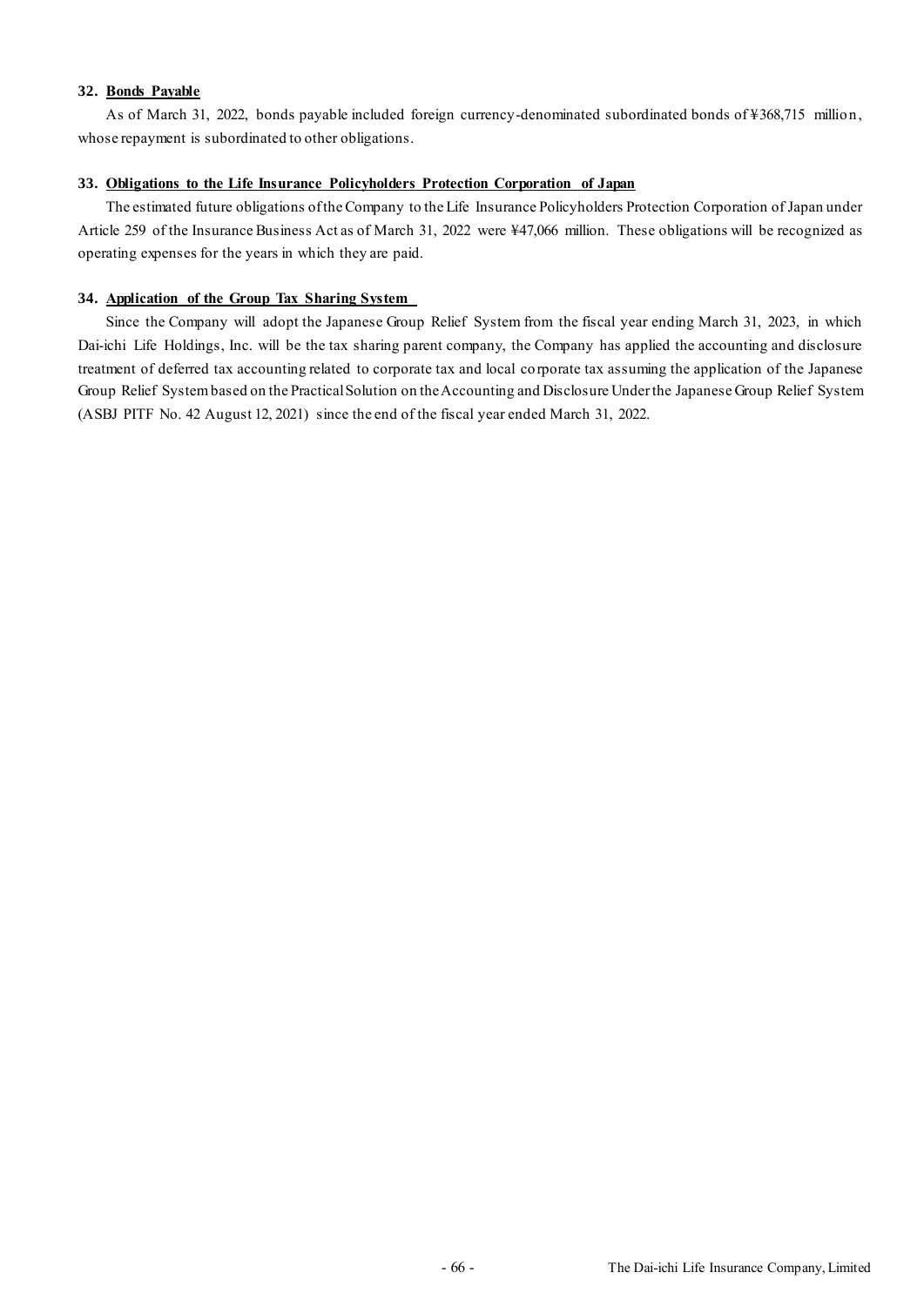**32. Bonds Payable**

As of March 31, 2022, bonds payable included foreign currency-denominated subordinated bonds of ¥368,715 million, whose repayment is subordinated to other obligations.

**33. Obligations to the Life Insurance Policyholders Protection Corporation of Japan**

The estimated future obligations of the Company to the Life Insurance Policyholders Protection Corporation of Japan under Article 259 of the Insurance Business Act as of March 31, 2022 were ¥47,066 million. These obligations will be recognized as operating expenses for the years in which they are paid.

**34. Application of the Group Tax Sharing System**

Since the Company will adopt the Japanese Group Relief System from the fiscal year ending March 31, 2023, in which Dai-ichi Life Holdings, Inc. will be the tax sharing parent company, the Company has applied the accounting and disclosure treatment of deferred tax accounting related to corporate tax and local corporate tax assuming the application of the Japanese Group Relief System based on the Practical Solution on the Accounting and Disclosure Under the Japanese Group Relief System (ASBJ PITF No. 42 August 12, 2021) since the end of the fiscal year ended March 31, 2022.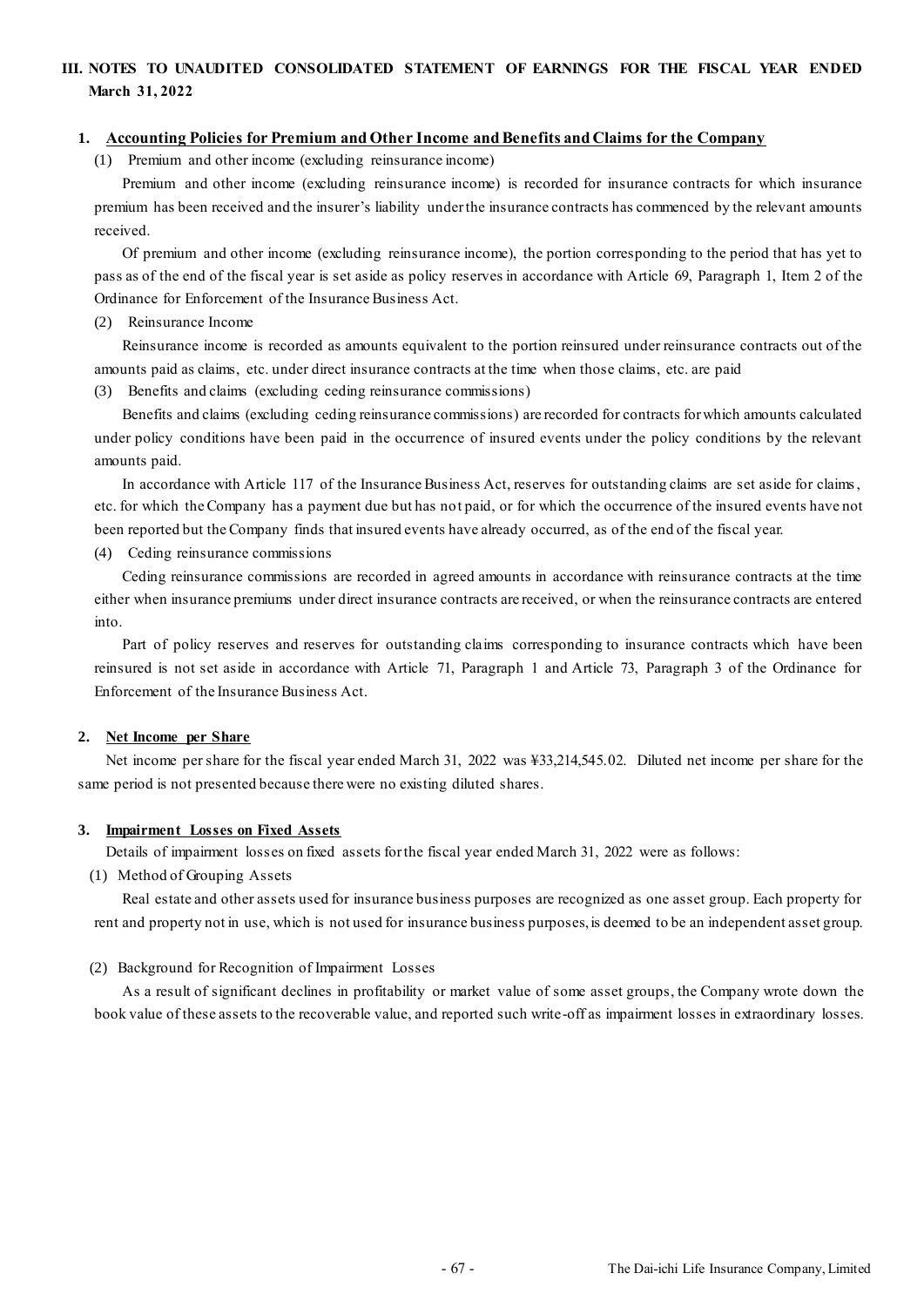## III. NOTES TO UNAUDITED CONSOLIDATED STATEMENT OF EARNINGS FOR THE FISCAL YEAR ENDED March 31, 2022

### 1. Accounting Policies for Premium and Other Income and Benefits and Claims for the Company

(1) Premium and other income (excluding reinsurance income)

Premium and other income (excluding reinsurance income) is recorded for insurance contracts for which insurance premium has been received and the insurer's liability under the insurance contracts has commenced by the relevant amounts received.

Of premium and other income (excluding reinsurance income), the portion corresponding to the period that has yet to pass as of the end of the fiscal year is set aside as policy reserves in accordance with Article 69, Paragraph 1, Item 2 of the Ordinance for Enforcement of the Insurance Business Act.

(2) Reinsurance Income

Reinsurance income is recorded as amounts equivalent to the portion reinsured under reinsurance contracts out of the amounts paid as claims, etc. under direct insurance contracts at the time when those claims, etc. are paid

(3) Benefits and claims (excluding ceding reinsurance commissions)

Benefits and claims (excluding ceding reinsurance commissions) are recorded for contracts for which amounts calculated under policy conditions have been paid in the occurrence of insured events under the policy conditions by the relevant amounts paid.

In accordance with Article 117 of the Insurance Business Act, reserves for outstanding claims are set aside for claims, etc. for which the Company has a payment due but has not paid, or for which the occurrence of the insured events have not been reported but the Company finds that insured events have already occurred, as of the end of the fiscal year.

(4) Ceding reinsurance commissions

Ceding reinsurance commissions are recorded in agreed amounts in accordance with reinsurance contracts at the time either when insurance premiums under direct insurance contracts are received, or when the reinsurance contracts are entered into.

Part of policy reserves and reserves for outstanding claims corresponding to insurance contracts which have been reinsured is not set aside in accordance with Article 71, Paragraph 1 and Article 73, Paragraph 3 of the Ordinance for Enforcement of the Insurance Business Act.

### 2. Net Income per Share

Net income per share for the fiscal year ended March 31, 2022 was ¥33,214,545.02. Diluted net income per share for the same period is not presented because there were no existing diluted shares.

### 3. Impairment Losses on Fixed Assets

Details of impairment losses on fixed assets for the fiscal year ended March 31, 2022 were as follows:

(1) Method of Grouping Assets

Real estate and other assets used for insurance business purposes are recognized as one asset group. Each property for rent and property not in use, which is not used for insurance business purposes, is deemed to be an independent asset group.

(2) Background for Recognition of Impairment Losses

As a result of significant declines in profitability or market value of some asset groups, the Company wrote down the book value of these assets to the recoverable value, and reported such write-off as impairment losses in extraordinary losses.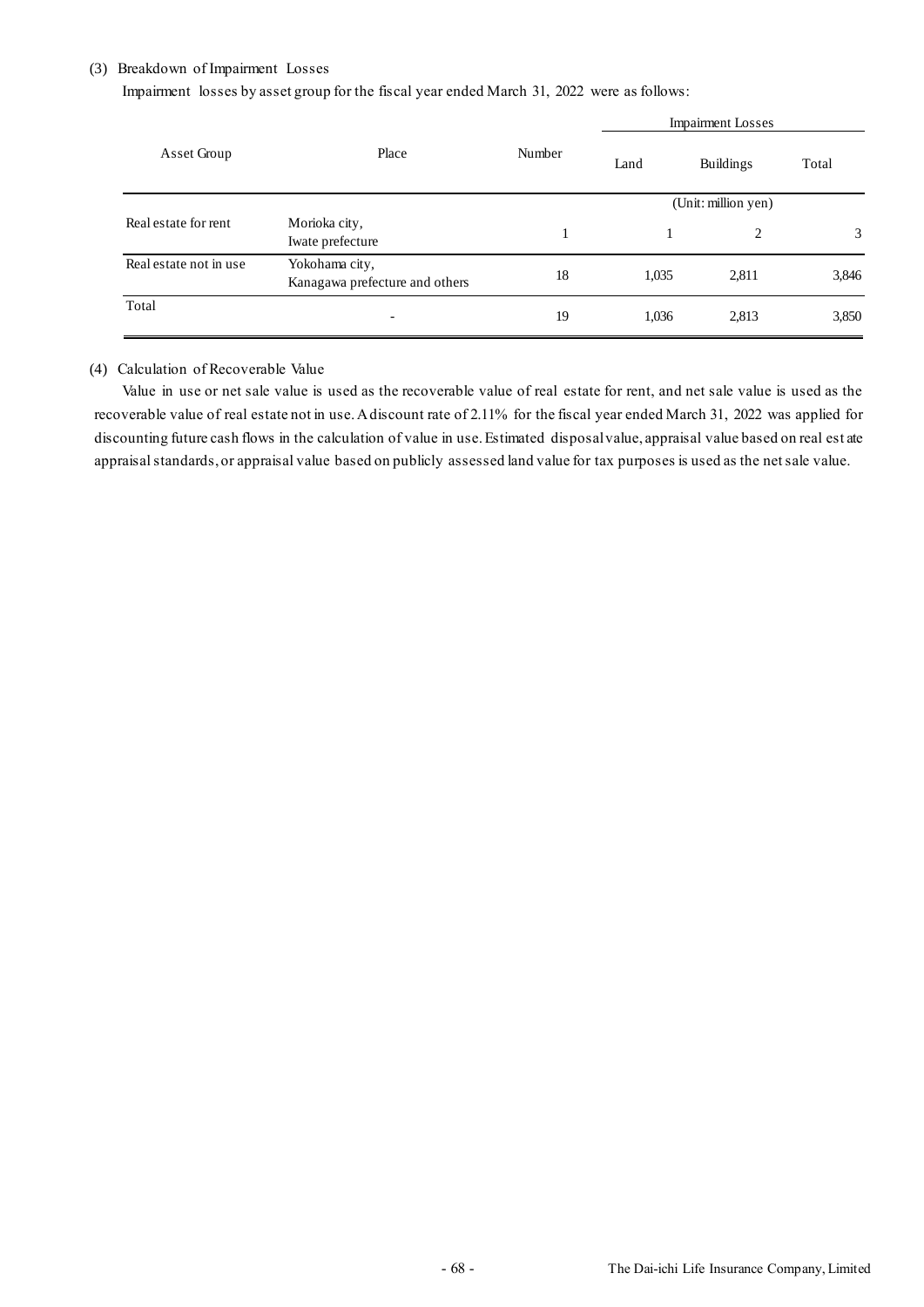(3) Breakdown of Impairment Losses

Impairment losses by asset group for the fiscal year ended March 31, 2022 were as follows:

| Asset Group | Place | Number | Impairment Losses | | |
|---|---|---|---|---|---|
| | | | Land | Buildings | Total |
| | | | (Unit: million yen) | | |
| Real estate for rent | Morioka city, Iwate prefecture | 1 | 1 | 2 | 3 |
| Real estate not in use | Yokohama city, Kanagawa prefecture and others | 18 | 1,035 | 2,811 | 3,846 |
| Total | - | 19 | 1,036 | 2,813 | 3,850 |

(4) Calculation of Recoverable Value

Value in use or net sale value is used as the recoverable value of real estate for rent, and net sale value is used as the recoverable value of real estate not in use. A discount rate of 2.11% for the fiscal year ended March 31, 2022 was applied for discounting future cash flows in the calculation of value in use. Estimated disposal value, appraisal value based on real estate appraisal standards, or appraisal value based on publicly assessed land value for tax purposes is used as the net sale value.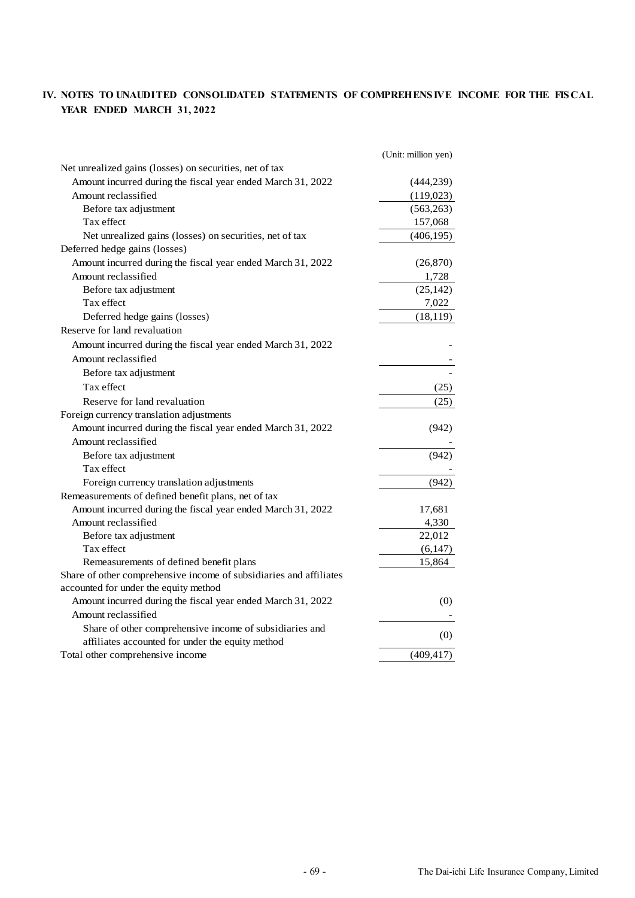## IV. NOTES TO UNAUDITED CONSOLIDATED STATEMENTS OF COMPREHENSIVE INCOME FOR THE FISCAL YEAR ENDED MARCH 31, 2022

| | (Unit: million yen) |
|---|---:|
| Net unrealized gains (losses) on securities, net of tax | |
| Amount incurred during the fiscal year ended March 31, 2022 | (444,239) |
| Amount reclassified | (119,023) |
| Before tax adjustment | (563,263) |
| Tax effect | 157,068 |
| Net unrealized gains (losses) on securities, net of tax | (406,195) |
| Deferred hedge gains (losses) | |
| Amount incurred during the fiscal year ended March 31, 2022 | (26,870) |
| Amount reclassified | 1,728 |
| Before tax adjustment | (25,142) |
| Tax effect | 7,022 |
| Deferred hedge gains (losses) | (18,119) |
| Reserve for land revaluation | |
| Amount incurred during the fiscal year ended March 31, 2022 | - |
| Amount reclassified | - |
| Before tax adjustment | - |
| Tax effect | (25) |
| Reserve for land revaluation | (25) |
| Foreign currency translation adjustments | |
| Amount incurred during the fiscal year ended March 31, 2022 | (942) |
| Amount reclassified | - |
| Before tax adjustment | (942) |
| Tax effect | - |
| Foreign currency translation adjustments | (942) |
| Remeasurements of defined benefit plans, net of tax | |
| Amount incurred during the fiscal year ended March 31, 2022 | 17,681 |
| Amount reclassified | 4,330 |
| Before tax adjustment | 22,012 |
| Tax effect | (6,147) |
| Remeasurements of defined benefit plans | 15,864 |
| Share of other comprehensive income of subsidiaries and affiliates accounted for under the equity method | |
| Amount incurred during the fiscal year ended March 31, 2022 | (0) |
| Amount reclassified | - |
| Share of other comprehensive income of subsidiaries and affiliates accounted for under the equity method | (0) |
| Total other comprehensive income | (409,417) |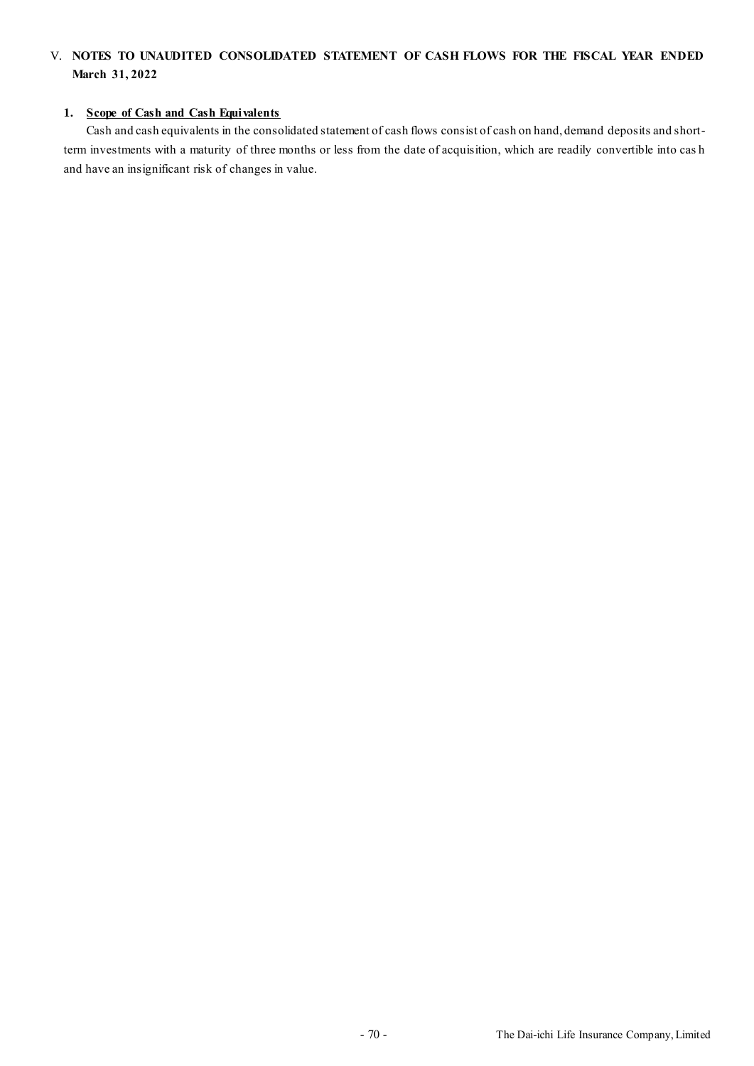## V. NOTES TO UNAUDITED CONSOLIDATED STATEMENT OF CASH FLOWS FOR THE FISCAL YEAR ENDED March 31, 2022

### 1. Scope of Cash and Cash Equivalents

Cash and cash equivalents in the consolidated statement of cash flows consist of cash on hand, demand deposits and short-term investments with a maturity of three months or less from the date of acquisition, which are readily convertible into cash and have an insignificant risk of changes in value.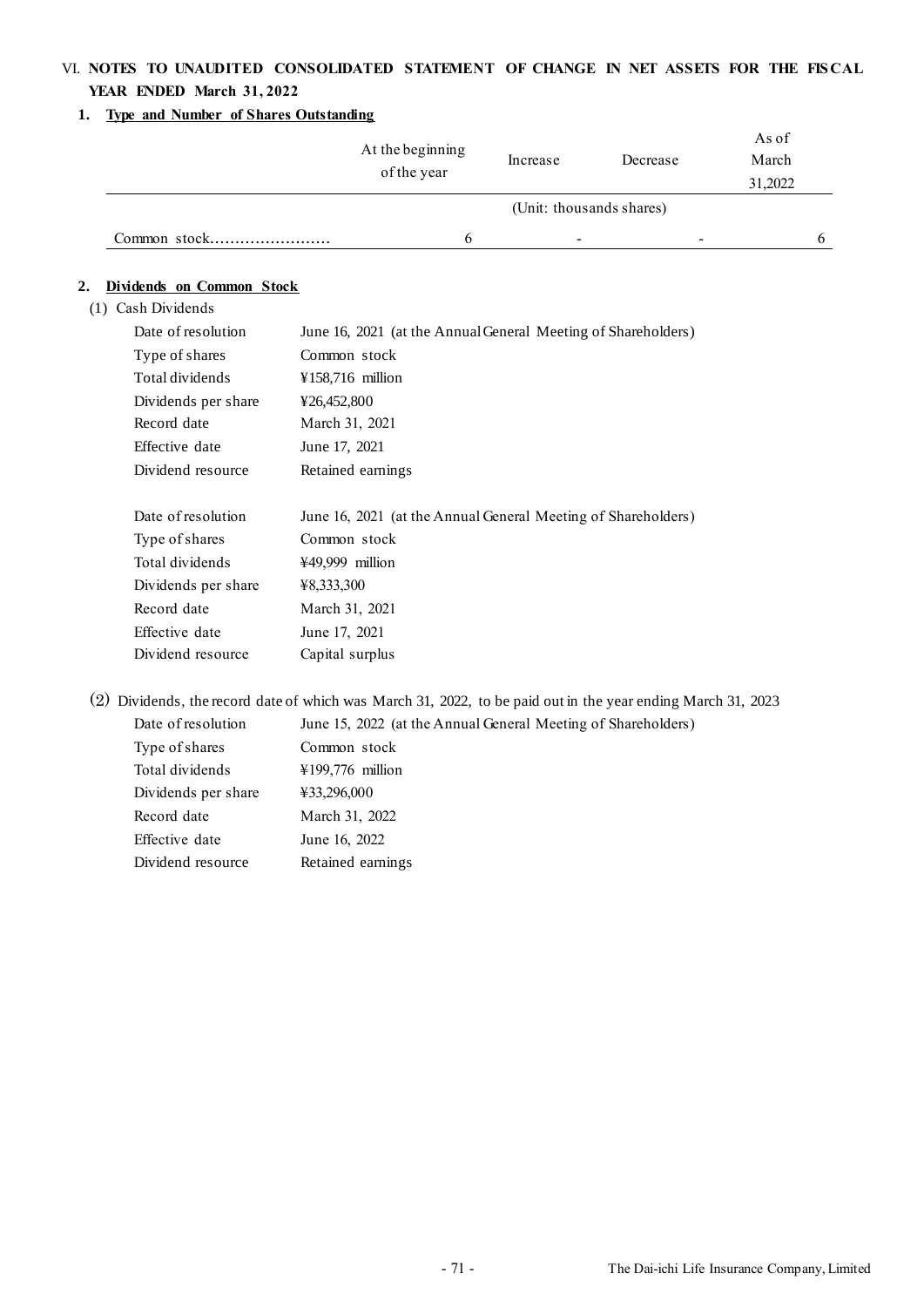## VI. NOTES TO UNAUDITED CONSOLIDATED STATEMENT OF CHANGE IN NET ASSETS FOR THE FISCAL YEAR ENDED March 31, 2022

### 1. Type and Number of Shares Outstanding

| | At the beginning of the year | Increase | Decrease | As of March 31,2022 |
|---|---|---|---|---|
| | (Unit: thousands shares) | | | |
| Common stock........................ | 6 | - | - | 6 |

### 2. Dividends on Common Stock

(1) Cash Dividends

| | |
|---|---|
| Date of resolution | June 16, 2021 (at the Annual General Meeting of Shareholders) |
| Type of shares | Common stock |
| Total dividends | ¥158,716 million |
| Dividends per share | ¥26,452,800 |
| Record date | March 31, 2021 |
| Effective date | June 17, 2021 |
| Dividend resource | Retained earnings |

| | |
|---|---|
| Date of resolution | June 16, 2021 (at the Annual General Meeting of Shareholders) |
| Type of shares | Common stock |
| Total dividends | ¥49,999 million |
| Dividends per share | ¥8,333,300 |
| Record date | March 31, 2021 |
| Effective date | June 17, 2021 |
| Dividend resource | Capital surplus |

(2) Dividends, the record date of which was March 31, 2022, to be paid out in the year ending March 31, 2023

| | |
|---|---|
| Date of resolution | June 15, 2022 (at the Annual General Meeting of Shareholders) |
| Type of shares | Common stock |
| Total dividends | ¥199,776 million |
| Dividends per share | ¥33,296,000 |
| Record date | March 31, 2022 |
| Effective date | June 16, 2022 |
| Dividend resource | Retained earnings |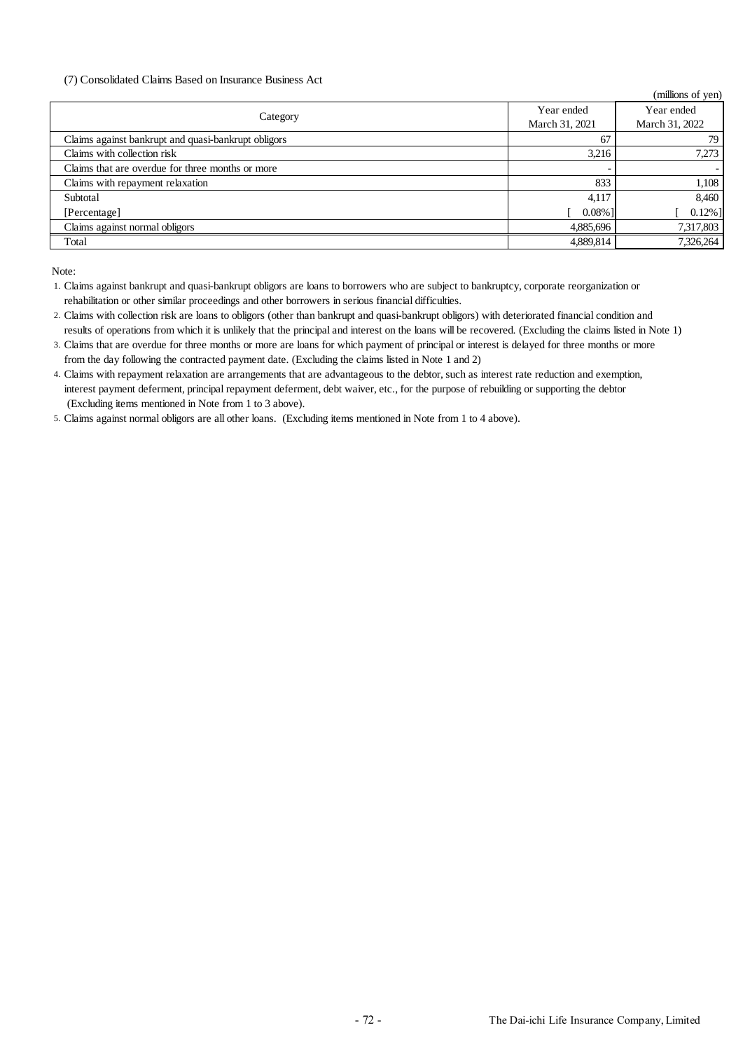(7) Consolidated Claims Based on Insurance Business Act

(millions of yen)

| Category | Year ended March 31, 2021 | Year ended March 31, 2022 |
|---|---|---|
| Claims against bankrupt and quasi-bankrupt obligors | 67 | 79 |
| Claims with collection risk | 3,216 | 7,273 |
| Claims that are overdue for three months or more | - | - |
| Claims with repayment relaxation | 833 | 1,108 |
| Subtotal | 4,117 | 8,460 |
| [Percentage] | [ 0.08%] | [ 0.12%] |
| Claims against normal obligors | 4,885,696 | 7,317,803 |
| Total | 4,889,814 | 7,326,264 |

Note:

1. Claims against bankrupt and quasi-bankrupt obligors are loans to borrowers who are subject to bankruptcy, corporate reorganization or rehabilitation or other similar proceedings and other borrowers in serious financial difficulties.
2. Claims with collection risk are loans to obligors (other than bankrupt and quasi-bankrupt obligors) with deteriorated financial condition and results of operations from which it is unlikely that the principal and interest on the loans will be recovered. (Excluding the claims listed in Note 1)
3. Claims that are overdue for three months or more are loans for which payment of principal or interest is delayed for three months or more from the day following the contracted payment date. (Excluding the claims listed in Note 1 and 2)
4. Claims with repayment relaxation are arrangements that are advantageous to the debtor, such as interest rate reduction and exemption, interest payment deferment, principal repayment deferment, debt waiver, etc., for the purpose of rebuilding or supporting the debtor (Excluding items mentioned in Note from 1 to 3 above).
5. Claims against normal obligors are all other loans. (Excluding items mentioned in Note from 1 to 4 above).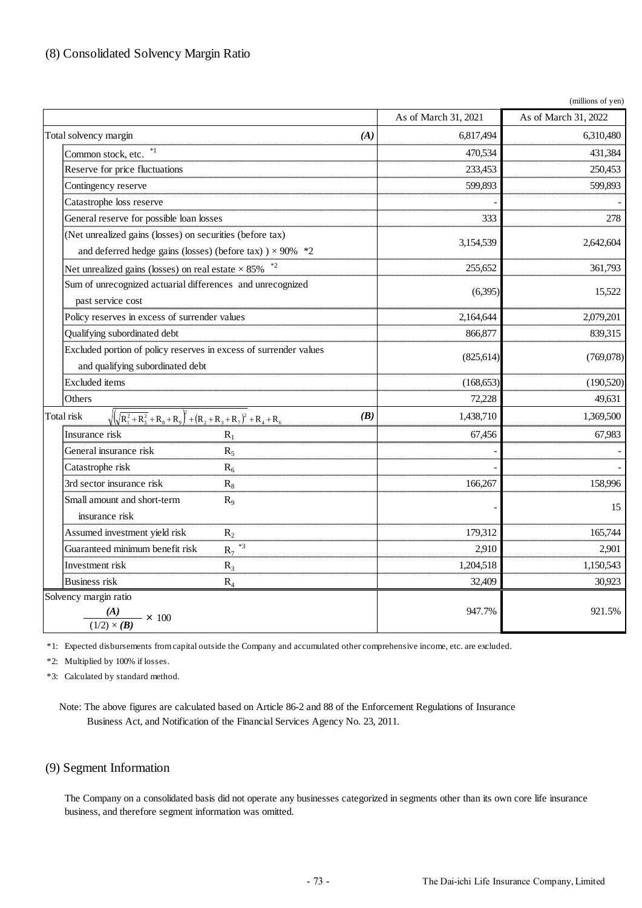## (8) Consolidated Solvency Margin Ratio

(millions of yen)

| | | | As of March 31, 2021 | As of March 31, 2022 |
|---|---|---|---|---|
| Total solvency margin | | *(A)* | 6,817,494 | 6,310,480 |
| Common stock, etc. [*1] | | | 470,534 | 431,384 |
| Reserve for price fluctuations | | | 233,453 | 250,453 |
| Contingency reserve | | | 599,893 | 599,893 |
| Catastrophe loss reserve | | | - | - |
| General reserve for possible loan losses | | | 333 | 278 |
| (Net unrealized gains (losses) on securities (before tax) and deferred hedge gains (losses) (before tax) ) × 90% *2 | | | 3,154,539 | 2,642,604 |
| Net unrealized gains (losses) on real estate × 85% [*2] | | | 255,652 | 361,793 |
| Sum of unrecognized actuarial differences and unrecognized past service cost | | | (6,395) | 15,522 |
| Policy reserves in excess of surrender values | | | 2,164,644 | 2,079,201 |
| Qualifying subordinated debt | | | 866,877 | 839,315 |
| Excluded portion of policy reserves in excess of surrender values and qualifying subordinated debt | | | (825,614) | (769,078) |
| Excluded items | | | (168,653) | (190,520) |
| Others | | | 72,228 | 49,631 |
| Total risk $\sqrt{\left(\sqrt{R_1^2+R_5^2}+R_8+R_9\right)^2+\left(R_2+R_3+R_7\right)^2}+R_4+R_6$ | | *(B)* | 1,438,710 | 1,369,500 |
| Insurance risk | $R_1$ | | 67,456 | 67,983 |
| General insurance risk | $R_5$ | | - | - |
| Catastrophe risk | $R_6$ | | - | - |
| 3rd sector insurance risk | $R_8$ | | 166,267 | 158,996 |
| Small amount and short-term insurance risk | $R_9$ | | - | 15 |
| Assumed investment yield risk | $R_2$ | | 179,312 | 165,744 |
| Guaranteed minimum benefit risk | $R_7$ [*3] | | 2,910 | 2,901 |
| Investment risk | $R_3$ | | 1,204,518 | 1,150,543 |
| Business risk | $R_4$ | | 32,409 | 30,923 |
| Solvency margin ratio $\frac{(A)}{(1/2) \times (B)} \times 100$ | | | 947.7% | 921.5% |

*1: Expected disbursements from capital outside the Company and accumulated other comprehensive income, etc. are excluded.

*2: Multiplied by 100% if losses.

*3: Calculated by standard method.

Note: The above figures are calculated based on Article 86-2 and 88 of the Enforcement Regulations of Insurance Business Act, and Notification of the Financial Services Agency No. 23, 2011.

## (9) Segment Information

The Company on a consolidated basis did not operate any businesses categorized in segments other than its own core life insurance business, and therefore segment information was omitted.